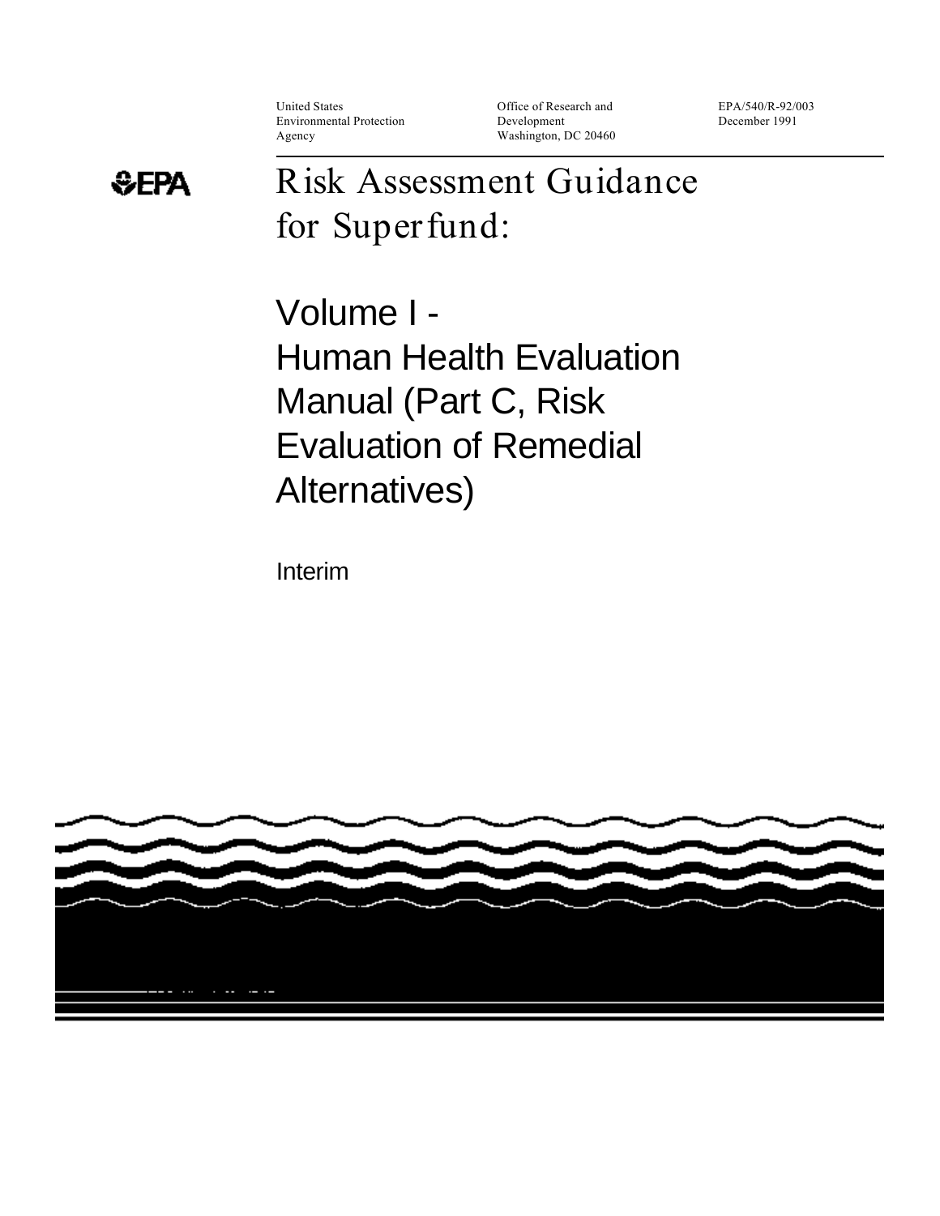United States Environmental Protection Agency

Office of Research and Development
Washington, DC 20460

EPA/540/R-92/003
December 1991

EPA

# Risk Assessment Guidance for Superfund:

## Volume I - Human Health Evaluation Manual (Part C, Risk Evaluation of Remedial Alternatives)

Interim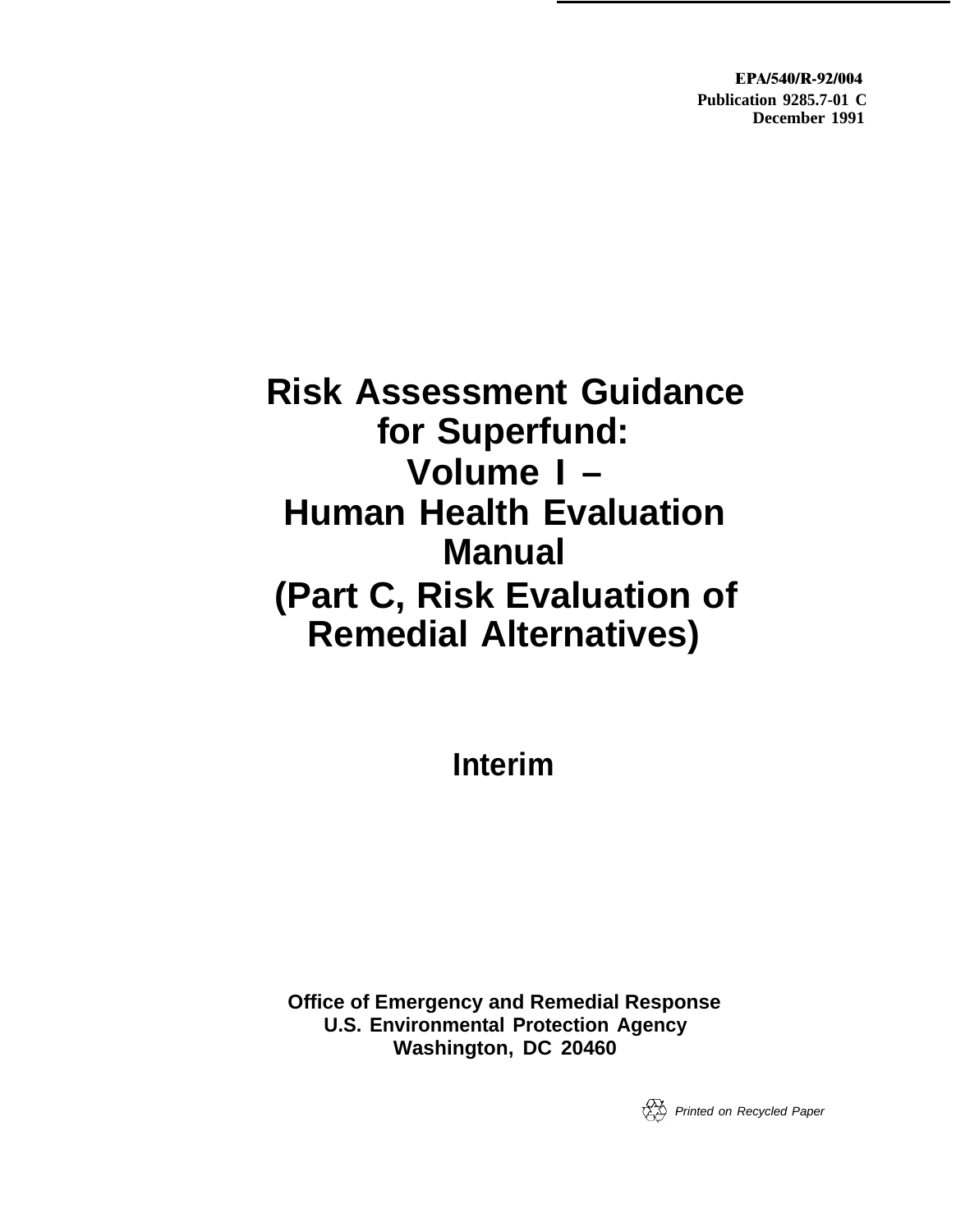EPA/540/R-92/004
Publication 9285.7-01 C
December 1991

# Risk Assessment Guidance for Superfund: Volume I – Human Health Evaluation Manual (Part C, Risk Evaluation of Remedial Alternatives)

## Interim

**Office of Emergency and Remedial Response**
**U.S. Environmental Protection Agency**
**Washington, DC 20460**

*Printed on Recycled Paper*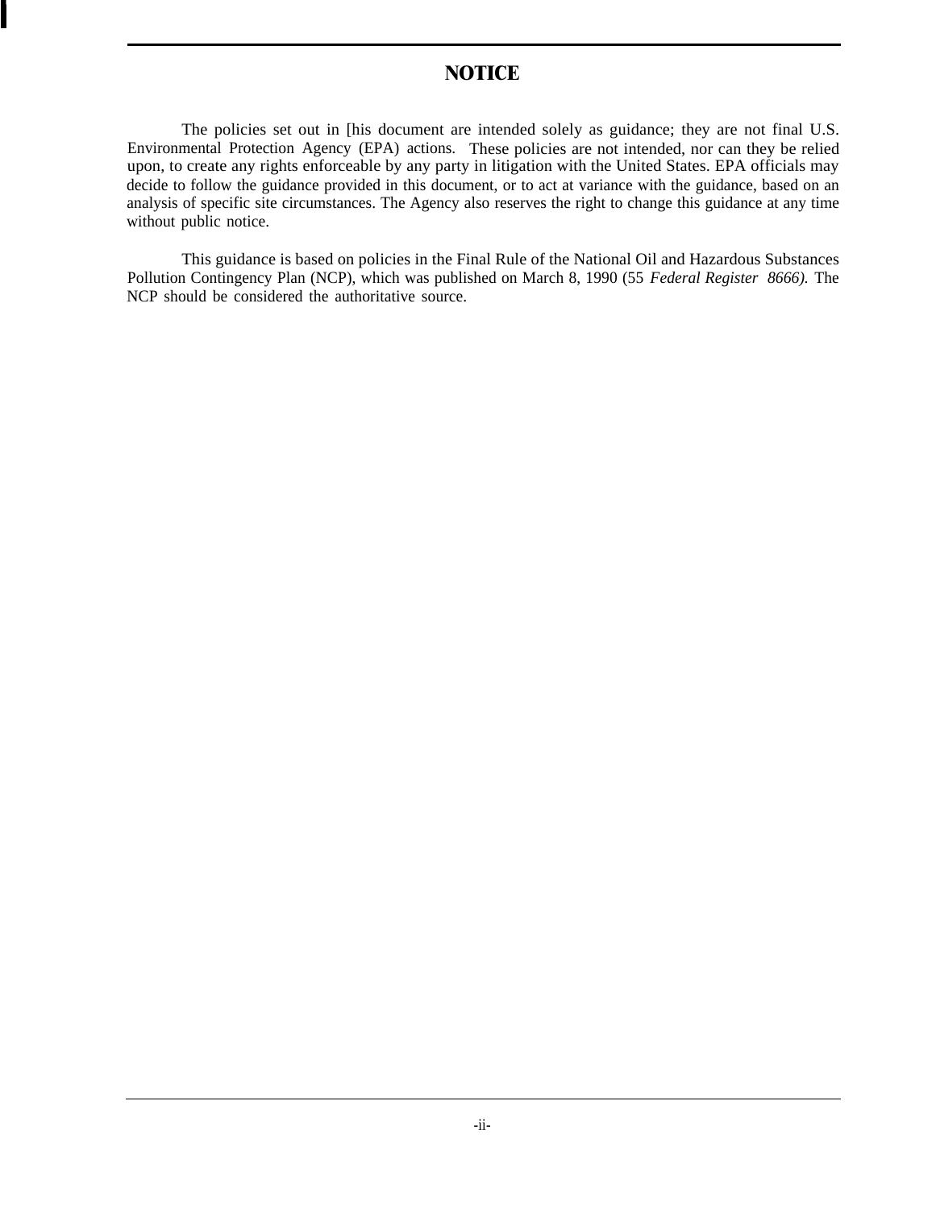# NOTICE

The policies set out in [his document are intended solely as guidance; they are not final U.S. Environmental Protection Agency (EPA) actions. These policies are not intended, nor can they be relied upon, to create any rights enforceable by any party in litigation with the United States. EPA officials may decide to follow the guidance provided in this document, or to act at variance with the guidance, based on an analysis of specific site circumstances. The Agency also reserves the right to change this guidance at any time without public notice.

This guidance is based on policies in the Final Rule of the National Oil and Hazardous Substances Pollution Contingency Plan (NCP), which was published on March 8, 1990 (55 *Federal Register 8666).* The NCP should be considered the authoritative source.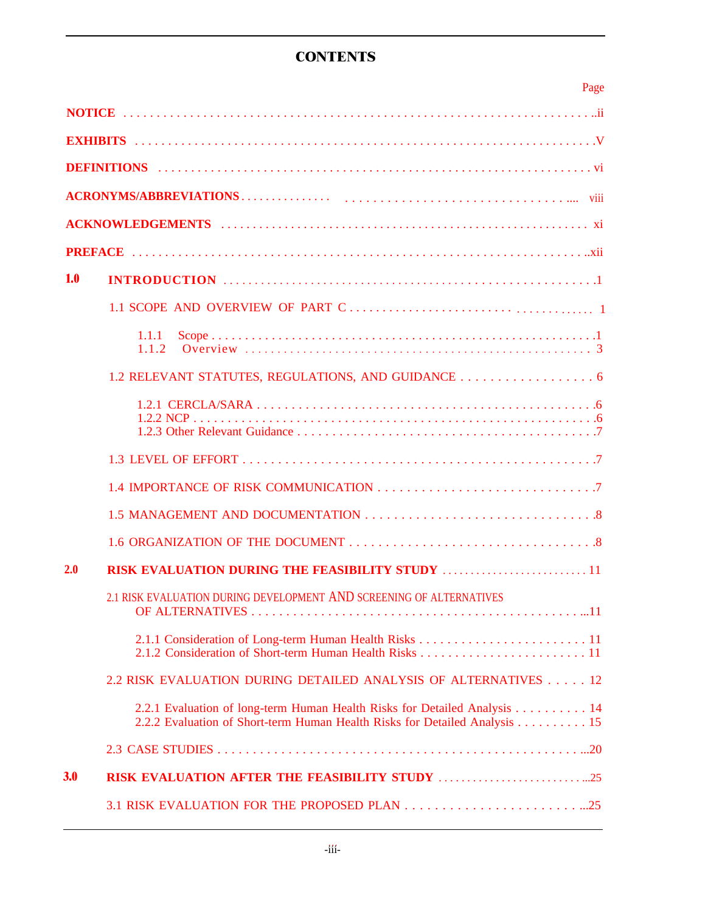# CONTENTS

| | Page |
|---|---|
| **NOTICE** | ii |
| **EXHIBITS** | V |
| **DEFINITIONS** | vi |
| **ACRONYMS/ABBREVIATIONS** | viii |
| **ACKNOWLEDGEMENTS** | xi |
| **PREFACE** | xii |
| **1.0 INTRODUCTION** | 1 |
| 1.1 SCOPE AND OVERVIEW OF PART C | 1 |
| 1.1.1 Scope | 1 |
| 1.1.2 Overview | 3 |
| 1.2 RELEVANT STATUTES, REGULATIONS, AND GUIDANCE | 6 |
| 1.2.1 CERCLA/SARA | 6 |
| 1.2.2 NCP | 6 |
| 1.2.3 Other Relevant Guidance | 7 |
| 1.3 LEVEL OF EFFORT | 7 |
| 1.4 IMPORTANCE OF RISK COMMUNICATION | 7 |
| 1.5 MANAGEMENT AND DOCUMENTATION | 8 |
| 1.6 ORGANIZATION OF THE DOCUMENT | 8 |
| **2.0 RISK EVALUATION DURING THE FEASIBILITY STUDY** | 11 |
| 2.1 RISK EVALUATION DURING DEVELOPMENT AND SCREENING OF ALTERNATIVES OF ALTERNATIVES | 11 |
| 2.1.1 Consideration of Long-term Human Health Risks | 11 |
| 2.1.2 Consideration of Short-term Human Health Risks | 11 |
| 2.2 RISK EVALUATION DURING DETAILED ANALYSIS OF ALTERNATIVES | 12 |
| 2.2.1 Evaluation of long-term Human Health Risks for Detailed Analysis | 14 |
| 2.2.2 Evaluation of Short-term Human Health Risks for Detailed Analysis | 15 |
| 2.3 CASE STUDIES | 20 |
| **3.0 RISK EVALUATION AFTER THE FEASIBILITY STUDY** | 25 |
| 3.1 RISK EVALUATION FOR THE PROPOSED PLAN | 25 |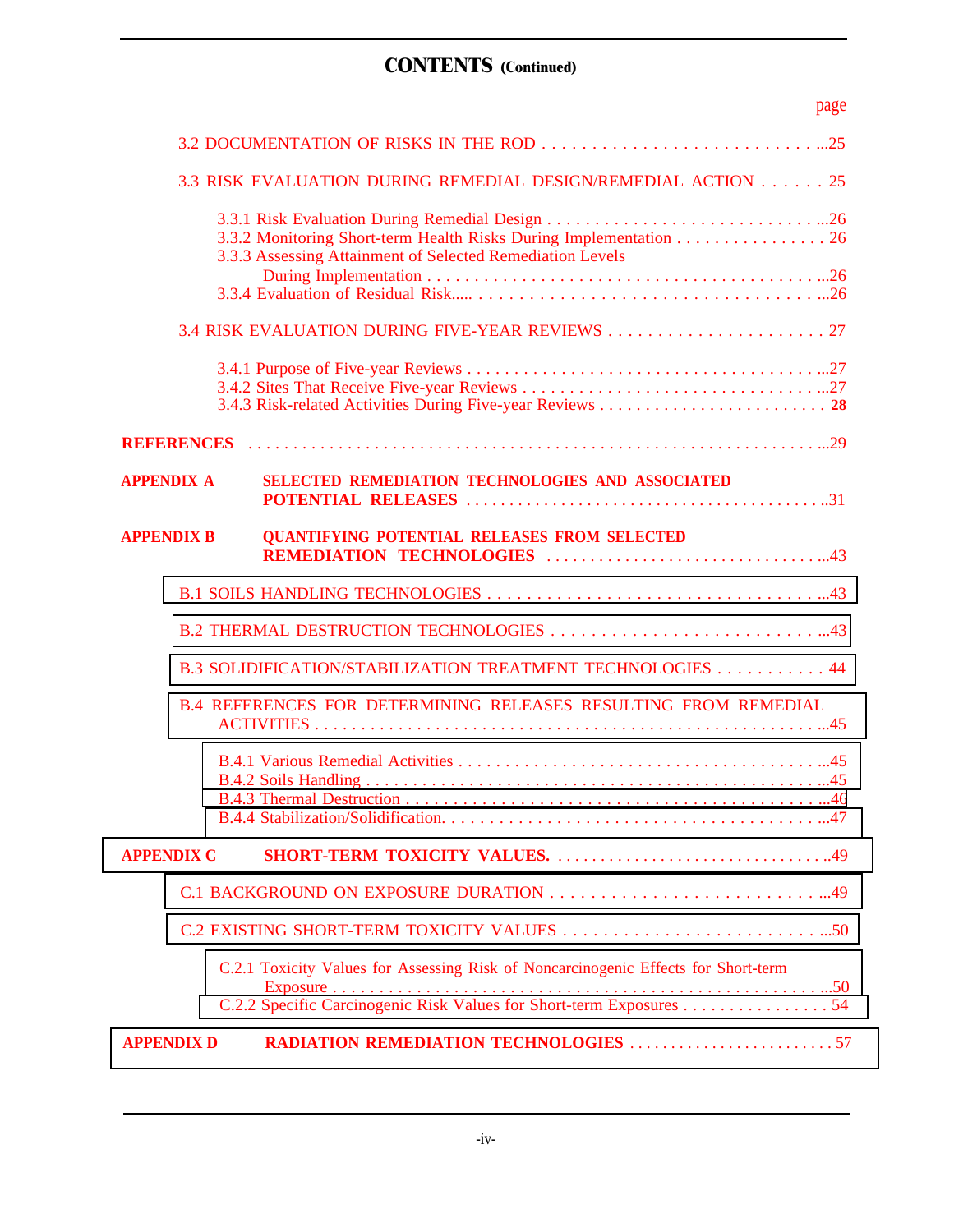## CONTENTS (Continued)

page

3.2 DOCUMENTATION OF RISKS IN THE ROD . . . . . . . . . . . . . . . . . . . . . . . . . . . . ...25

3.3 RISK EVALUATION DURING REMEDIAL DESIGN/REMEDIAL ACTION . . . . . . 25

- 3.3.1 Risk Evaluation During Remedial Design . . . . . . . . . . . . . . . . . . . . . . . . . . . . ...26
- 3.3.2 Monitoring Short-term Health Risks During Implementation . . . . . . . . . . . . . . . . 26
- 3.3.3 Assessing Attainment of Selected Remediation Levels During Implementation . . . . . . . . . . . . . . . . . . . . . . . . . . . . . . . . . . . . . . . . . . ...26
- 3.3.4 Evaluation of Residual Risk..... . . . . . . . . . . . . . . . . . . . . . . . . . . . . . . . . . . . ...26

3.4 RISK EVALUATION DURING FIVE-YEAR REVIEWS . . . . . . . . . . . . . . . . . . . . . . 27

- 3.4.1 Purpose of Five-year Reviews . . . . . . . . . . . . . . . . . . . . . . . . . . . . . . . . . . . . . ...27
- 3.4.2 Sites That Receive Five-year Reviews . . . . . . . . . . . . . . . . . . . . . . . . . . . . . . . ...27
- 3.4.3 Risk-related Activities During Five-year Reviews . . . . . . . . . . . . . . . . . . . . . . . . . 28

**REFERENCES** . . . . . . . . . . . . . . . . . . . . . . . . . . . . . . . . . . . . . . . . . . . . . . . . . . . . . . . . . . . . . ...29

**APPENDIX A SELECTED REMEDIATION TECHNOLOGIES AND ASSOCIATED POTENTIAL RELEASES** . . . . . . . . . . . . . . . . . . . . . . . . . . . . . . . . . . . . . . . . ..31

**APPENDIX B QUANTIFYING POTENTIAL RELEASES FROM SELECTED REMEDIATION TECHNOLOGIES** . . . . . . . . . . . . . . . . . . . . . . . . . . . . . . . ...43

B.1 SOILS HANDLING TECHNOLOGIES . . . . . . . . . . . . . . . . . . . . . . . . . . . . . . . . . . ...43

B.2 THERMAL DESTRUCTION TECHNOLOGIES . . . . . . . . . . . . . . . . . . . . . . . . . . ...43

B.3 SOLIDIFICATION/STABILIZATION TREATMENT TECHNOLOGIES . . . . . . . . . . . 44

B.4 REFERENCES FOR DETERMINING RELEASES RESULTING FROM REMEDIAL ACTIVITIES . . . . . . . . . . . . . . . . . . . . . . . . . . . . . . . . . . . . . . . . . . . . . . . . . . . . . ...45

- B.4.1 Various Remedial Activities . . . . . . . . . . . . . . . . . . . . . . . . . . . . . . . . . . . . . . . ...45
- B.4.2 Soils Handling . . . . . . . . . . . . . . . . . . . . . . . . . . . . . . . . . . . . . . . . . . . . . . . . . ...45
- B.4.3 Thermal Destruction . . . . . . . . . . . . . . . . . . . . . . . . . . . . . . . . . . . . . . . . . . . . . ...46
- B.4.4 Stabilization/Solidification. . . . . . . . . . . . . . . . . . . . . . . . . . . . . . . . . . . . . . . . ...47

**APPENDIX C SHORT-TERM TOXICITY VALUES.** . . . . . . . . . . . . . . . . . . . . . . . . . . . . . . . ..49

C.1 BACKGROUND ON EXPOSURE DURATION . . . . . . . . . . . . . . . . . . . . . . . . . . . . ...49

C.2 EXISTING SHORT-TERM TOXICITY VALUES . . . . . . . . . . . . . . . . . . . . . . . . . . ...50

- C.2.1 Toxicity Values for Assessing Risk of Noncarcinogenic Effects for Short-term Exposure . . . . . . . . . . . . . . . . . . . . . . . . . . . . . . . . . . . . . . . . . . . . . . . . . . . . . . ...50
- C.2.2 Specific Carcinogenic Risk Values for Short-term Exposures . . . . . . . . . . . . . . . . 54

**APPENDIX D RADIATION REMEDIATION TECHNOLOGIES** . . . . . . . . . . . . . . . . . . . . . . . . 57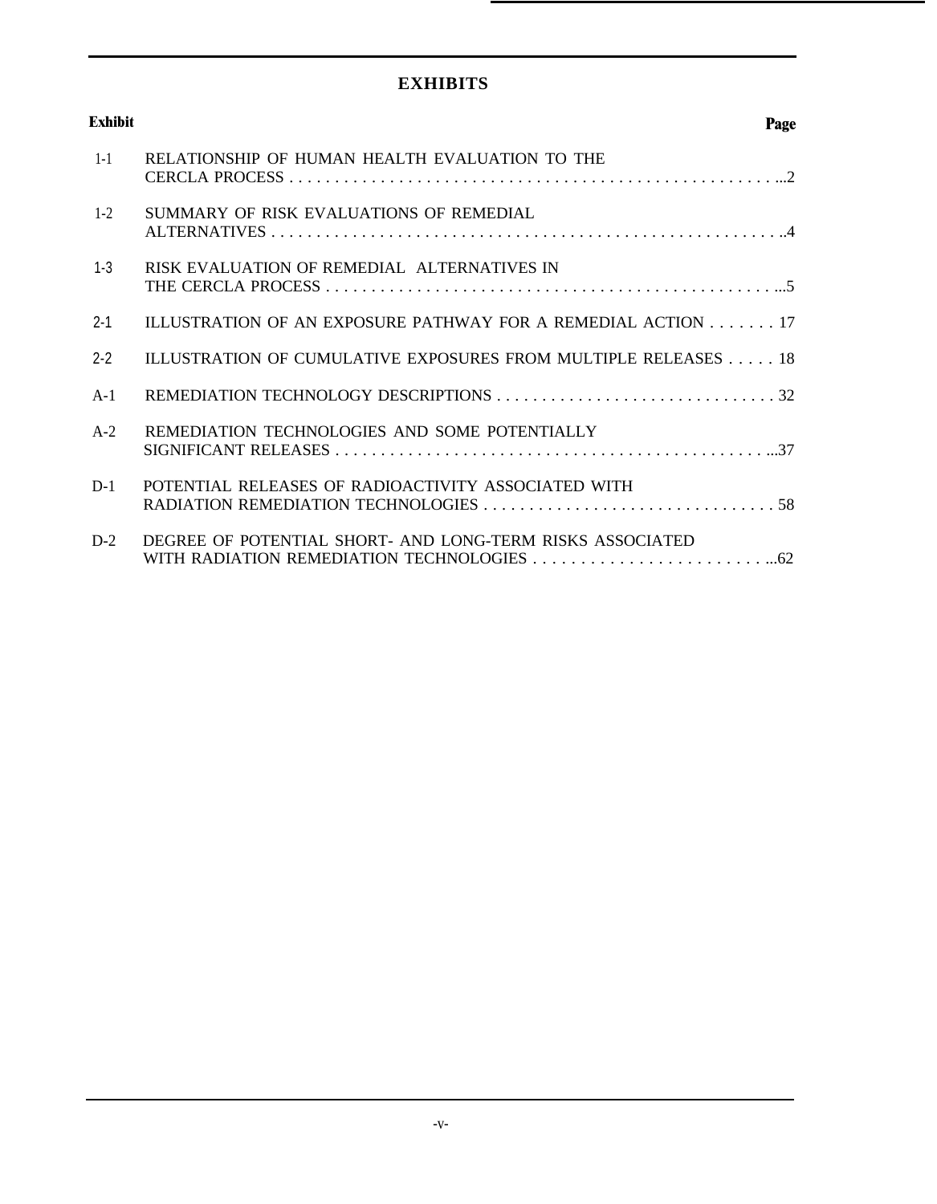# EXHIBITS

| Exhibit | | Page |
|---|---|---|
| 1-1 | RELATIONSHIP OF HUMAN HEALTH EVALUATION TO THE CERCLA PROCESS | 2 |
| 1-2 | SUMMARY OF RISK EVALUATIONS OF REMEDIAL ALTERNATIVES | 4 |
| 1-3 | RISK EVALUATION OF REMEDIAL ALTERNATIVES IN THE CERCLA PROCESS | 5 |
| 2-1 | ILLUSTRATION OF AN EXPOSURE PATHWAY FOR A REMEDIAL ACTION | 17 |
| 2-2 | ILLUSTRATION OF CUMULATIVE EXPOSURES FROM MULTIPLE RELEASES | 18 |
| A-1 | REMEDIATION TECHNOLOGY DESCRIPTIONS | 32 |
| A-2 | REMEDIATION TECHNOLOGIES AND SOME POTENTIALLY SIGNIFICANT RELEASES | 37 |
| D-1 | POTENTIAL RELEASES OF RADIOACTIVITY ASSOCIATED WITH RADIATION REMEDIATION TECHNOLOGIES | 58 |
| D-2 | DEGREE OF POTENTIAL SHORT- AND LONG-TERM RISKS ASSOCIATED WITH RADIATION REMEDIATION TECHNOLOGIES | 62 |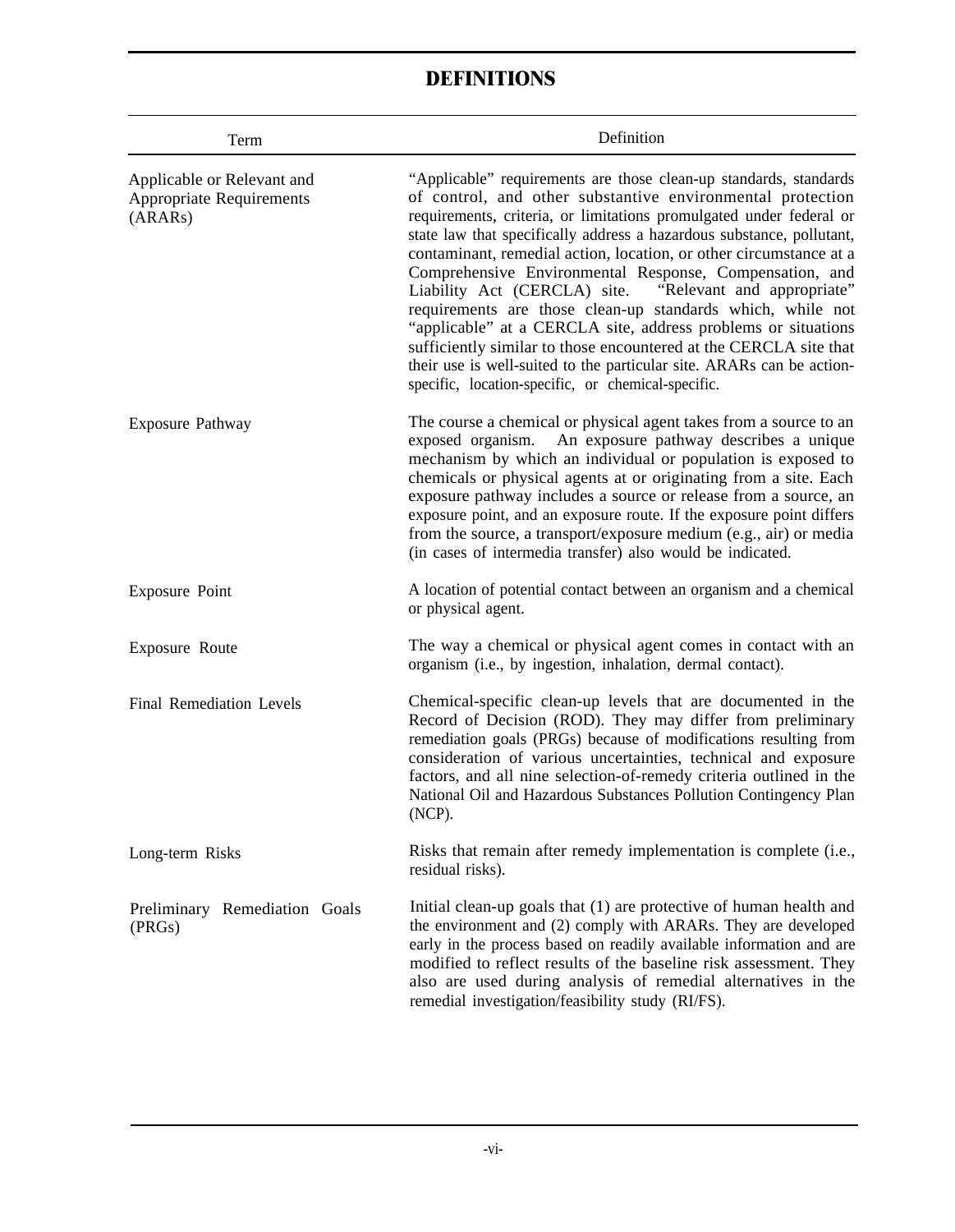## DEFINITIONS

| Term | Definition |
|---|---|
| Applicable or Relevant and Appropriate Requirements (ARARs) | "Applicable" requirements are those clean-up standards, standards of control, and other substantive environmental protection requirements, criteria, or limitations promulgated under federal or state law that specifically address a hazardous substance, pollutant, contaminant, remedial action, location, or other circumstance at a Comprehensive Environmental Response, Compensation, and Liability Act (CERCLA) site. "Relevant and appropriate" requirements are those clean-up standards which, while not "applicable" at a CERCLA site, address problems or situations sufficiently similar to those encountered at the CERCLA site that their use is well-suited to the particular site. ARARs can be action-specific, location-specific, or chemical-specific. |
| Exposure Pathway | The course a chemical or physical agent takes from a source to an exposed organism. An exposure pathway describes a unique mechanism by which an individual or population is exposed to chemicals or physical agents at or originating from a site. Each exposure pathway includes a source or release from a source, an exposure point, and an exposure route. If the exposure point differs from the source, a transport/exposure medium (e.g., air) or media (in cases of intermedia transfer) also would be indicated. |
| Exposure Point | A location of potential contact between an organism and a chemical or physical agent. |
| Exposure Route | The way a chemical or physical agent comes in contact with an organism (i.e., by ingestion, inhalation, dermal contact). |
| Final Remediation Levels | Chemical-specific clean-up levels that are documented in the Record of Decision (ROD). They may differ from preliminary remediation goals (PRGs) because of modifications resulting from consideration of various uncertainties, technical and exposure factors, and all nine selection-of-remedy criteria outlined in the National Oil and Hazardous Substances Pollution Contingency Plan (NCP). |
| Long-term Risks | Risks that remain after remedy implementation is complete (i.e., residual risks). |
| Preliminary Remediation Goals (PRGs) | Initial clean-up goals that (1) are protective of human health and the environment and (2) comply with ARARs. They are developed early in the process based on readily available information and are modified to reflect results of the baseline risk assessment. They also are used during analysis of remedial alternatives in the remedial investigation/feasibility study (RI/FS). |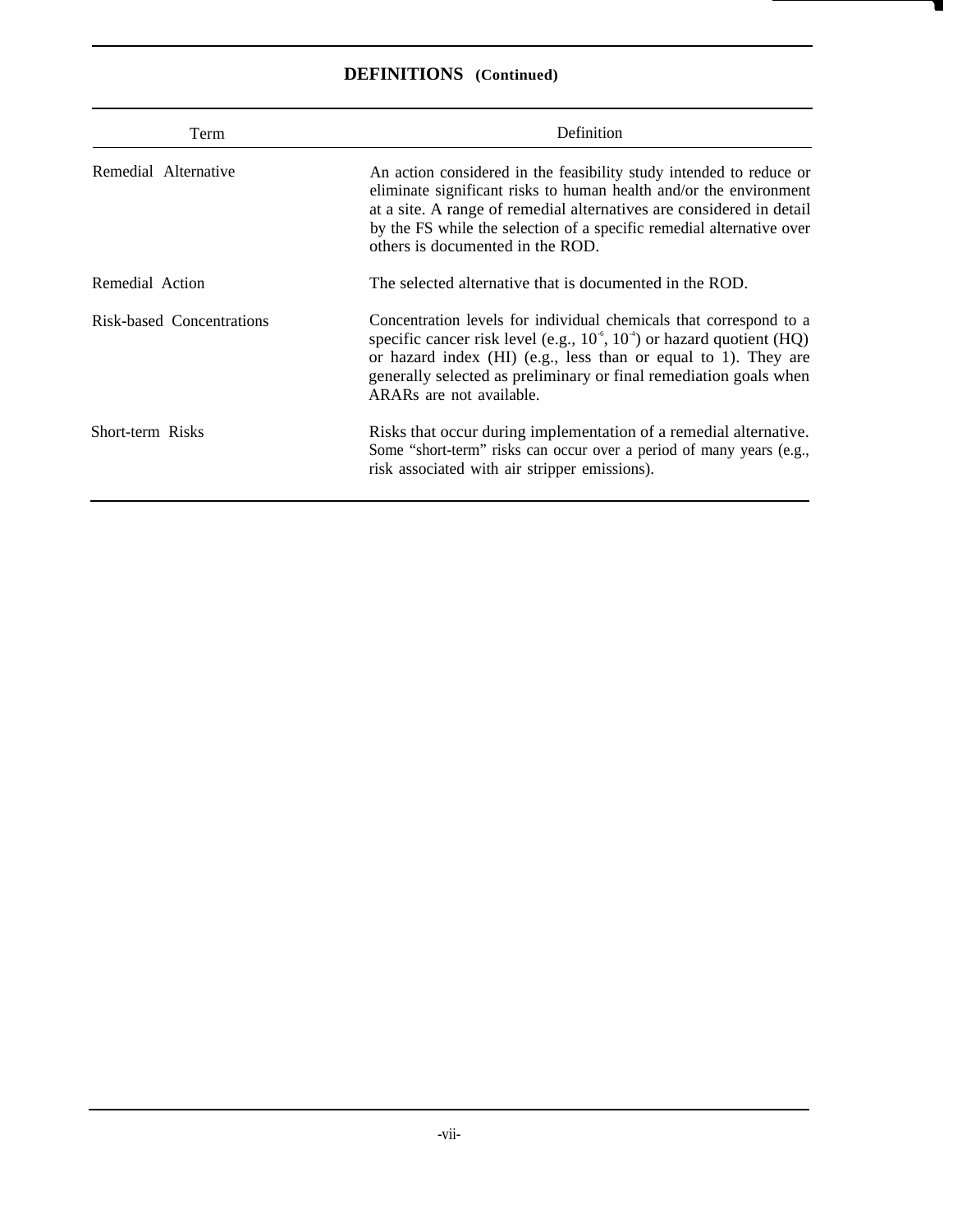## DEFINITIONS (Continued)

| Term | Definition |
| --- | --- |
| Remedial Alternative | An action considered in the feasibility study intended to reduce or eliminate significant risks to human health and/or the environment at a site. A range of remedial alternatives are considered in detail by the FS while the selection of a specific remedial alternative over others is documented in the ROD. |
| Remedial Action | The selected alternative that is documented in the ROD. |
| Risk-based Concentrations | Concentration levels for individual chemicals that correspond to a specific cancer risk level (e.g., $10^{-6}$, $10^{-4}$) or hazard quotient (HQ) or hazard index (HI) (e.g., less than or equal to 1). They are generally selected as preliminary or final remediation goals when ARARs are not available. |
| Short-term Risks | Risks that occur during implementation of a remedial alternative. Some "short-term" risks can occur over a period of many years (e.g., risk associated with air stripper emissions). |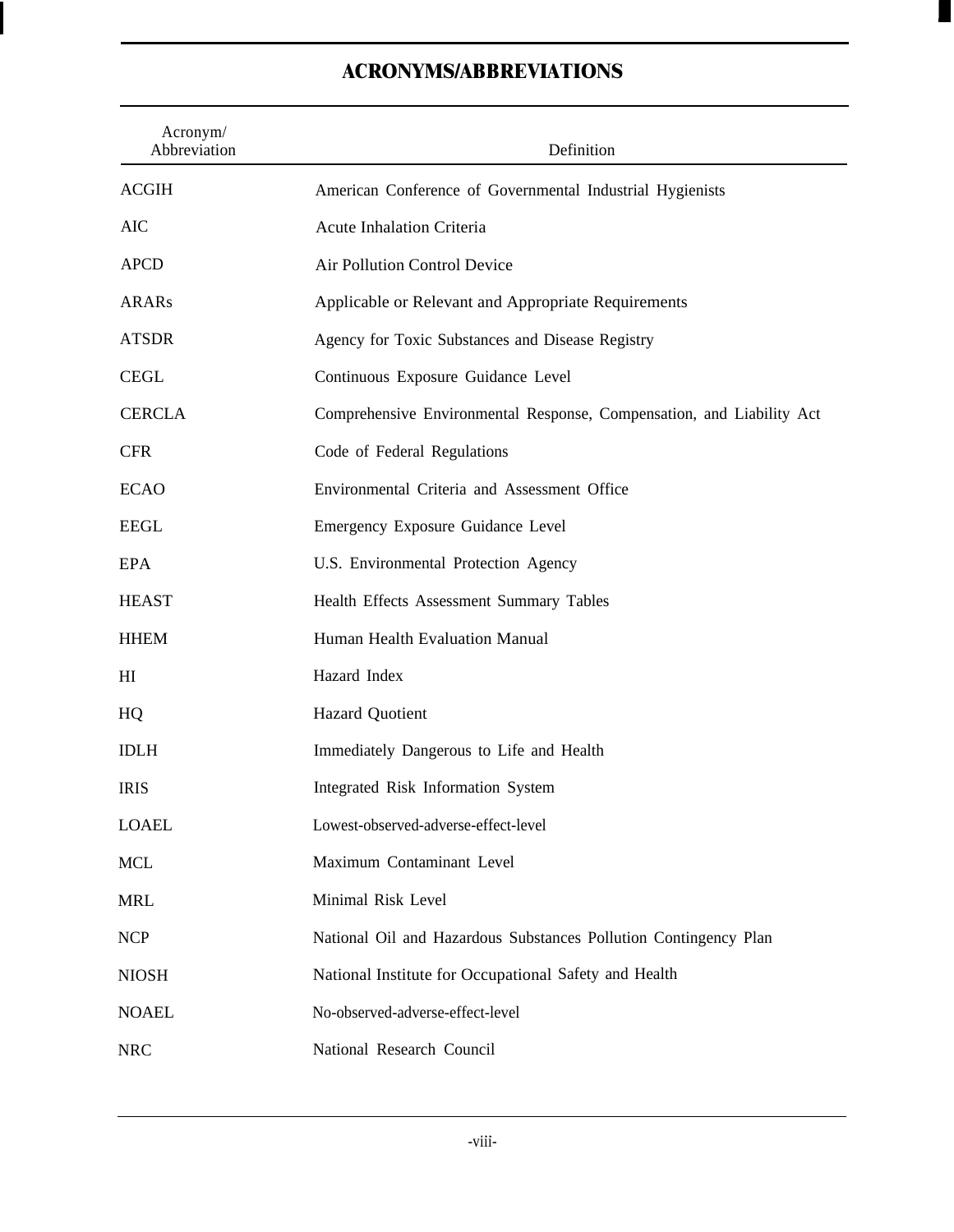## ACRONYMS/ABBREVIATIONS

| Acronym/ Abbreviation | Definition |
|---|---|
| ACGIH | American Conference of Governmental Industrial Hygienists |
| AIC | Acute Inhalation Criteria |
| APCD | Air Pollution Control Device |
| ARARs | Applicable or Relevant and Appropriate Requirements |
| ATSDR | Agency for Toxic Substances and Disease Registry |
| CEGL | Continuous Exposure Guidance Level |
| CERCLA | Comprehensive Environmental Response, Compensation, and Liability Act |
| CFR | Code of Federal Regulations |
| ECAO | Environmental Criteria and Assessment Office |
| EEGL | Emergency Exposure Guidance Level |
| EPA | U.S. Environmental Protection Agency |
| HEAST | Health Effects Assessment Summary Tables |
| HHEM | Human Health Evaluation Manual |
| HI | Hazard Index |
| HQ | Hazard Quotient |
| IDLH | Immediately Dangerous to Life and Health |
| IRIS | Integrated Risk Information System |
| LOAEL | Lowest-observed-adverse-effect-level |
| MCL | Maximum Contaminant Level |
| MRL | Minimal Risk Level |
| NCP | National Oil and Hazardous Substances Pollution Contingency Plan |
| NIOSH | National Institute for Occupational Safety and Health |
| NOAEL | No-observed-adverse-effect-level |
| NRC | National Research Council |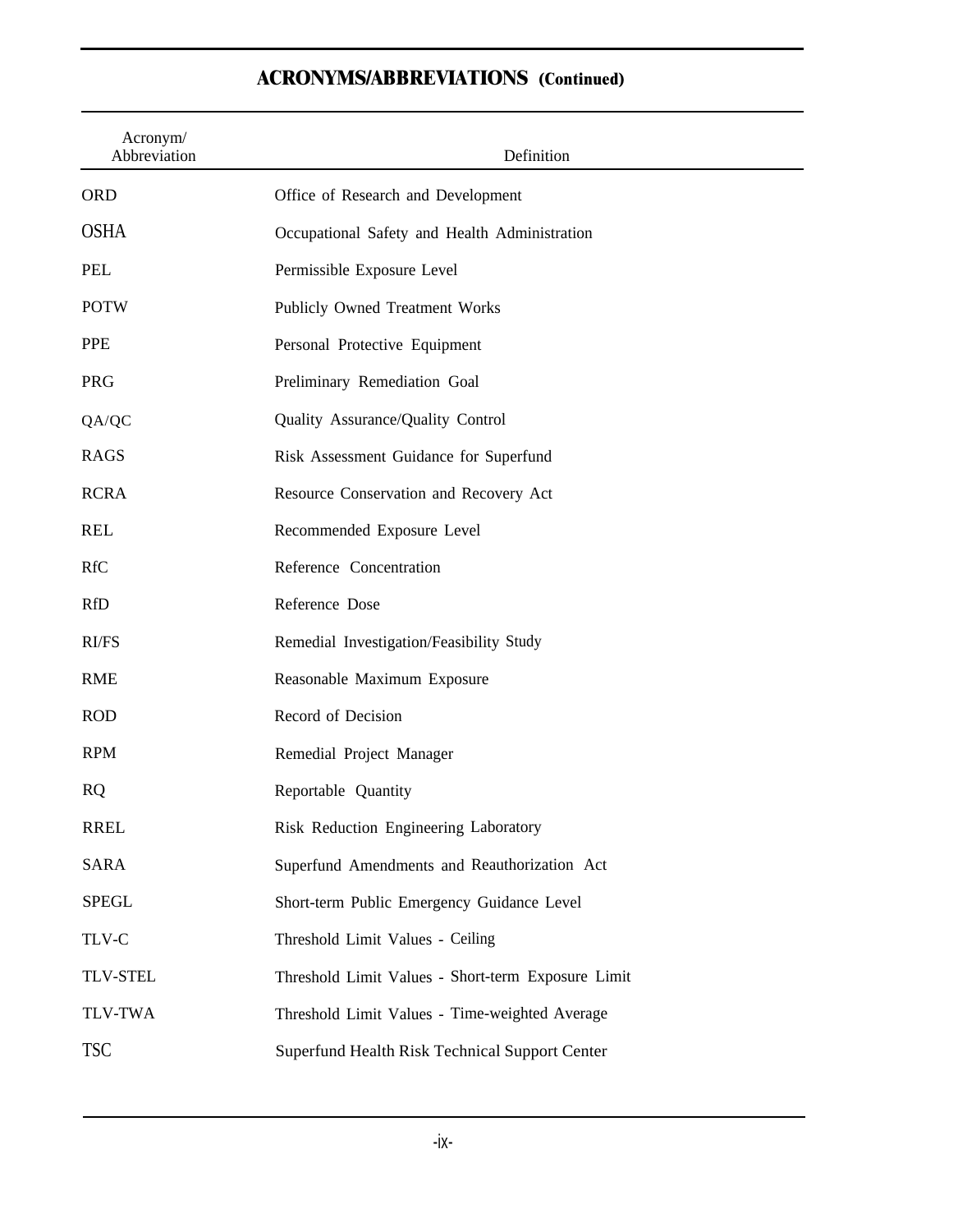## ACRONYMS/ABBREVIATIONS (Continued)

| Acronym/ Abbreviation | Definition |
|---|---|
| ORD | Office of Research and Development |
| OSHA | Occupational Safety and Health Administration |
| PEL | Permissible Exposure Level |
| POTW | Publicly Owned Treatment Works |
| PPE | Personal Protective Equipment |
| PRG | Preliminary Remediation Goal |
| QA/QC | Quality Assurance/Quality Control |
| RAGS | Risk Assessment Guidance for Superfund |
| RCRA | Resource Conservation and Recovery Act |
| REL | Recommended Exposure Level |
| RfC | Reference Concentration |
| RfD | Reference Dose |
| RI/FS | Remedial Investigation/Feasibility Study |
| RME | Reasonable Maximum Exposure |
| ROD | Record of Decision |
| RPM | Remedial Project Manager |
| RQ | Reportable Quantity |
| RREL | Risk Reduction Engineering Laboratory |
| SARA | Superfund Amendments and Reauthorization Act |
| SPEGL | Short-term Public Emergency Guidance Level |
| TLV-C | Threshold Limit Values - Ceiling |
| TLV-STEL | Threshold Limit Values - Short-term Exposure Limit |
| TLV-TWA | Threshold Limit Values - Time-weighted Average |
| TSC | Superfund Health Risk Technical Support Center |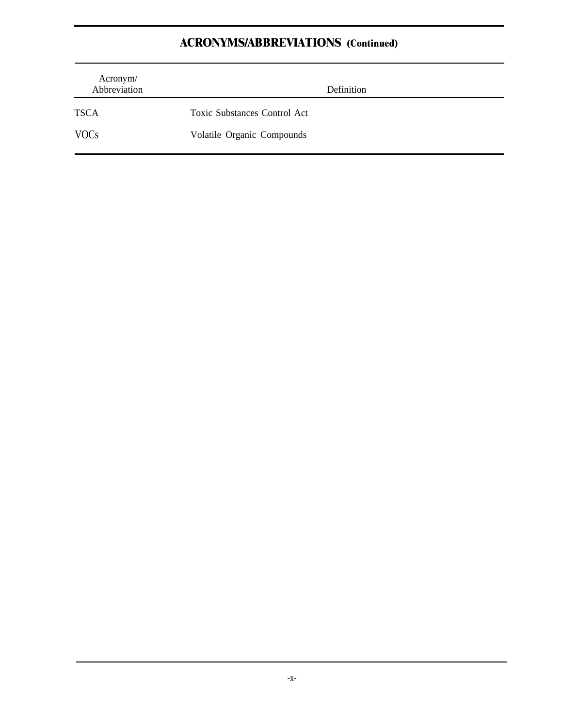## ACRONYMS/ABBREVIATIONS (Continued)

| Acronym/ Abbreviation | Definition |
|---|---|
| TSCA | Toxic Substances Control Act |
| VOCs | Volatile Organic Compounds |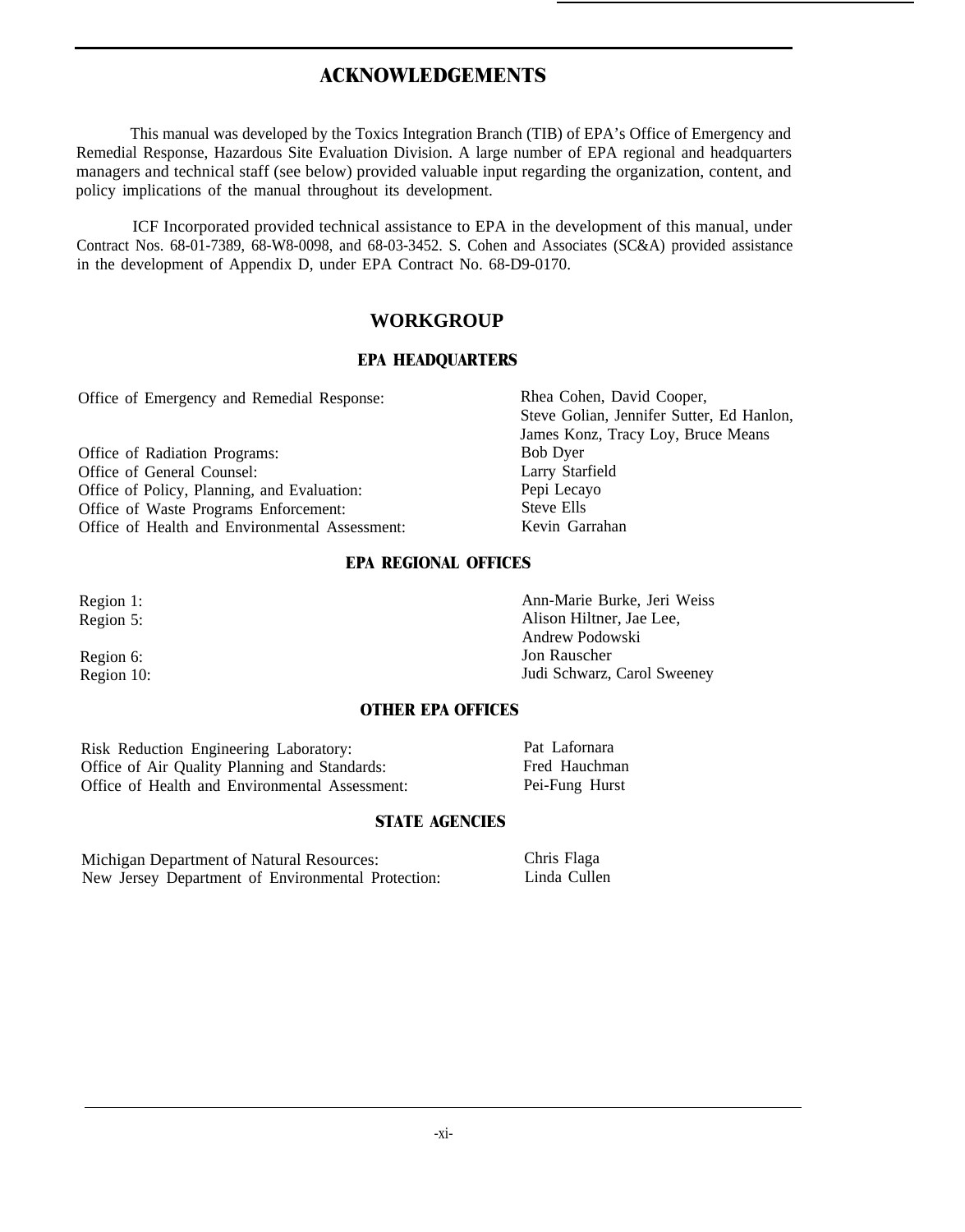# ACKNOWLEDGEMENTS

This manual was developed by the Toxics Integration Branch (TIB) of EPA's Office of Emergency and Remedial Response, Hazardous Site Evaluation Division. A large number of EPA regional and headquarters managers and technical staff (see below) provided valuable input regarding the organization, content, and policy implications of the manual throughout its development.

ICF Incorporated provided technical assistance to EPA in the development of this manual, under Contract Nos. 68-01-7389, 68-W8-0098, and 68-03-3452. S. Cohen and Associates (SC&A) provided assistance in the development of Appendix D, under EPA Contract No. 68-D9-0170.

## WORKGROUP

### EPA HEADQUARTERS

| | |
|---|---|
| Office of Emergency and Remedial Response: | Rhea Cohen, David Cooper, Steve Golian, Jennifer Sutter, Ed Hanlon, James Konz, Tracy Loy, Bruce Means |
| Office of Radiation Programs: | Bob Dyer |
| Office of General Counsel: | Larry Starfield |
| Office of Policy, Planning, and Evaluation: | Pepi Lecayo |
| Office of Waste Programs Enforcement: | Steve Ells |
| Office of Health and Environmental Assessment: | Kevin Garrahan |

### EPA REGIONAL OFFICES

| | |
|---|---|
| Region 1: | Ann-Marie Burke, Jeri Weiss |
| Region 5: | Alison Hiltner, Jae Lee, Andrew Podowski |
| Region 6: | Jon Rauscher |
| Region 10: | Judi Schwarz, Carol Sweeney |

### OTHER EPA OFFICES

| | |
|---|---|
| Risk Reduction Engineering Laboratory: | Pat Lafornara |
| Office of Air Quality Planning and Standards: | Fred Hauchman |
| Office of Health and Environmental Assessment: | Pei-Fung Hurst |

### STATE AGENCIES

| | |
|---|---|
| Michigan Department of Natural Resources: | Chris Flaga |
| New Jersey Department of Environmental Protection: | Linda Cullen |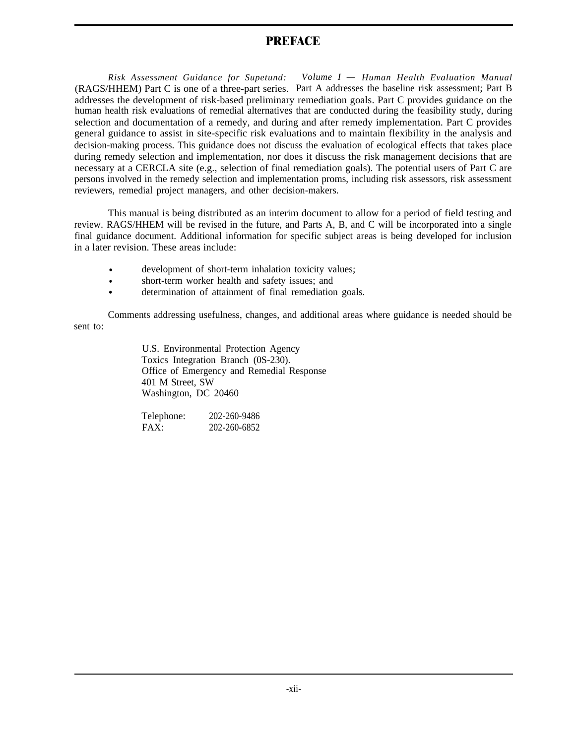# PREFACE

*Risk Assessment Guidance for Supetund: Volume I — Human Health Evaluation Manual* (RAGS/HHEM) Part C is one of a three-part series. Part A addresses the baseline risk assessment; Part B addresses the development of risk-based preliminary remediation goals. Part C provides guidance on the human health risk evaluations of remedial alternatives that are conducted during the feasibility study, during selection and documentation of a remedy, and during and after remedy implementation. Part C provides general guidance to assist in site-specific risk evaluations and to maintain flexibility in the analysis and decision-making process. This guidance does not discuss the evaluation of ecological effects that takes place during remedy selection and implementation, nor does it discuss the risk management decisions that are necessary at a CERCLA site (e.g., selection of final remediation goals). The potential users of Part C are persons involved in the remedy selection and implementation proms, including risk assessors, risk assessment reviewers, remedial project managers, and other decision-makers.

This manual is being distributed as an interim document to allow for a period of field testing and review. RAGS/HHEM will be revised in the future, and Parts A, B, and C will be incorporated into a single final guidance document. Additional information for specific subject areas is being developed for inclusion in a later revision. These areas include:

- development of short-term inhalation toxicity values;
- short-term worker health and safety issues; and
- determination of attainment of final remediation goals.

Comments addressing usefulness, changes, and additional areas where guidance is needed should be sent to:

U.S. Environmental Protection Agency
Toxics Integration Branch (0S-230).
Office of Emergency and Remedial Response
401 M Street, SW
Washington, DC 20460

Telephone: 202-260-9486
FAX: 202-260-6852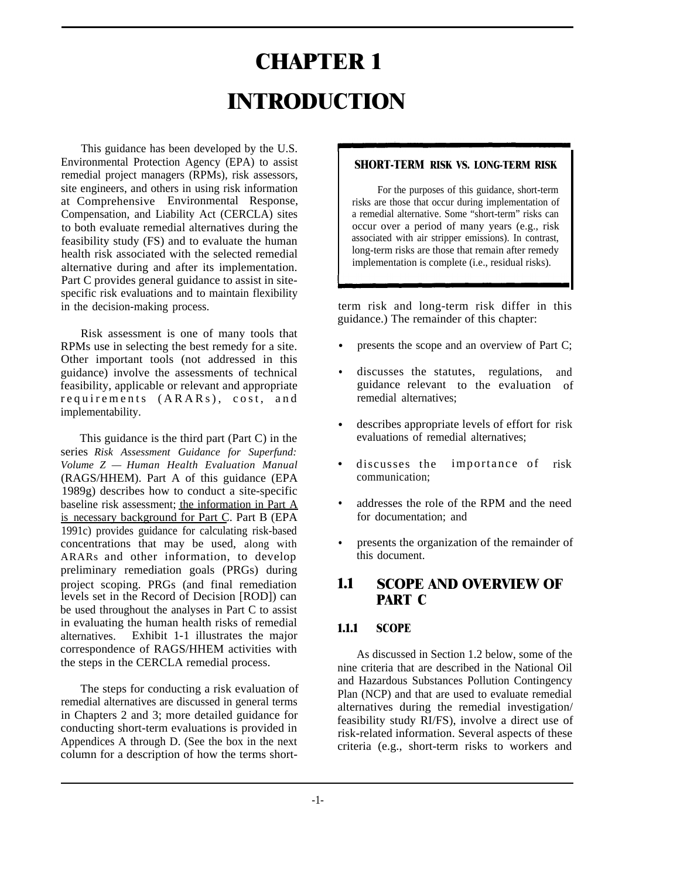# CHAPTER 1

# INTRODUCTION

This guidance has been developed by the U.S. Environmental Protection Agency (EPA) to assist remedial project managers (RPMs), risk assessors, site engineers, and others in using risk information at Comprehensive Environmental Response, Compensation, and Liability Act (CERCLA) sites to both evaluate remedial alternatives during the feasibility study (FS) and to evaluate the human health risk associated with the selected remedial alternative during and after its implementation. Part C provides general guidance to assist in site-specific risk evaluations and to maintain flexibility in the decision-making process.

Risk assessment is one of many tools that RPMs use in selecting the best remedy for a site. Other important tools (not addressed in this guidance) involve the assessments of technical feasibility, applicable or relevant and appropriate requirements (ARARs), cost, and implementability.

This guidance is the third part (Part C) in the series *Risk Assessment Guidance for Superfund: Volume Z — Human Health Evaluation Manual* (RAGS/HHEM). Part A of this guidance (EPA 1989g) describes how to conduct a site-specific baseline risk assessment; <u>the information in Part A is necessary background for Part C</u>. Part B (EPA 1991c) provides guidance for calculating risk-based concentrations that may be used, along with ARARs and other information, to develop preliminary remediation goals (PRGs) during project scoping. PRGs (and final remediation levels set in the Record of Decision [ROD]) can be used throughout the analyses in Part C to assist in evaluating the human health risks of remedial alternatives. Exhibit 1-1 illustrates the major correspondence of RAGS/HHEM activities with the steps in the CERCLA remedial process.

The steps for conducting a risk evaluation of remedial alternatives are discussed in general terms in Chapters 2 and 3; more detailed guidance for conducting short-term evaluations is provided in Appendices A through D. (See the box in the next column for a description of how the terms short-term risk and long-term risk differ in this guidance.) The remainder of this chapter:

> **SHORT-TERM RISK VS. LONG-TERM RISK**
>
> For the purposes of this guidance, short-term risks are those that occur during implementation of a remedial alternative. Some "short-term" risks can occur over a period of many years (e.g., risk associated with air stripper emissions). In contrast, long-term risks are those that remain after remedy implementation is complete (i.e., residual risks).

- presents the scope and an overview of Part C;
- discusses the statutes, regulations, and guidance relevant to the evaluation of remedial alternatives;
- describes appropriate levels of effort for risk evaluations of remedial alternatives;
- discusses the importance of risk communication;
- addresses the role of the RPM and the need for documentation; and
- presents the organization of the remainder of this document.

## 1.1 SCOPE AND OVERVIEW OF PART C

### 1.1.1 SCOPE

As discussed in Section 1.2 below, some of the nine criteria that are described in the National Oil and Hazardous Substances Pollution Contingency Plan (NCP) and that are used to evaluate remedial alternatives during the remedial investigation/ feasibility study RI/FS), involve a direct use of risk-related information. Several aspects of these criteria (e.g., short-term risks to workers and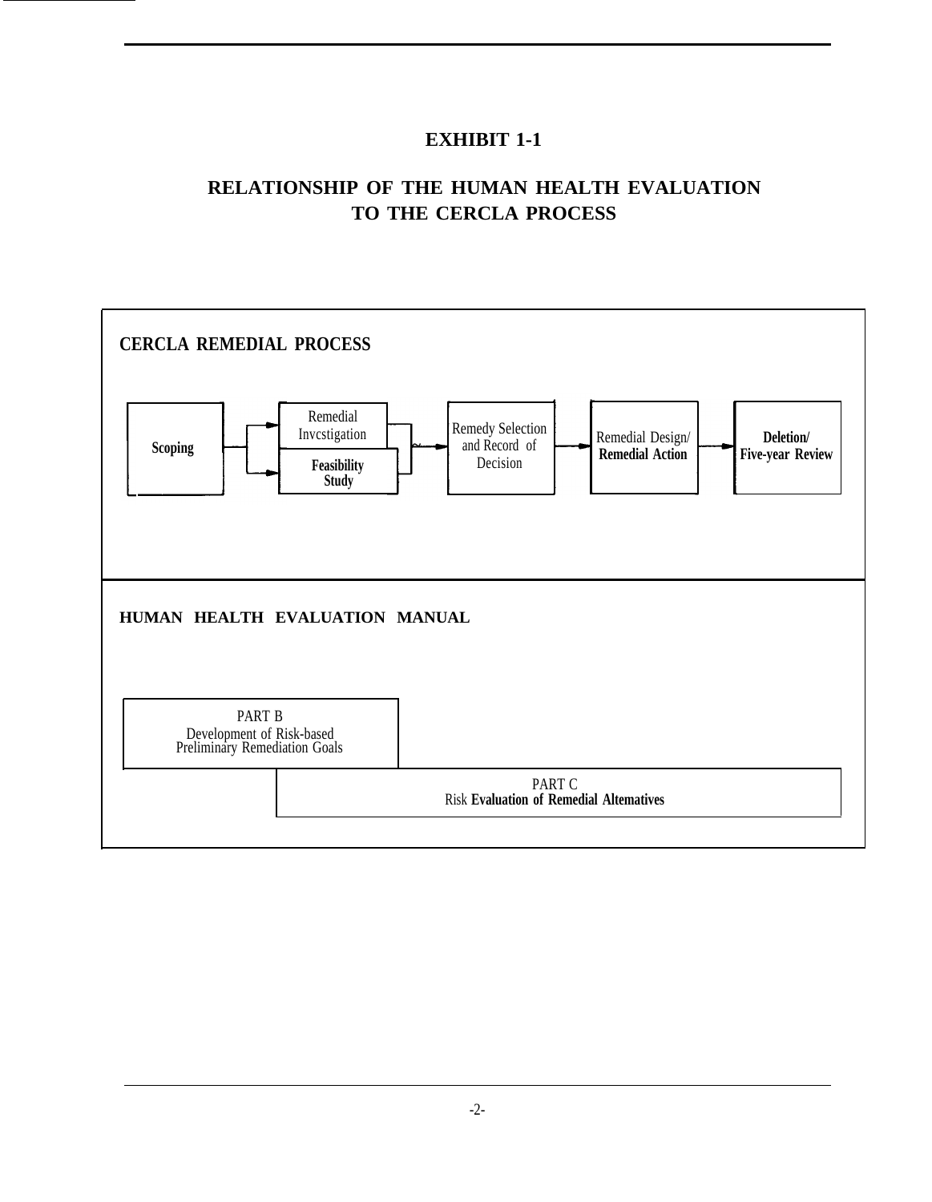**EXHIBIT 1-1**

**RELATIONSHIP OF THE HUMAN HEALTH EVALUATION TO THE CERCLA PROCESS**

**CERCLA REMEDIAL PROCESS**

**Scoping** → Remedial Invcstigation / **Feasibility Study** → Remedy Selection and Record of Decision → Remedial Design/ **Remedial Action** → **Deletion/ Five-year Review**

**HUMAN HEALTH EVALUATION MANUAL**

PART B
Development of Risk-based Preliminary Remediation Goals

PART C
Risk **Evaluation of Remedial Altematives**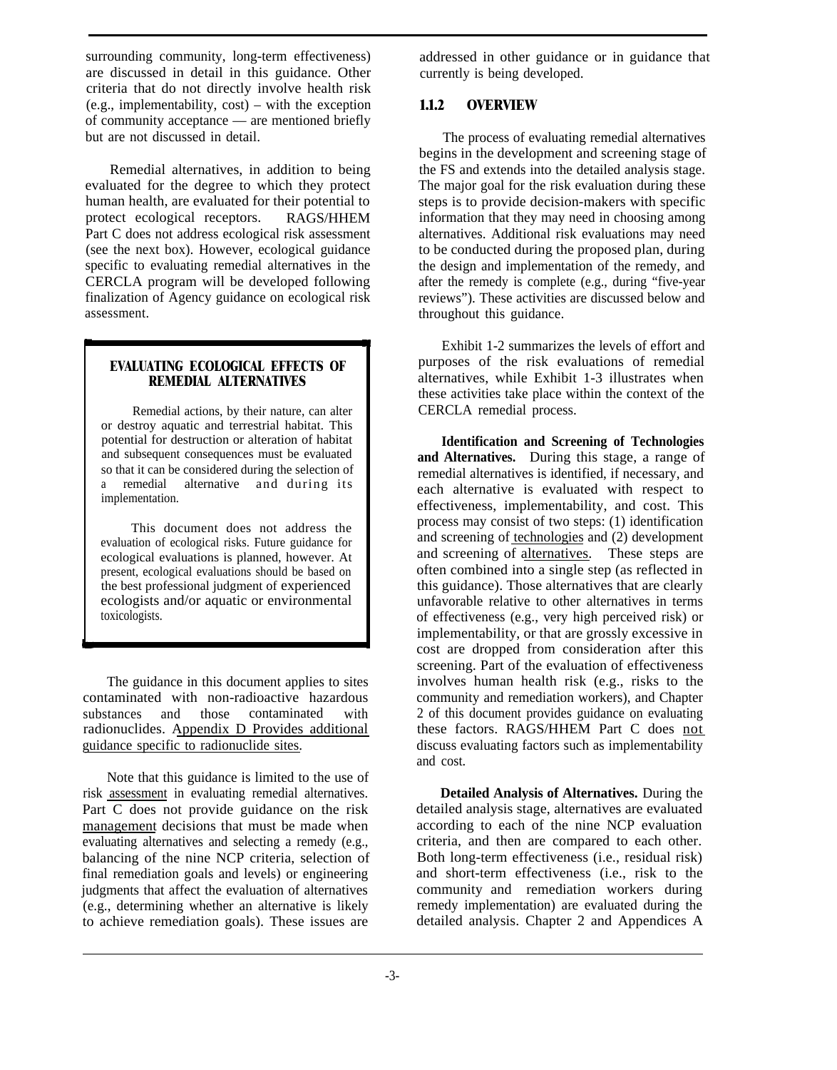surrounding community, long-term effectiveness) are discussed in detail in this guidance. Other criteria that do not directly involve health risk (e.g., implementability, cost) – with the exception of community acceptance — are mentioned briefly but are not discussed in detail.

Remedial alternatives, in addition to being evaluated for the degree to which they protect human health, are evaluated for their potential to protect ecological receptors. RAGS/HHEM Part C does not address ecological risk assessment (see the next box). However, ecological guidance specific to evaluating remedial alternatives in the CERCLA program will be developed following finalization of Agency guidance on ecological risk assessment.

> **EVALUATING ECOLOGICAL EFFECTS OF REMEDIAL ALTERNATIVES**
>
> Remedial actions, by their nature, can alter or destroy aquatic and terrestrial habitat. This potential for destruction or alteration of habitat and subsequent consequences must be evaluated so that it can be considered during the selection of a remedial alternative and during its implementation.
>
> This document does not address the evaluation of ecological risks. Future guidance for ecological evaluations is planned, however. At present, ecological evaluations should be based on the best professional judgment of experienced ecologists and/or aquatic or environmental toxicologists.

The guidance in this document applies to sites contaminated with non-radioactive hazardous substances and those contaminated with radionuclides. Appendix D Provides additional guidance specific to radionuclide sites.

Note that this guidance is limited to the use of risk assessment in evaluating remedial alternatives. Part C does not provide guidance on the risk management decisions that must be made when evaluating alternatives and selecting a remedy (e.g., balancing of the nine NCP criteria, selection of final remediation goals and levels) or engineering judgments that affect the evaluation of alternatives (e.g., determining whether an alternative is likely to achieve remediation goals). These issues are addressed in other guidance or in guidance that currently is being developed.

### 1.1.2 OVERVIEW

The process of evaluating remedial alternatives begins in the development and screening stage of the FS and extends into the detailed analysis stage. The major goal for the risk evaluation during these steps is to provide decision-makers with specific information that they may need in choosing among alternatives. Additional risk evaluations may need to be conducted during the proposed plan, during the design and implementation of the remedy, and after the remedy is complete (e.g., during "five-year reviews"). These activities are discussed below and throughout this guidance.

Exhibit 1-2 summarizes the levels of effort and purposes of the risk evaluations of remedial alternatives, while Exhibit 1-3 illustrates when these activities take place within the context of the CERCLA remedial process.

**Identification and Screening of Technologies and Alternatives.** During this stage, a range of remedial alternatives is identified, if necessary, and each alternative is evaluated with respect to effectiveness, implementability, and cost. This process may consist of two steps: (1) identification and screening of technologies and (2) development and screening of alternatives. These steps are often combined into a single step (as reflected in this guidance). Those alternatives that are clearly unfavorable relative to other alternatives in terms of effectiveness (e.g., very high perceived risk) or implementability, or that are grossly excessive in cost are dropped from consideration after this screening. Part of the evaluation of effectiveness involves human health risk (e.g., risks to the community and remediation workers), and Chapter 2 of this document provides guidance on evaluating these factors. RAGS/HHEM Part C does not discuss evaluating factors such as implementability and cost.

**Detailed Analysis of Alternatives.** During the detailed analysis stage, alternatives are evaluated according to each of the nine NCP evaluation criteria, and then are compared to each other. Both long-term effectiveness (i.e., residual risk) and short-term effectiveness (i.e., risk to the community and remediation workers during remedy implementation) are evaluated during the detailed analysis. Chapter 2 and Appendices A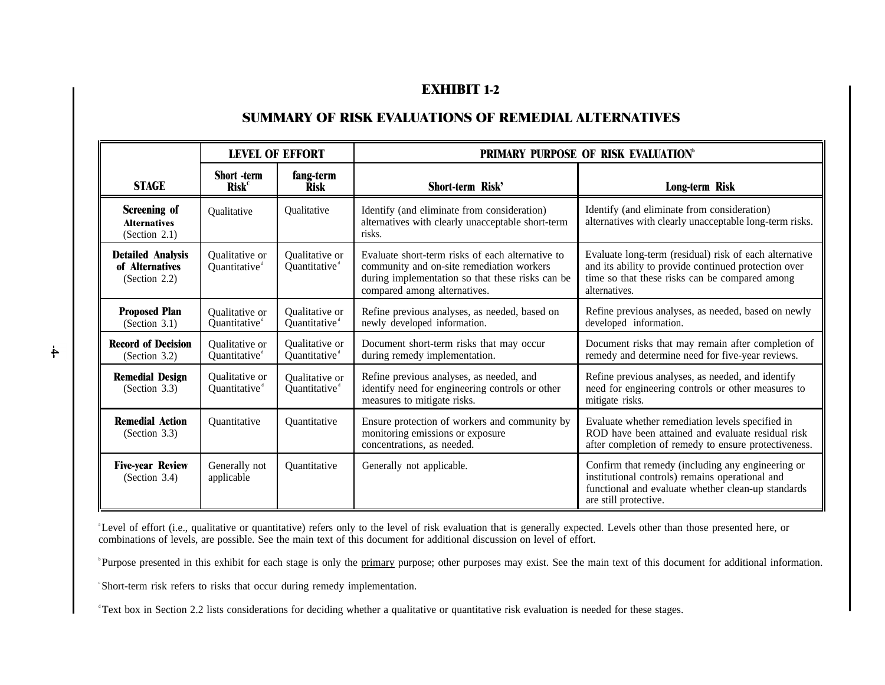## EXHIBIT 1-2

## SUMMARY OF RISK EVALUATIONS OF REMEDIAL ALTERNATIVES

| STAGE | LEVEL OF EFFORT | | PRIMARY PURPOSE OF RISK EVALUATION[b] | |
|---|---|---|---|---|
| | Short -term Risk[c] | fang-term Risk | Short-term Risk' | Long-term Risk |
| **Screening of Alternatives** (Section 2.1) | Qualitative | Qualitative | Identify (and eliminate from consideration) alternatives with clearly unacceptable short-term risks. | Identify (and eliminate from consideration) alternatives with clearly unacceptable long-term risks. |
| **Detailed Analysis of Alternatives** (Section 2.2) | Qualitative or Quantitative[d] | Qualitative or Quantitative[d] | Evaluate short-term risks of each alternative to community and on-site remediation workers during implementation so that these risks can be compared among alternatives. | Evaluate long-term (residual) risk of each alternative and its ability to provide continued protection over time so that these risks can be compared among alternatives. |
| **Proposed Plan** (Section 3.1) | Qualitative or Quantitative[d] | Qualitative or Quantitative[d] | Refine previous analyses, as needed, based on newly developed information. | Refine previous analyses, as needed, based on newly developed information. |
| **Record of Decision** (Section 3.2) | Qualitative or Quantitative[d] | Qualitative or Quantitative[d] | Document short-term risks that may occur during remedy implementation. | Document risks that may remain after completion of remedy and determine need for five-year reviews. |
| **Remedial Design** (Section 3.3) | Qualitative or Quantitative[d] | Qualitative or Quantitative[d] | Refine previous analyses, as needed, and identify need for engineering controls or other measures to mitigate risks. | Refine previous analyses, as needed, and identify need for engineering controls or other measures to mitigate risks. |
| **Remedial Action** (Section 3.3) | Quantitative | Quantitative | Ensure protection of workers and community by monitoring emissions or exposure concentrations, as needed. | Evaluate whether remediation levels specified in ROD have been attained and evaluate residual risk after completion of remedy to ensure protectiveness. |
| **Five-year Review** (Section 3.4) | Generally not applicable | Quantitative | Generally not applicable. | Confirm that remedy (including any engineering or institutional controls) remains operational and functional and evaluate whether clean-up standards are still protective. |

[a] Level of effort (i.e., qualitative or quantitative) refers only to the level of risk evaluation that is generally expected. Levels other than those presented here, or combinations of levels, are possible. See the main text of this document for additional discussion on level of effort.

[b] Purpose presented in this exhibit for each stage is only the primary purpose; other purposes may exist. See the main text of this document for additional information.

[c] Short-term risk refers to risks that occur during remedy implementation.

[d] Text box in Section 2.2 lists considerations for deciding whether a qualitative or quantitative risk evaluation is needed for these stages.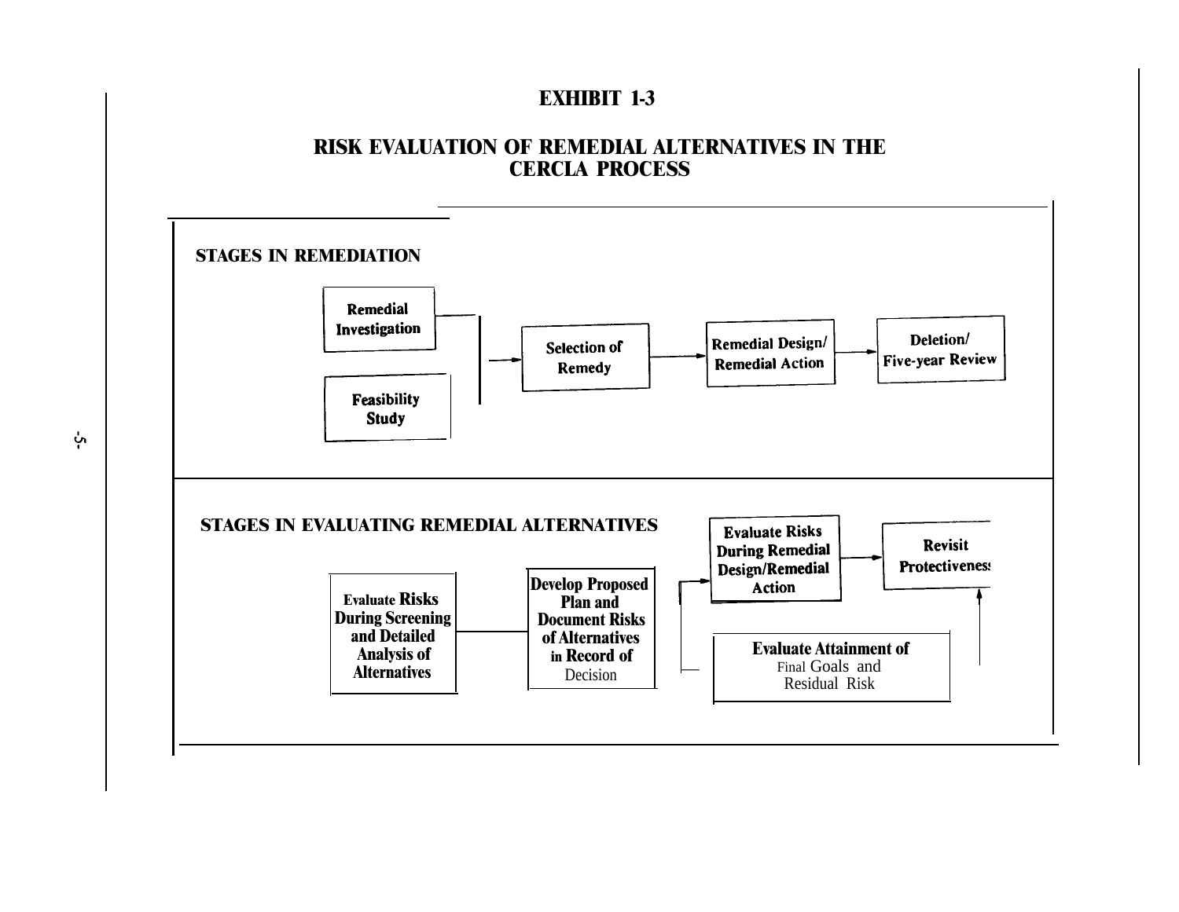# EXHIBIT 1-3

## RISK EVALUATION OF REMEDIAL ALTERNATIVES IN THE CERCLA PROCESS

**STAGES IN REMEDIATION**

Remedial Investigation

Feasibility Study

→ Selection of Remedy → Remedial Design/ Remedial Action → Deletion/ Five-year Review

**STAGES IN EVALUATING REMEDIAL ALTERNATIVES**

Evaluate Risks During Screening and Detailed Analysis of Alternatives

Develop Proposed Plan and Document Risks of Alternatives in Record of Decision

→ Evaluate Risks During Remedial Design/Remedial Action → Revisit Protectiveness

Evaluate Attainment of Final Goals and Residual Risk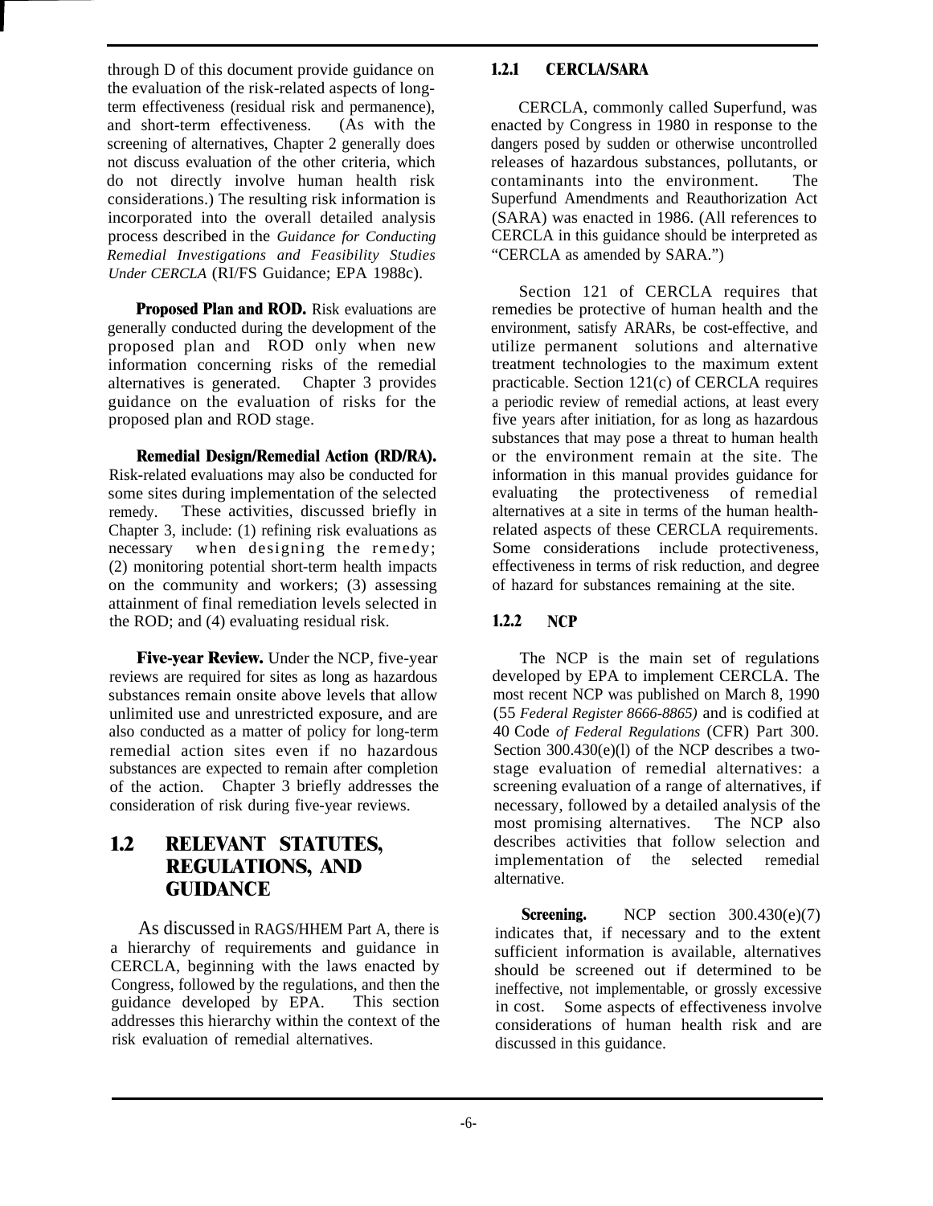through D of this document provide guidance on the evaluation of the risk-related aspects of long-term effectiveness (residual risk and permanence), and short-term effectiveness. (As with the screening of alternatives, Chapter 2 generally does not discuss evaluation of the other criteria, which do not directly involve human health risk considerations.) The resulting risk information is incorporated into the overall detailed analysis process described in the *Guidance for Conducting Remedial Investigations and Feasibility Studies Under CERCLA* (RI/FS Guidance; EPA 1988c).

**Proposed Plan and ROD.** Risk evaluations are generally conducted during the development of the proposed plan and ROD only when new information concerning risks of the remedial alternatives is generated. Chapter 3 provides guidance on the evaluation of risks for the proposed plan and ROD stage.

**Remedial Design/Remedial Action (RD/RA).** Risk-related evaluations may also be conducted for some sites during implementation of the selected remedy. These activities, discussed briefly in Chapter 3, include: (1) refining risk evaluations as necessary when designing the remedy; (2) monitoring potential short-term health impacts on the community and workers; (3) assessing attainment of final remediation levels selected in the ROD; and (4) evaluating residual risk.

**Five-year Review.** Under the NCP, five-year reviews are required for sites as long as hazardous substances remain onsite above levels that allow unlimited use and unrestricted exposure, and are also conducted as a matter of policy for long-term remedial action sites even if no hazardous substances are expected to remain after completion of the action. Chapter 3 briefly addresses the consideration of risk during five-year reviews.

## 1.2 RELEVANT STATUTES, REGULATIONS, AND GUIDANCE

As discussed in RAGS/HHEM Part A, there is a hierarchy of requirements and guidance in CERCLA, beginning with the laws enacted by Congress, followed by the regulations, and then the guidance developed by EPA. This section addresses this hierarchy within the context of the risk evaluation of remedial alternatives.

### 1.2.1 CERCLA/SARA

CERCLA, commonly called Superfund, was enacted by Congress in 1980 in response to the dangers posed by sudden or otherwise uncontrolled releases of hazardous substances, pollutants, or contaminants into the environment. The Superfund Amendments and Reauthorization Act (SARA) was enacted in 1986. (All references to CERCLA in this guidance should be interpreted as "CERCLA as amended by SARA.")

Section 121 of CERCLA requires that remedies be protective of human health and the environment, satisfy ARARs, be cost-effective, and utilize permanent solutions and alternative treatment technologies to the maximum extent practicable. Section 121(c) of CERCLA requires a periodic review of remedial actions, at least every five years after initiation, for as long as hazardous substances that may pose a threat to human health or the environment remain at the site. The information in this manual provides guidance for evaluating the protectiveness of remedial alternatives at a site in terms of the human health-related aspects of these CERCLA requirements. Some considerations include protectiveness, effectiveness in terms of risk reduction, and degree of hazard for substances remaining at the site.

### 1.2.2 NCP

The NCP is the main set of regulations developed by EPA to implement CERCLA. The most recent NCP was published on March 8, 1990 (55 *Federal Register 8666-8865)* and is codified at 40 Code *of Federal Regulations* (CFR) Part 300. Section 300.430(e)(l) of the NCP describes a two-stage evaluation of remedial alternatives: a screening evaluation of a range of alternatives, if necessary, followed by a detailed analysis of the most promising alternatives. The NCP also describes activities that follow selection and implementation of the selected remedial alternative.

**Screening.** NCP section 300.430(e)(7) indicates that, if necessary and to the extent sufficient information is available, alternatives should be screened out if determined to be ineffective, not implementable, or grossly excessive in cost. Some aspects of effectiveness involve considerations of human health risk and are discussed in this guidance.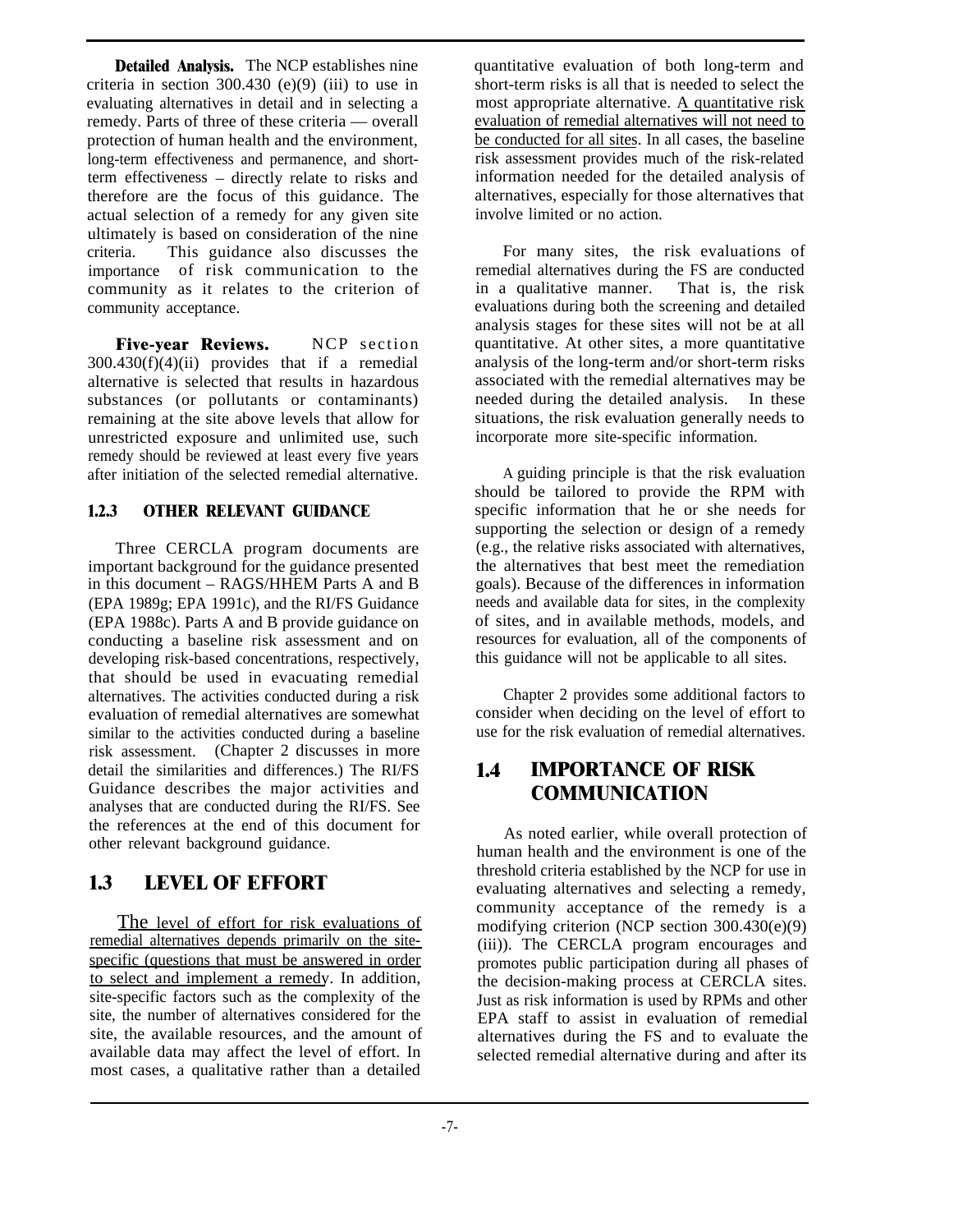**Detailed Analysis.** The NCP establishes nine criteria in section 300.430 (e)(9) (iii) to use in evaluating alternatives in detail and in selecting a remedy. Parts of three of these criteria — overall protection of human health and the environment, long-term effectiveness and permanence, and short-term effectiveness – directly relate to risks and therefore are the focus of this guidance. The actual selection of a remedy for any given site ultimately is based on consideration of the nine criteria. This guidance also discusses the importance of risk communication to the community as it relates to the criterion of community acceptance.

**Five-year Reviews.** NCP section 300.430(f)(4)(ii) provides that if a remedial alternative is selected that results in hazardous substances (or pollutants or contaminants) remaining at the site above levels that allow for unrestricted exposure and unlimited use, such remedy should be reviewed at least every five years after initiation of the selected remedial alternative.

### 1.2.3 OTHER RELEVANT GUIDANCE

Three CERCLA program documents are important background for the guidance presented in this document – RAGS/HHEM Parts A and B (EPA 1989g; EPA 1991c), and the RI/FS Guidance (EPA 1988c). Parts A and B provide guidance on conducting a baseline risk assessment and on developing risk-based concentrations, respectively, that should be used in evacuating remedial alternatives. The activities conducted during a risk evaluation of remedial alternatives are somewhat similar to the activities conducted during a baseline risk assessment. (Chapter 2 discusses in more detail the similarities and differences.) The RI/FS Guidance describes the major activities and analyses that are conducted during the RI/FS. See the references at the end of this document for other relevant background guidance.

## 1.3 LEVEL OF EFFORT

The level of effort for risk evaluations of remedial alternatives depends primarily on the site-specific (questions that must be answered in order to select and implement a remedy. In addition, site-specific factors such as the complexity of the site, the number of alternatives considered for the site, the available resources, and the amount of available data may affect the level of effort. In most cases, a qualitative rather than a detailed quantitative evaluation of both long-term and short-term risks is all that is needed to select the most appropriate alternative. A quantitative risk evaluation of remedial alternatives will not need to be conducted for all sites. In all cases, the baseline risk assessment provides much of the risk-related information needed for the detailed analysis of alternatives, especially for those alternatives that involve limited or no action.

For many sites, the risk evaluations of remedial alternatives during the FS are conducted in a qualitative manner. That is, the risk evaluations during both the screening and detailed analysis stages for these sites will not be at all quantitative. At other sites, a more quantitative analysis of the long-term and/or short-term risks associated with the remedial alternatives may be needed during the detailed analysis. In these situations, the risk evaluation generally needs to incorporate more site-specific information.

A guiding principle is that the risk evaluation should be tailored to provide the RPM with specific information that he or she needs for supporting the selection or design of a remedy (e.g., the relative risks associated with alternatives, the alternatives that best meet the remediation goals). Because of the differences in information needs and available data for sites, in the complexity of sites, and in available methods, models, and resources for evaluation, all of the components of this guidance will not be applicable to all sites.

Chapter 2 provides some additional factors to consider when deciding on the level of effort to use for the risk evaluation of remedial alternatives.

## 1.4 IMPORTANCE OF RISK COMMUNICATION

As noted earlier, while overall protection of human health and the environment is one of the threshold criteria established by the NCP for use in evaluating alternatives and selecting a remedy, community acceptance of the remedy is a modifying criterion (NCP section 300.430(e)(9) (iii)). The CERCLA program encourages and promotes public participation during all phases of the decision-making process at CERCLA sites. Just as risk information is used by RPMs and other EPA staff to assist in evaluation of remedial alternatives during the FS and to evaluate the selected remedial alternative during and after its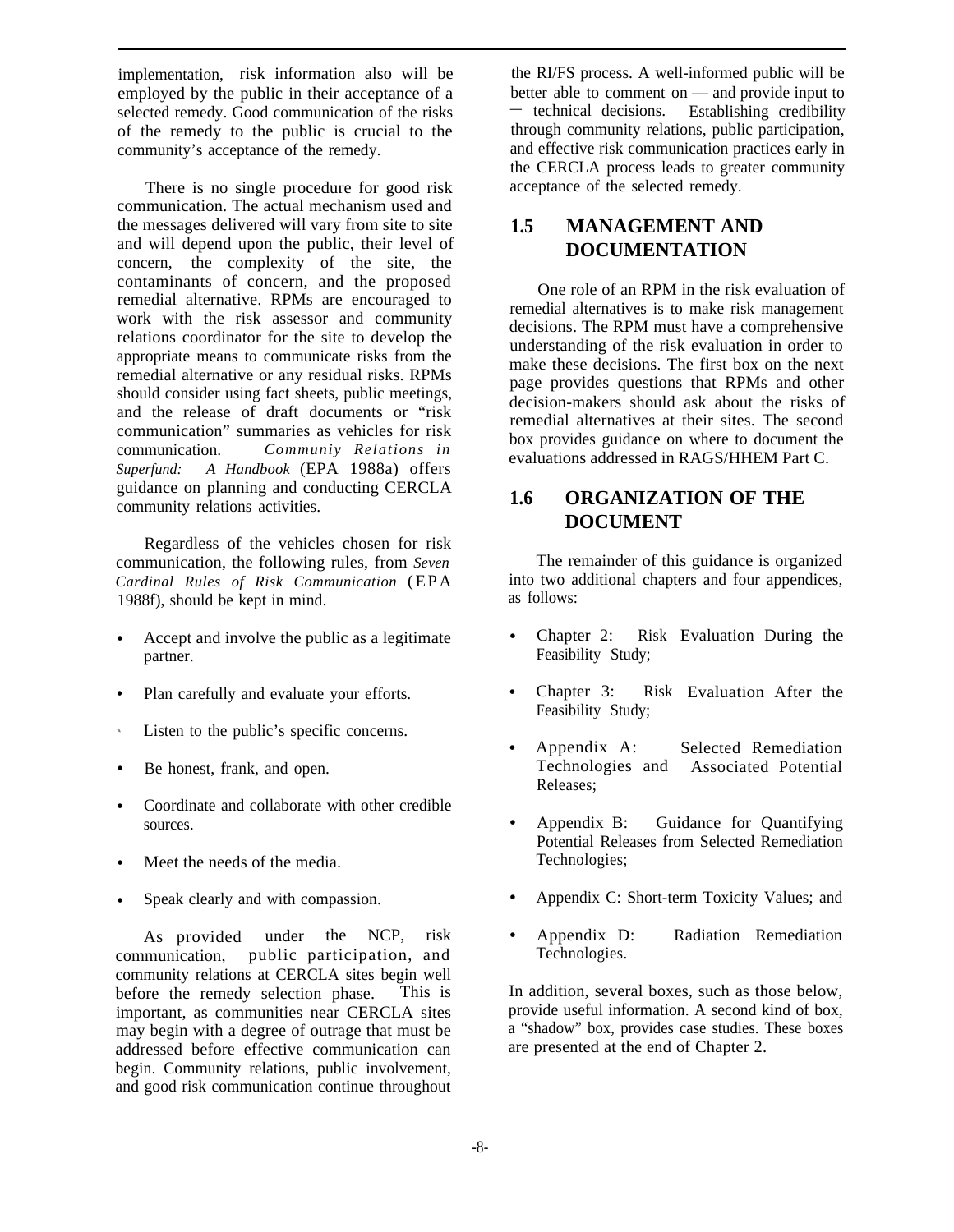implementation, risk information also will be employed by the public in their acceptance of a selected remedy. Good communication of the risks of the remedy to the public is crucial to the community's acceptance of the remedy.

There is no single procedure for good risk communication. The actual mechanism used and the messages delivered will vary from site to site and will depend upon the public, their level of concern, the complexity of the site, the contaminants of concern, and the proposed remedial alternative. RPMs are encouraged to work with the risk assessor and community relations coordinator for the site to develop the appropriate means to communicate risks from the remedial alternative or any residual risks. RPMs should consider using fact sheets, public meetings, and the release of draft documents or "risk communication" summaries as vehicles for risk communication. *Communiy Relations in Superfund: A Handbook* (EPA 1988a) offers guidance on planning and conducting CERCLA community relations activities.

Regardless of the vehicles chosen for risk communication, the following rules, from *Seven Cardinal Rules of Risk Communication* (EPA 1988f), should be kept in mind.

- Accept and involve the public as a legitimate partner.
- Plan carefully and evaluate your efforts.
- Listen to the public's specific concerns.
- Be honest, frank, and open.
- Coordinate and collaborate with other credible sources.
- Meet the needs of the media.
- Speak clearly and with compassion.

As provided under the NCP, risk communication, public participation, and community relations at CERCLA sites begin well before the remedy selection phase. This is important, as communities near CERCLA sites may begin with a degree of outrage that must be addressed before effective communication can begin. Community relations, public involvement, and good risk communication continue throughout the RI/FS process. A well-informed public will be better able to comment on — and provide input to — technical decisions. Establishing credibility through community relations, public participation, and effective risk communication practices early in the CERCLA process leads to greater community acceptance of the selected remedy.

## 1.5 MANAGEMENT AND DOCUMENTATION

One role of an RPM in the risk evaluation of remedial alternatives is to make risk management decisions. The RPM must have a comprehensive understanding of the risk evaluation in order to make these decisions. The first box on the next page provides questions that RPMs and other decision-makers should ask about the risks of remedial alternatives at their sites. The second box provides guidance on where to document the evaluations addressed in RAGS/HHEM Part C.

## 1.6 ORGANIZATION OF THE DOCUMENT

The remainder of this guidance is organized into two additional chapters and four appendices, as follows:

- Chapter 2: Risk Evaluation During the Feasibility Study;
- Chapter 3: Risk Evaluation After the Feasibility Study;
- Appendix A: Selected Remediation Technologies and Associated Potential Releases;
- Appendix B: Guidance for Quantifying Potential Releases from Selected Remediation Technologies;
- Appendix C: Short-term Toxicity Values; and
- Appendix D: Radiation Remediation Technologies.

In addition, several boxes, such as those below, provide useful information. A second kind of box, a "shadow" box, provides case studies. These boxes are presented at the end of Chapter 2.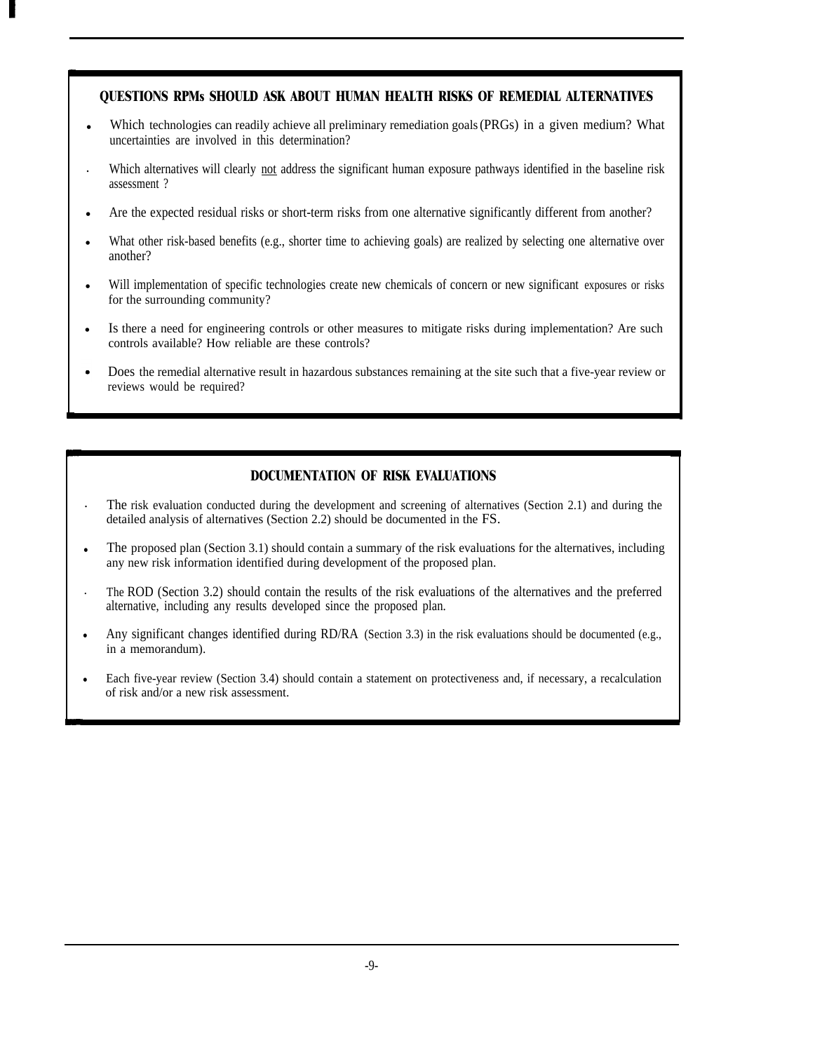### QUESTIONS RPMs SHOULD ASK ABOUT HUMAN HEALTH RISKS OF REMEDIAL ALTERNATIVES

- Which technologies can readily achieve all preliminary remediation goals (PRGs) in a given medium? What uncertainties are involved in this determination?
- Which alternatives will clearly not address the significant human exposure pathways identified in the baseline risk assessment ?
- Are the expected residual risks or short-term risks from one alternative significantly different from another?
- What other risk-based benefits (e.g., shorter time to achieving goals) are realized by selecting one alternative over another?
- Will implementation of specific technologies create new chemicals of concern or new significant exposures or risks for the surrounding community?
- Is there a need for engineering controls or other measures to mitigate risks during implementation? Are such controls available? How reliable are these controls?
- Does the remedial alternative result in hazardous substances remaining at the site such that a five-year review or reviews would be required?

### DOCUMENTATION OF RISK EVALUATIONS

- The risk evaluation conducted during the development and screening of alternatives (Section 2.1) and during the detailed analysis of alternatives (Section 2.2) should be documented in the FS.
- The proposed plan (Section 3.1) should contain a summary of the risk evaluations for the alternatives, including any new risk information identified during development of the proposed plan.
- The ROD (Section 3.2) should contain the results of the risk evaluations of the alternatives and the preferred alternative, including any results developed since the proposed plan.
- Any significant changes identified during RD/RA (Section 3.3) in the risk evaluations should be documented (e.g., in a memorandum).
- Each five-year review (Section 3.4) should contain a statement on protectiveness and, if necessary, a recalculation of risk and/or a new risk assessment.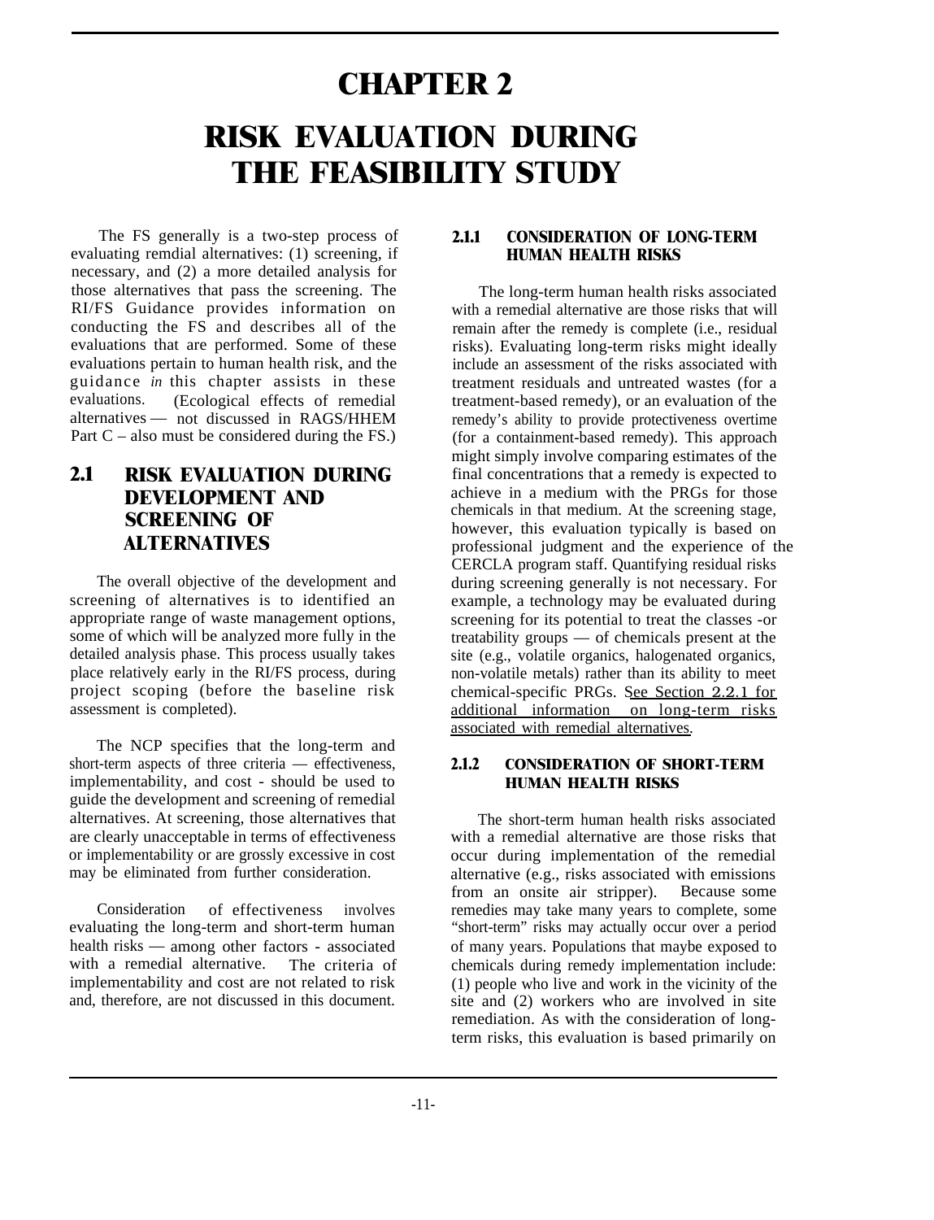# CHAPTER 2

# RISK EVALUATION DURING THE FEASIBILITY STUDY

The FS generally is a two-step process of evaluating remdial alternatives: (1) screening, if necessary, and (2) a more detailed analysis for those alternatives that pass the screening. The RI/FS Guidance provides information on conducting the FS and describes all of the evaluations that are performed. Some of these evaluations pertain to human health risk, and the guidance *in* this chapter assists in these evaluations. (Ecological effects of remedial alternatives — not discussed in RAGS/HHEM Part C – also must be considered during the FS.)

## 2.1 RISK EVALUATION DURING DEVELOPMENT AND SCREENING OF ALTERNATIVES

The overall objective of the development and screening of alternatives is to identified an appropriate range of waste management options, some of which will be analyzed more fully in the detailed analysis phase. This process usually takes place relatively early in the RI/FS process, during project scoping (before the baseline risk assessment is completed).

The NCP specifies that the long-term and short-term aspects of three criteria — effectiveness, implementability, and cost - should be used to guide the development and screening of remedial alternatives. At screening, those alternatives that are clearly unacceptable in terms of effectiveness or implementability or are grossly excessive in cost may be eliminated from further consideration.

Consideration of effectiveness involves evaluating the long-term and short-term human health risks — among other factors - associated with a remedial alternative. The criteria of implementability and cost are not related to risk and, therefore, are not discussed in this document.

### 2.1.1 CONSIDERATION OF LONG-TERM HUMAN HEALTH RISKS

The long-term human health risks associated with a remedial alternative are those risks that will remain after the remedy is complete (i.e., residual risks). Evaluating long-term risks might ideally include an assessment of the risks associated with treatment residuals and untreated wastes (for a treatment-based remedy), or an evaluation of the remedy's ability to provide protectiveness overtime (for a containment-based remedy). This approach might simply involve comparing estimates of the final concentrations that a remedy is expected to achieve in a medium with the PRGs for those chemicals in that medium. At the screening stage, however, this evaluation typically is based on professional judgment and the experience of the CERCLA program staff. Quantifying residual risks during screening generally is not necessary. For example, a technology may be evaluated during screening for its potential to treat the classes -or treatability groups — of chemicals present at the site (e.g., volatile organics, halogenated organics, non-volatile metals) rather than its ability to meet chemical-specific PRGs. See Section 2.2.1 for additional information on long-term risks associated with remedial alternatives.

### 2.1.2 CONSIDERATION OF SHORT-TERM HUMAN HEALTH RISKS

The short-term human health risks associated with a remedial alternative are those risks that occur during implementation of the remedial alternative (e.g., risks associated with emissions from an onsite air stripper). Because some remedies may take many years to complete, some "short-term" risks may actually occur over a period of many years. Populations that maybe exposed to chemicals during remedy implementation include: (1) people who live and work in the vicinity of the site and (2) workers who are involved in site remediation. As with the consideration of long-term risks, this evaluation is based primarily on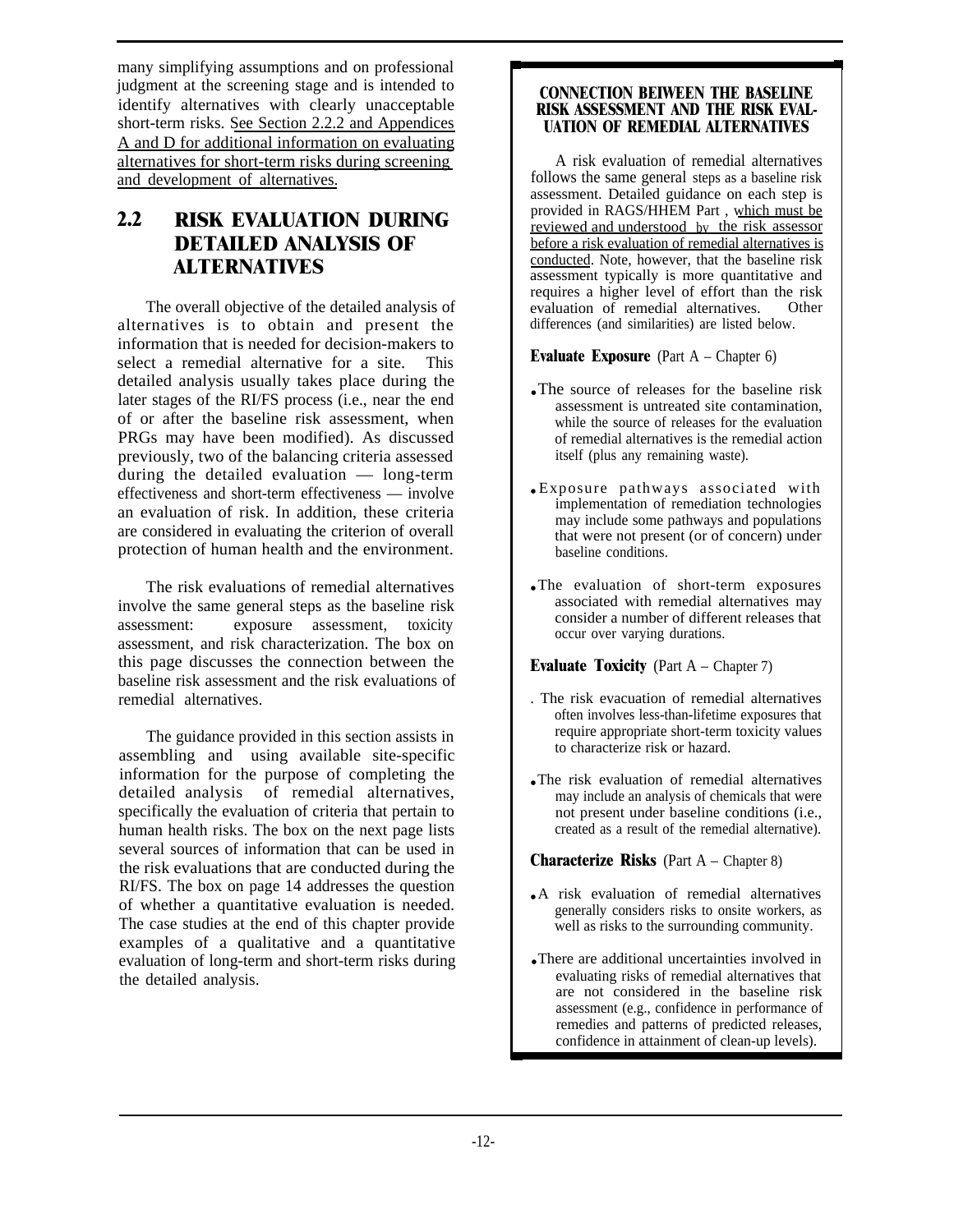many simplifying assumptions and on professional judgment at the screening stage and is intended to identify alternatives with clearly unacceptable short-term risks. See Section 2.2.2 and Appendices A and D for additional information on evaluating alternatives for short-term risks during screening and development of alternatives.

## 2.2 RISK EVALUATION DURING DETAILED ANALYSIS OF ALTERNATIVES

The overall objective of the detailed analysis of alternatives is to obtain and present the information that is needed for decision-makers to select a remedial alternative for a site. This detailed analysis usually takes place during the later stages of the RI/FS process (i.e., near the end of or after the baseline risk assessment, when PRGs may have been modified). As discussed previously, two of the balancing criteria assessed during the detailed evaluation — long-term effectiveness and short-term effectiveness — involve an evaluation of risk. In addition, these criteria are considered in evaluating the criterion of overall protection of human health and the environment.

The risk evaluations of remedial alternatives involve the same general steps as the baseline risk assessment: exposure assessment, toxicity assessment, and risk characterization. The box on this page discusses the connection between the baseline risk assessment and the risk evaluations of remedial alternatives.

The guidance provided in this section assists in assembling and using available site-specific information for the purpose of completing the detailed analysis of remedial alternatives, specifically the evaluation of criteria that pertain to human health risks. The box on the next page lists several sources of information that can be used in the risk evaluations that are conducted during the RI/FS. The box on page 14 addresses the question of whether a quantitative evaluation is needed. The case studies at the end of this chapter provide examples of a qualitative and a quantitative evaluation of long-term and short-term risks during the detailed analysis.

---

**CONNECTION BEIWEEN THE BASELINE RISK ASSESSMENT AND THE RISK EVALUATION OF REMEDIAL ALTERNATIVES**

A risk evaluation of remedial alternatives follows the same general steps as a baseline risk assessment. Detailed guidance on each step is provided in RAGS/HHEM Part , which must be reviewed and understood by the risk assessor before a risk evaluation of remedial alternatives is conducted. Note, however, that the baseline risk assessment typically is more quantitative and requires a higher level of effort than the risk evaluation of remedial alternatives. Other differences (and similarities) are listed below.

**Evaluate Exposure** (Part A – Chapter 6)

- The source of releases for the baseline risk assessment is untreated site contamination, while the source of releases for the evaluation of remedial alternatives is the remedial action itself (plus any remaining waste).
- Exposure pathways associated with implementation of remediation technologies may include some pathways and populations that were not present (or of concern) under baseline conditions.
- The evaluation of short-term exposures associated with remedial alternatives may consider a number of different releases that occur over varying durations.

**Evaluate Toxicity** (Part A – Chapter 7)

- The risk evacuation of remedial alternatives often involves less-than-lifetime exposures that require appropriate short-term toxicity values to characterize risk or hazard.
- The risk evaluation of remedial alternatives may include an analysis of chemicals that were not present under baseline conditions (i.e., created as a result of the remedial alternative).

**Characterize Risks** (Part A – Chapter 8)

- A risk evaluation of remedial alternatives generally considers risks to onsite workers, as well as risks to the surrounding community.
- There are additional uncertainties involved in evaluating risks of remedial alternatives that are not considered in the baseline risk assessment (e.g., confidence in performance of remedies and patterns of predicted releases, confidence in attainment of clean-up levels).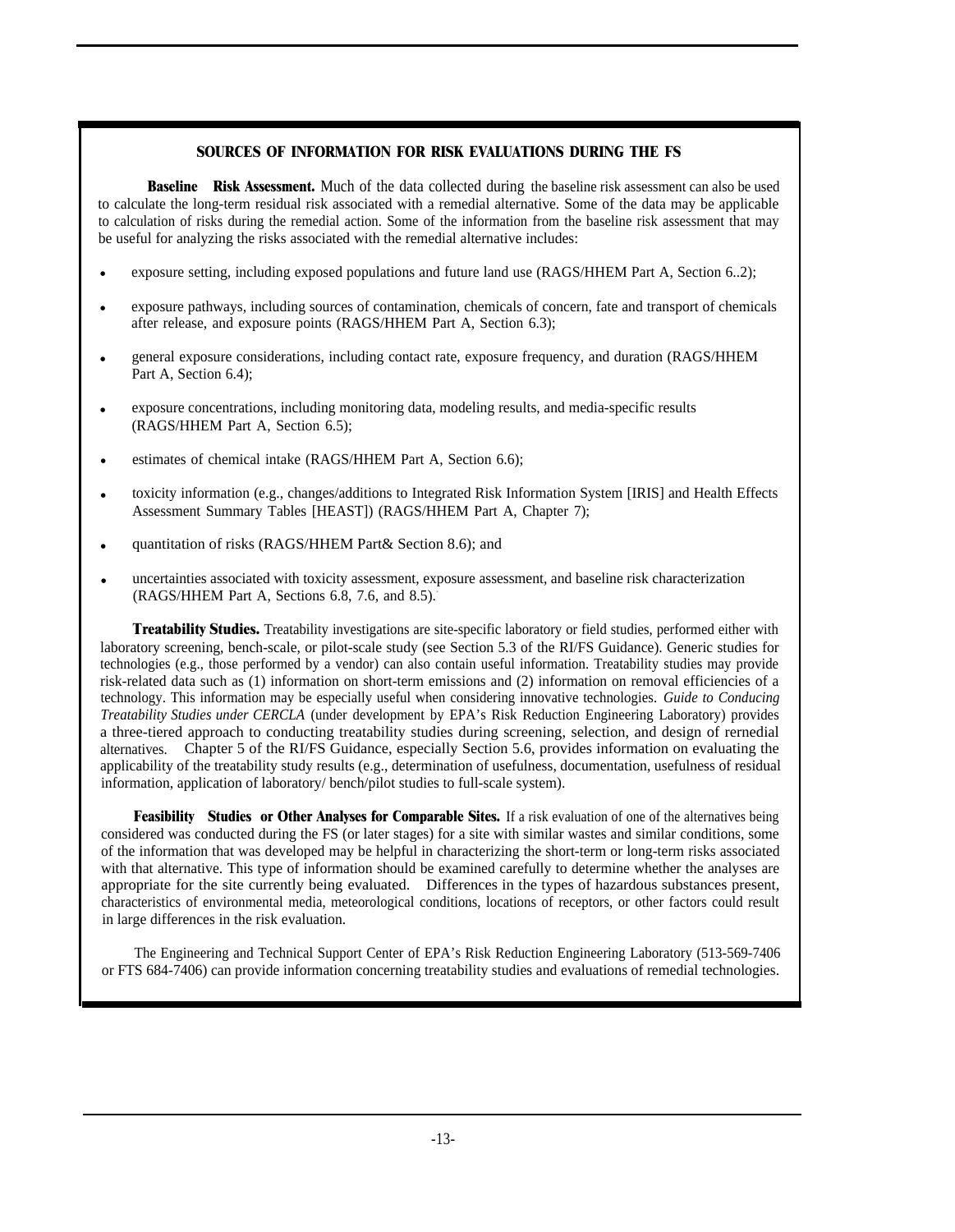## SOURCES OF INFORMATION FOR RISK EVALUATIONS DURING THE FS

**Baseline Risk Assessment.** Much of the data collected during the baseline risk assessment can also be used to calculate the long-term residual risk associated with a remedial alternative. Some of the data may be applicable to calculation of risks during the remedial action. Some of the information from the baseline risk assessment that may be useful for analyzing the risks associated with the remedial alternative includes:

- exposure setting, including exposed populations and future land use (RAGS/HHEM Part A, Section 6..2);
- exposure pathways, including sources of contamination, chemicals of concern, fate and transport of chemicals after release, and exposure points (RAGS/HHEM Part A, Section 6.3);
- general exposure considerations, including contact rate, exposure frequency, and duration (RAGS/HHEM Part A, Section 6.4);
- exposure concentrations, including monitoring data, modeling results, and media-specific results (RAGS/HHEM Part A, Section 6.5);
- estimates of chemical intake (RAGS/HHEM Part A, Section 6.6);
- toxicity information (e.g., changes/additions to Integrated Risk Information System [IRIS] and Health Effects Assessment Summary Tables [HEAST]) (RAGS/HHEM Part A, Chapter 7);
- quantitation of risks (RAGS/HHEM Part& Section 8.6); and
- uncertainties associated with toxicity assessment, exposure assessment, and baseline risk characterization (RAGS/HHEM Part A, Sections 6.8, 7.6, and 8.5).

**Treatability Studies.** Treatability investigations are site-specific laboratory or field studies, performed either with laboratory screening, bench-scale, or pilot-scale study (see Section 5.3 of the RI/FS Guidance). Generic studies for technologies (e.g., those performed by a vendor) can also contain useful information. Treatability studies may provide risk-related data such as (1) information on short-term emissions and (2) information on removal efficiencies of a technology. This information may be especially useful when considering innovative technologies. *Guide to Conducing Treatability Studies under CERCLA* (under development by EPA's Risk Reduction Engineering Laboratory) provides a three-tiered approach to conducting treatability studies during screening, selection, and design of rernedial alternatives. Chapter 5 of the RI/FS Guidance, especially Section 5.6, provides information on evaluating the applicability of the treatability study results (e.g., determination of usefulness, documentation, usefulness of residual information, application of laboratory/ bench/pilot studies to full-scale system).

**Feasibility Studies or Other Analyses for Comparable Sites.** If a risk evaluation of one of the alternatives being considered was conducted during the FS (or later stages) for a site with similar wastes and similar conditions, some of the information that was developed may be helpful in characterizing the short-term or long-term risks associated with that alternative. This type of information should be examined carefully to determine whether the analyses are appropriate for the site currently being evaluated. Differences in the types of hazardous substances present, characteristics of environmental media, meteorological conditions, locations of receptors, or other factors could result in large differences in the risk evaluation.

The Engineering and Technical Support Center of EPA's Risk Reduction Engineering Laboratory (513-569-7406 or FTS 684-7406) can provide information concerning treatability studies and evaluations of remedial technologies.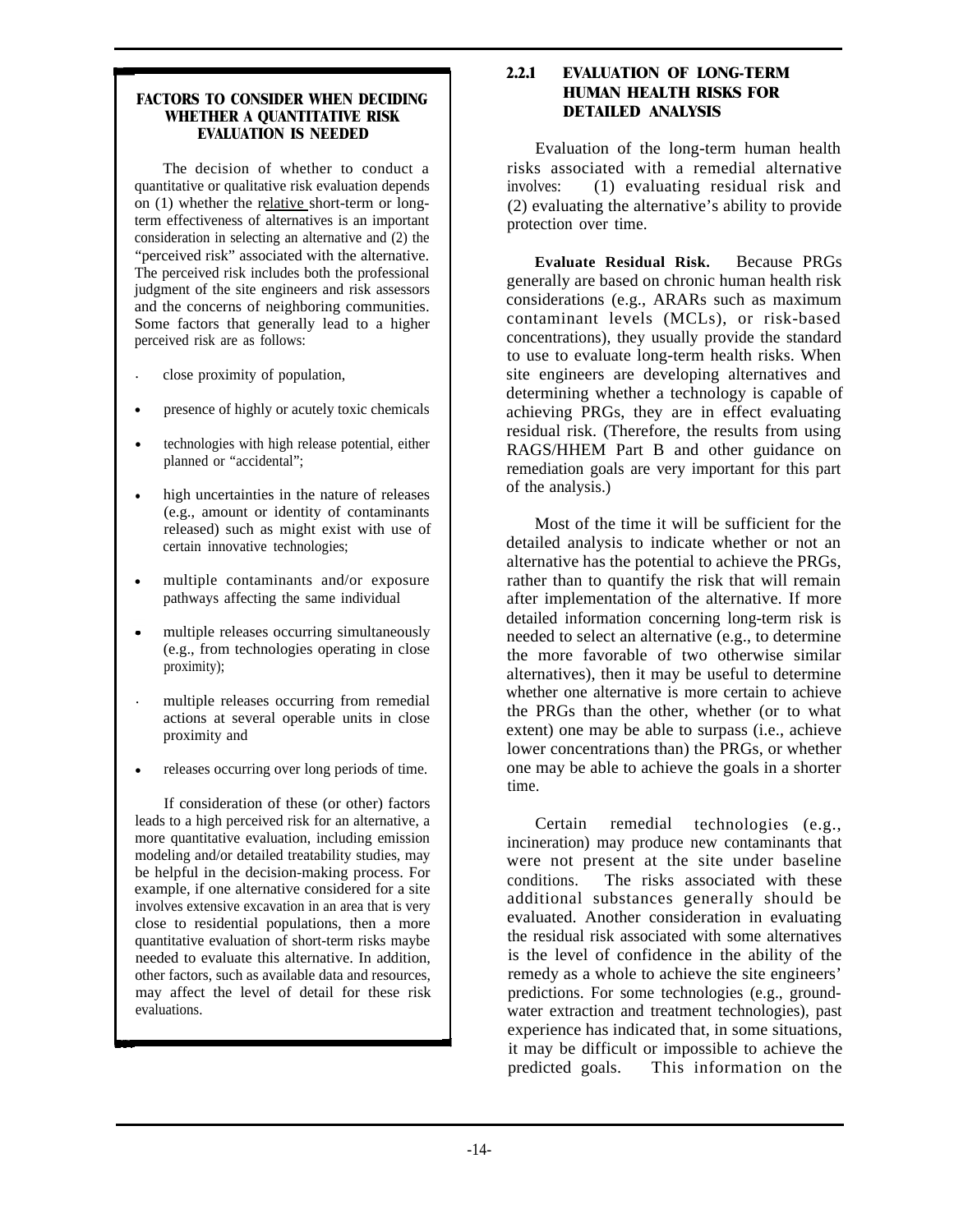**FACTORS TO CONSIDER WHEN DECIDING WHETHER A QUANTITATIVE RISK EVALUATION IS NEEDED**

The decision of whether to conduct a quantitative or qualitative risk evaluation depends on (1) whether the relative short-term or long-term effectiveness of alternatives is an important consideration in selecting an alternative and (2) the "perceived risk" associated with the alternative. The perceived risk includes both the professional judgment of the site engineers and risk assessors and the concerns of neighboring communities. Some factors that generally lead to a higher perceived risk are as follows:

- close proximity of population,
- presence of highly or acutely toxic chemicals
- technologies with high release potential, either planned or "accidental";
- high uncertainties in the nature of releases (e.g., amount or identity of contaminants released) such as might exist with use of certain innovative technologies;
- multiple contaminants and/or exposure pathways affecting the same individual
- multiple releases occurring simultaneously (e.g., from technologies operating in close proximity);
- multiple releases occurring from remedial actions at several operable units in close proximity and
- releases occurring over long periods of time.

If consideration of these (or other) factors leads to a high perceived risk for an alternative, a more quantitative evaluation, including emission modeling and/or detailed treatability studies, may be helpful in the decision-making process. For example, if one alternative considered for a site involves extensive excavation in an area that is very close to residential populations, then a more quantitative evaluation of short-term risks maybe needed to evaluate this alternative. In addition, other factors, such as available data and resources, may affect the level of detail for these risk evaluations.

### 2.2.1 EVALUATION OF LONG-TERM HUMAN HEALTH RISKS FOR DETAILED ANALYSIS

Evaluation of the long-term human health risks associated with a remedial alternative involves: (1) evaluating residual risk and (2) evaluating the alternative's ability to provide protection over time.

**Evaluate Residual Risk.** Because PRGs generally are based on chronic human health risk considerations (e.g., ARARs such as maximum contaminant levels (MCLs), or risk-based concentrations), they usually provide the standard to use to evaluate long-term health risks. When site engineers are developing alternatives and determining whether a technology is capable of achieving PRGs, they are in effect evaluating residual risk. (Therefore, the results from using RAGS/HHEM Part B and other guidance on remediation goals are very important for this part of the analysis.)

Most of the time it will be sufficient for the detailed analysis to indicate whether or not an alternative has the potential to achieve the PRGs, rather than to quantify the risk that will remain after implementation of the alternative. If more detailed information concerning long-term risk is needed to select an alternative (e.g., to determine the more favorable of two otherwise similar alternatives), then it may be useful to determine whether one alternative is more certain to achieve the PRGs than the other, whether (or to what extent) one may be able to surpass (i.e., achieve lower concentrations than) the PRGs, or whether one may be able to achieve the goals in a shorter time.

Certain remedial technologies (e.g., incineration) may produce new contaminants that were not present at the site under baseline conditions. The risks associated with these additional substances generally should be evaluated. Another consideration in evaluating the residual risk associated with some alternatives is the level of confidence in the ability of the remedy as a whole to achieve the site engineers' predictions. For some technologies (e.g., ground-water extraction and treatment technologies), past experience has indicated that, in some situations, it may be difficult or impossible to achieve the predicted goals. This information on the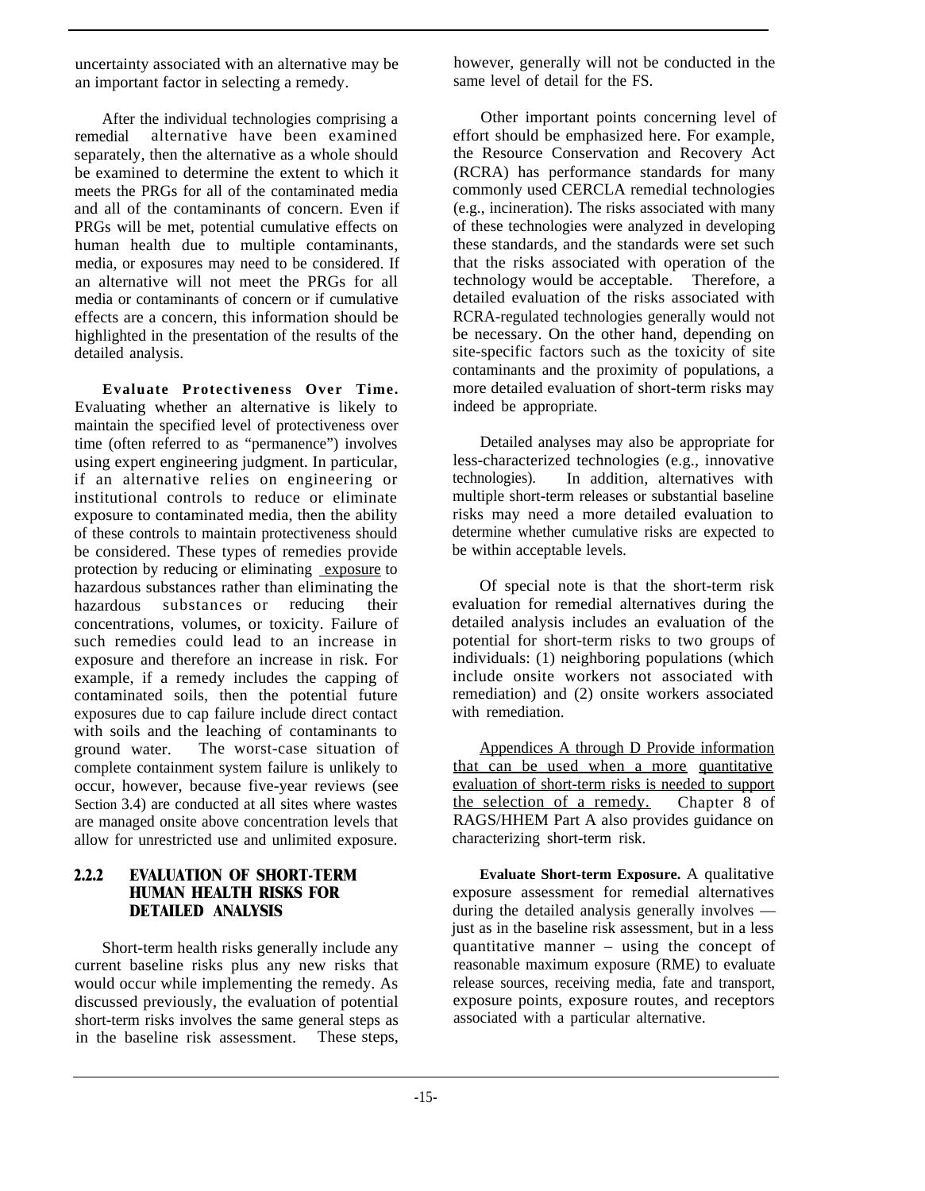uncertainty associated with an alternative may be an important factor in selecting a remedy.

After the individual technologies comprising a remedial alternative have been examined separately, then the alternative as a whole should be examined to determine the extent to which it meets the PRGs for all of the contaminated media and all of the contaminants of concern. Even if PRGs will be met, potential cumulative effects on human health due to multiple contaminants, media, or exposures may need to be considered. If an alternative will not meet the PRGs for all media or contaminants of concern or if cumulative effects are a concern, this information should be highlighted in the presentation of the results of the detailed analysis.

**Evaluate Protectiveness Over Time.** Evaluating whether an alternative is likely to maintain the specified level of protectiveness over time (often referred to as "permanence") involves using expert engineering judgment. In particular, if an alternative relies on engineering or institutional controls to reduce or eliminate exposure to contaminated media, then the ability of these controls to maintain protectiveness should be considered. These types of remedies provide protection by reducing or eliminating exposure to hazardous substances rather than eliminating the hazardous substances or reducing their concentrations, volumes, or toxicity. Failure of such remedies could lead to an increase in exposure and therefore an increase in risk. For example, if a remedy includes the capping of contaminated soils, then the potential future exposures due to cap failure include direct contact with soils and the leaching of contaminants to ground water. The worst-case situation of complete containment system failure is unlikely to occur, however, because five-year reviews (see Section 3.4) are conducted at all sites where wastes are managed onsite above concentration levels that allow for unrestricted use and unlimited exposure.

### 2.2.2 EVALUATION OF SHORT-TERM HUMAN HEALTH RISKS FOR DETAILED ANALYSIS

Short-term health risks generally include any current baseline risks plus any new risks that would occur while implementing the remedy. As discussed previously, the evaluation of potential short-term risks involves the same general steps as in the baseline risk assessment. These steps, however, generally will not be conducted in the same level of detail for the FS.

Other important points concerning level of effort should be emphasized here. For example, the Resource Conservation and Recovery Act (RCRA) has performance standards for many commonly used CERCLA remedial technologies (e.g., incineration). The risks associated with many of these technologies were analyzed in developing these standards, and the standards were set such that the risks associated with operation of the technology would be acceptable. Therefore, a detailed evaluation of the risks associated with RCRA-regulated technologies generally would not be necessary. On the other hand, depending on site-specific factors such as the toxicity of site contaminants and the proximity of populations, a more detailed evaluation of short-term risks may indeed be appropriate.

Detailed analyses may also be appropriate for less-characterized technologies (e.g., innovative technologies). In addition, alternatives with multiple short-term releases or substantial baseline risks may need a more detailed evaluation to determine whether cumulative risks are expected to be within acceptable levels.

Of special note is that the short-term risk evaluation for remedial alternatives during the detailed analysis includes an evaluation of the potential for short-term risks to two groups of individuals: (1) neighboring populations (which include onsite workers not associated with remediation) and (2) onsite workers associated with remediation.

Appendices A through D Provide information that can be used when a more quantitative evaluation of short-term risks is needed to support the selection of a remedy. Chapter 8 of RAGS/HHEM Part A also provides guidance on characterizing short-term risk.

**Evaluate Short-term Exposure.** A qualitative exposure assessment for remedial alternatives during the detailed analysis generally involves — just as in the baseline risk assessment, but in a less quantitative manner – using the concept of reasonable maximum exposure (RME) to evaluate release sources, receiving media, fate and transport, exposure points, exposure routes, and receptors associated with a particular alternative.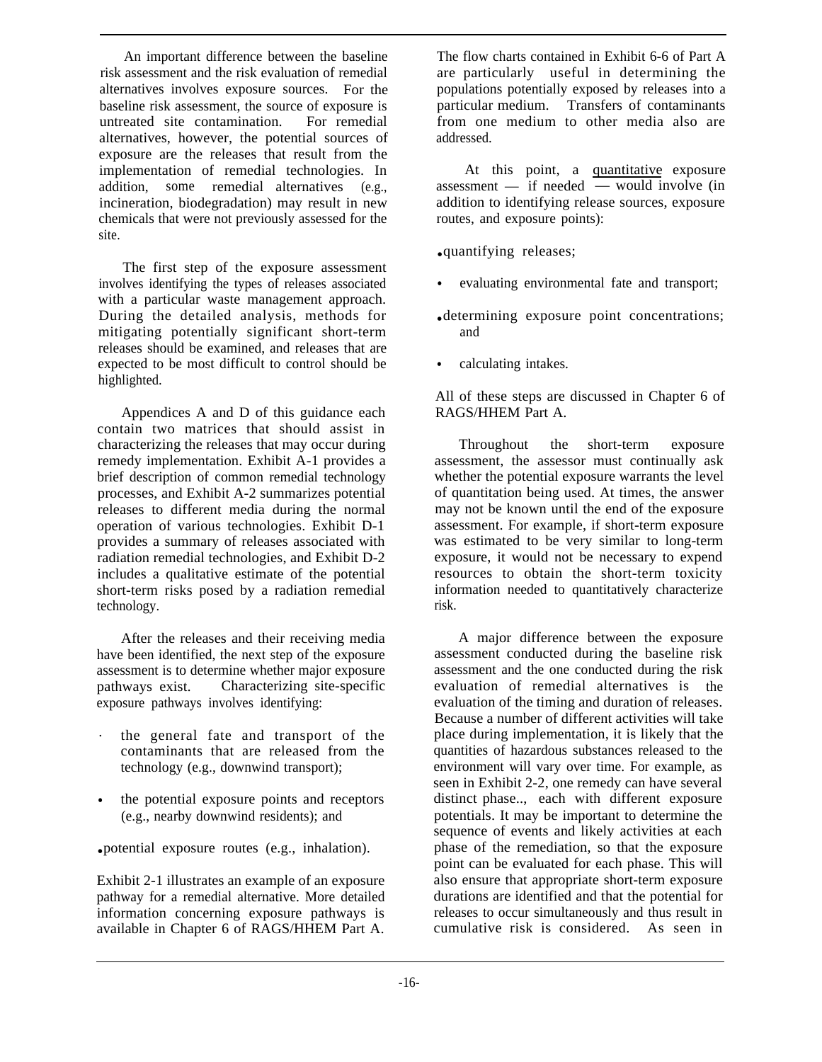An important difference between the baseline risk assessment and the risk evaluation of remedial alternatives involves exposure sources. For the baseline risk assessment, the source of exposure is untreated site contamination. For remedial alternatives, however, the potential sources of exposure are the releases that result from the implementation of remedial technologies. In addition, some remedial alternatives (e.g., incineration, biodegradation) may result in new chemicals that were not previously assessed for the site.

The first step of the exposure assessment involves identifying the types of releases associated with a particular waste management approach. During the detailed analysis, methods for mitigating potentially significant short-term releases should be examined, and releases that are expected to be most difficult to control should be highlighted.

Appendices A and D of this guidance each contain two matrices that should assist in characterizing the releases that may occur during remedy implementation. Exhibit A-1 provides a brief description of common remedial technology processes, and Exhibit A-2 summarizes potential releases to different media during the normal operation of various technologies. Exhibit D-1 provides a summary of releases associated with radiation remedial technologies, and Exhibit D-2 includes a qualitative estimate of the potential short-term risks posed by a radiation remedial technology.

After the releases and their receiving media have been identified, the next step of the exposure assessment is to determine whether major exposure pathways exist. Characterizing site-specific exposure pathways involves identifying:

- the general fate and transport of the contaminants that are released from the technology (e.g., downwind transport);
- the potential exposure points and receptors (e.g., nearby downwind residents); and
- potential exposure routes (e.g., inhalation).

Exhibit 2-1 illustrates an example of an exposure pathway for a remedial alternative. More detailed information concerning exposure pathways is available in Chapter 6 of RAGS/HHEM Part A. The flow charts contained in Exhibit 6-6 of Part A are particularly useful in determining the populations potentially exposed by releases into a particular medium. Transfers of contaminants from one medium to other media also are addressed.

At this point, a quantitative exposure assessment — if needed — would involve (in addition to identifying release sources, exposure routes, and exposure points):

- quantifying releases;
- evaluating environmental fate and transport;
- determining exposure point concentrations; and
- calculating intakes.

All of these steps are discussed in Chapter 6 of RAGS/HHEM Part A.

Throughout the short-term exposure assessment, the assessor must continually ask whether the potential exposure warrants the level of quantitation being used. At times, the answer may not be known until the end of the exposure assessment. For example, if short-term exposure was estimated to be very similar to long-term exposure, it would not be necessary to expend resources to obtain the short-term toxicity information needed to quantitatively characterize risk.

A major difference between the exposure assessment conducted during the baseline risk assessment and the one conducted during the risk evaluation of remedial alternatives is the evaluation of the timing and duration of releases. Because a number of different activities will take place during implementation, it is likely that the quantities of hazardous substances released to the environment will vary over time. For example, as seen in Exhibit 2-2, one remedy can have several distinct phase.., each with different exposure potentials. It may be important to determine the sequence of events and likely activities at each phase of the remediation, so that the exposure point can be evaluated for each phase. This will also ensure that appropriate short-term exposure durations are identified and that the potential for releases to occur simultaneously and thus result in cumulative risk is considered. As seen in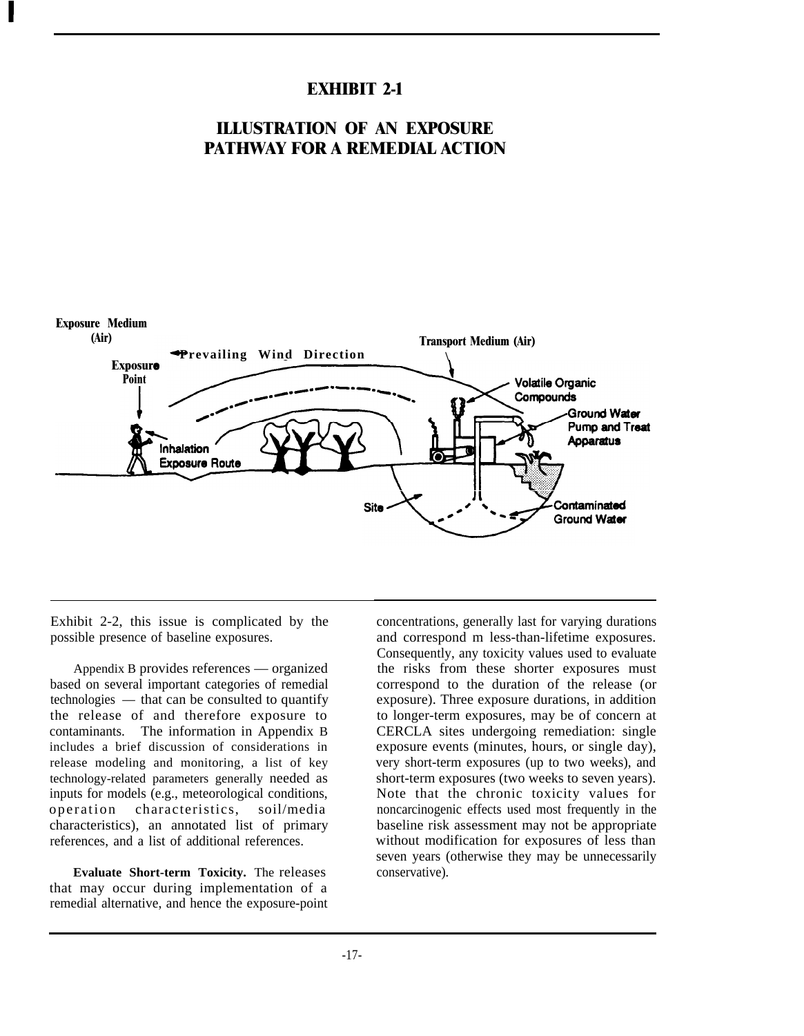## EXHIBIT 2-1

## ILLUSTRATION OF AN EXPOSURE PATHWAY FOR A REMEDIAL ACTION

Exposure Medium (Air)

Prevailing Wind Direction

Transport Medium (Air)

Exposure Point

Volatile Organic Compounds

Ground Water Pump and Treat Apparatus

Inhalation Exposure Route

Site

Contaminated Ground Water

Exhibit 2-2, this issue is complicated by the possible presence of baseline exposures.

Appendix B provides references — organized based on several important categories of remedial technologies — that can be consulted to quantify the release of and therefore exposure to contaminants. The information in Appendix B includes a brief discussion of considerations in release modeling and monitoring, a list of key technology-related parameters generally needed as inputs for models (e.g., meteorological conditions, operation characteristics, soil/media characteristics), an annotated list of primary references, and a list of additional references.

**Evaluate Short-term Toxicity.** The releases that may occur during implementation of a remedial alternative, and hence the exposure-point concentrations, generally last for varying durations and correspond m less-than-lifetime exposures. Consequently, any toxicity values used to evaluate the risks from these shorter exposures must correspond to the duration of the release (or exposure). Three exposure durations, in addition to longer-term exposures, may be of concern at CERCLA sites undergoing remediation: single exposure events (minutes, hours, or single day), very short-term exposures (up to two weeks), and short-term exposures (two weeks to seven years). Note that the chronic toxicity values for noncarcinogenic effects used most frequently in the baseline risk assessment may not be appropriate without modification for exposures of less than seven years (otherwise they may be unnecessarily conservative).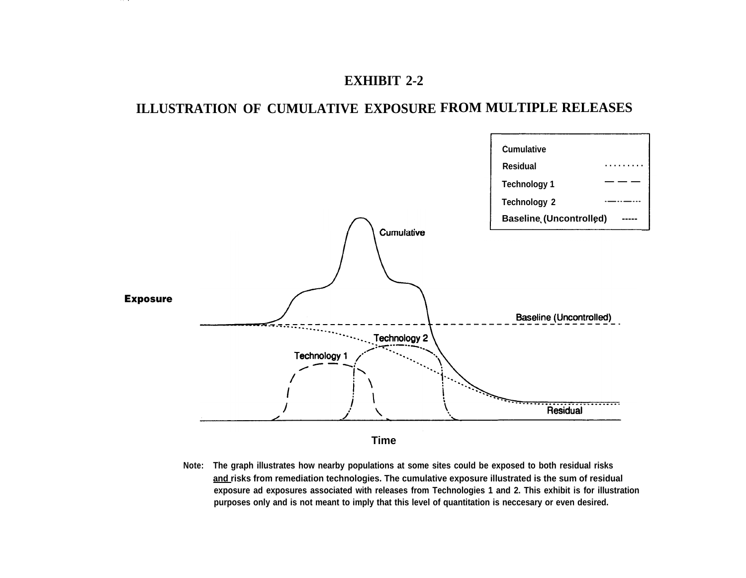# EXHIBIT 2-2

## ILLUSTRATION OF CUMULATIVE EXPOSURE FROM MULTIPLE RELEASES

Note: The graph illustrates how nearby populations at some sites could be exposed to both residual risks and risks from remediation technologies. The cumulative exposure illustrated is the sum of residual exposure ad exposures associated with releases from Technologies 1 and 2. This exhibit is for illustration purposes only and is not meant to imply that this level of quantitation is neccesary or even desired.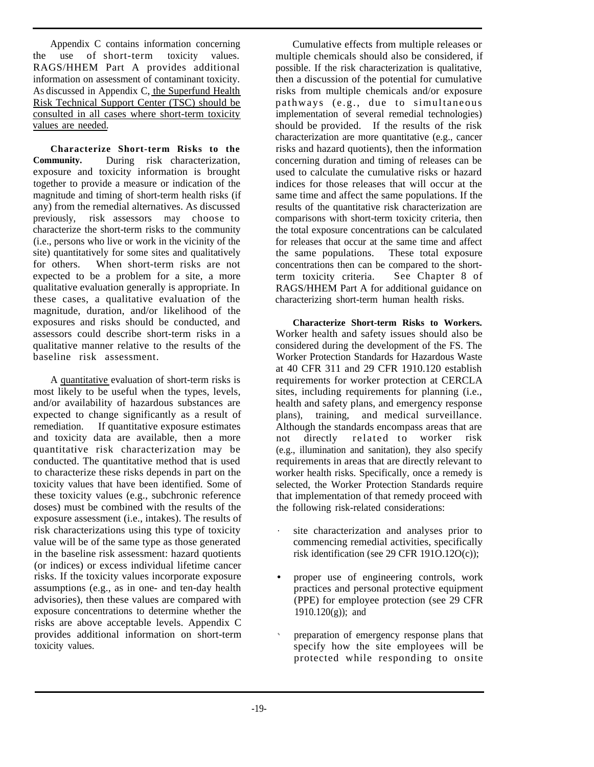Appendix C contains information concerning the use of short-term toxicity values. RAGS/HHEM Part A provides additional information on assessment of contaminant toxicity. As discussed in Appendix C, the Superfund Health Risk Technical Support Center (TSC) should be consulted in all cases where short-term toxicity values are needed.

**Characterize Short-term Risks to the Community.** During risk characterization, exposure and toxicity information is brought together to provide a measure or indication of the magnitude and timing of short-term health risks (if any) from the remedial alternatives. As discussed previously, risk assessors may choose to characterize the short-term risks to the community (i.e., persons who live or work in the vicinity of the site) quantitatively for some sites and qualitatively for others. When short-term risks are not expected to be a problem for a site, a more qualitative evaluation generally is appropriate. In these cases, a qualitative evaluation of the magnitude, duration, and/or likelihood of the exposures and risks should be conducted, and assessors could describe short-term risks in a qualitative manner relative to the results of the baseline risk assessment.

A quantitative evaluation of short-term risks is most likely to be useful when the types, levels, and/or availability of hazardous substances are expected to change significantly as a result of remediation. If quantitative exposure estimates and toxicity data are available, then a more quantitative risk characterization may be conducted. The quantitative method that is used to characterize these risks depends in part on the toxicity values that have been identified. Some of these toxicity values (e.g., subchronic reference doses) must be combined with the results of the exposure assessment (i.e., intakes). The results of risk characterizations using this type of toxicity value will be of the same type as those generated in the baseline risk assessment: hazard quotients (or indices) or excess individual lifetime cancer risks. If the toxicity values incorporate exposure assumptions (e.g., as in one- and ten-day health advisories), then these values are compared with exposure concentrations to determine whether the risks are above acceptable levels. Appendix C provides additional information on short-term toxicity values.

Cumulative effects from multiple releases or multiple chemicals should also be considered, if possible. If the risk characterization is qualitative, then a discussion of the potential for cumulative risks from multiple chemicals and/or exposure pathways (e.g., due to simultaneous implementation of several remedial technologies) should be provided. If the results of the risk characterization are more quantitative (e.g., cancer risks and hazard quotients), then the information concerning duration and timing of releases can be used to calculate the cumulative risks or hazard indices for those releases that will occur at the same time and affect the same populations. If the results of the quantitative risk characterization are comparisons with short-term toxicity criteria, then the total exposure concentrations can be calculated for releases that occur at the same time and affect the same populations. These total exposure concentrations then can be compared to the short-term toxicity criteria. See Chapter 8 of RAGS/HHEM Part A for additional guidance on characterizing short-term human health risks.

**Characterize Short-term Risks to Workers.** Worker health and safety issues should also be considered during the development of the FS. The Worker Protection Standards for Hazardous Waste at 40 CFR 311 and 29 CFR 1910.120 establish requirements for worker protection at CERCLA sites, including requirements for planning (i.e., health and safety plans, and emergency response plans), training, and medical surveillance. Although the standards encompass areas that are not directly related to worker risk (e.g., illumination and sanitation), they also specify requirements in areas that are directly relevant to worker health risks. Specifically, once a remedy is selected, the Worker Protection Standards require that implementation of that remedy proceed with the following risk-related considerations:

- site characterization and analyses prior to commencing remedial activities, specifically risk identification (see 29 CFR 191O.12O(c));
- proper use of engineering controls, work practices and personal protective equipment (PPE) for employee protection (see 29 CFR 1910.120(g)); and
- preparation of emergency response plans that specify how the site employees will be protected while responding to onsite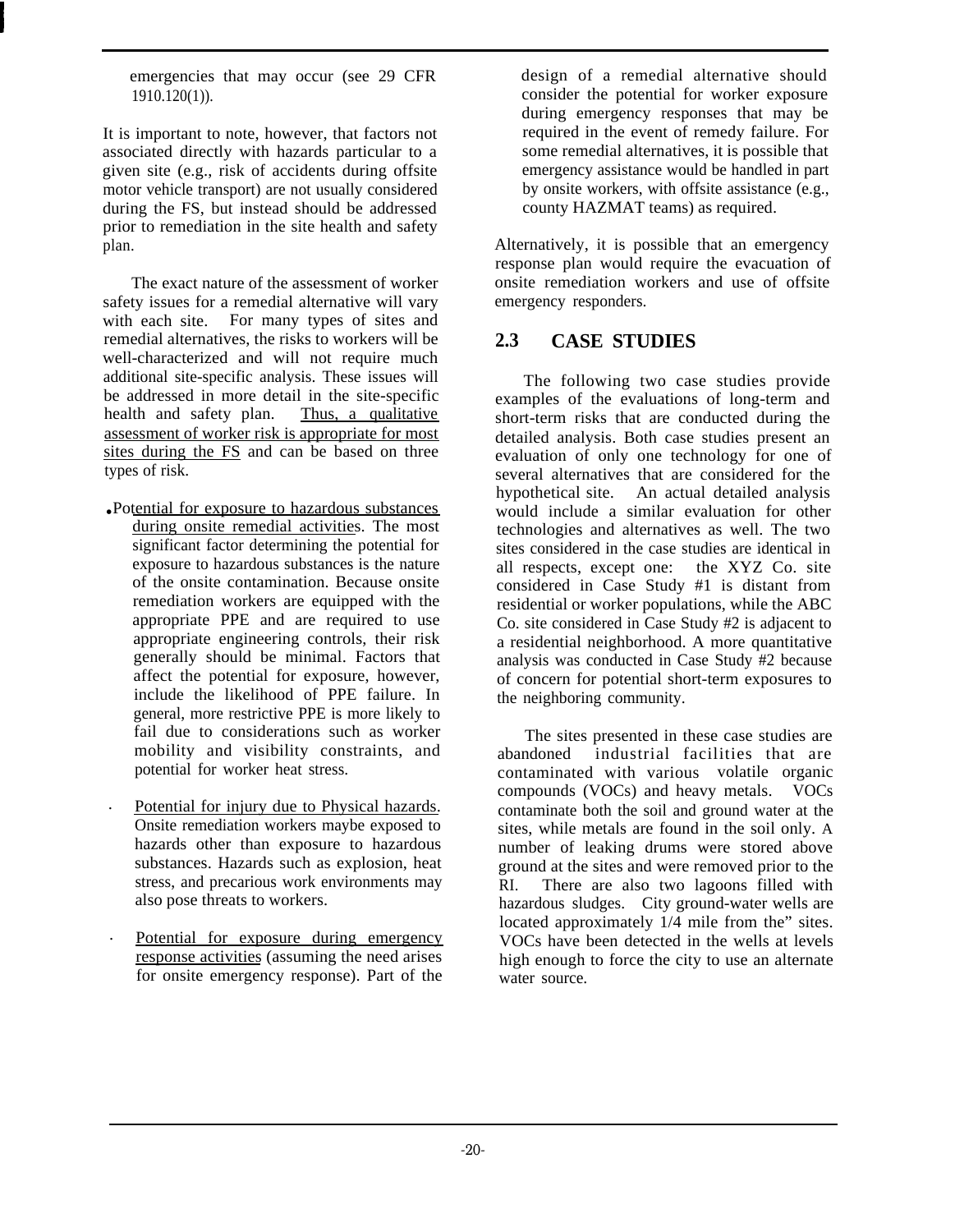emergencies that may occur (see 29 CFR 1910.120(1)).

It is important to note, however, that factors not associated directly with hazards particular to a given site (e.g., risk of accidents during offsite motor vehicle transport) are not usually considered during the FS, but instead should be addressed prior to remediation in the site health and safety plan.

The exact nature of the assessment of worker safety issues for a remedial alternative will vary with each site. For many types of sites and remedial alternatives, the risks to workers will be well-characterized and will not require much additional site-specific analysis. These issues will be addressed in more detail in the site-specific health and safety plan. Thus, a qualitative assessment of worker risk is appropriate for most sites during the FS and can be based on three types of risk.

- Potential for exposure to hazardous substances during onsite remedial activities. The most significant factor determining the potential for exposure to hazardous substances is the nature of the onsite contamination. Because onsite remediation workers are equipped with the appropriate PPE and are required to use appropriate engineering controls, their risk generally should be minimal. Factors that affect the potential for exposure, however, include the likelihood of PPE failure. In general, more restrictive PPE is more likely to fail due to considerations such as worker mobility and visibility constraints, and potential for worker heat stress.

- Potential for injury due to Physical hazards. Onsite remediation workers maybe exposed to hazards other than exposure to hazardous substances. Hazards such as explosion, heat stress, and precarious work environments may also pose threats to workers.

- Potential for exposure during emergency response activities (assuming the need arises for onsite emergency response). Part of the design of a remedial alternative should consider the potential for worker exposure during emergency responses that may be required in the event of remedy failure. For some remedial alternatives, it is possible that emergency assistance would be handled in part by onsite workers, with offsite assistance (e.g., county HAZMAT teams) as required.

Alternatively, it is possible that an emergency response plan would require the evacuation of onsite remediation workers and use of offsite emergency responders.

## 2.3 CASE STUDIES

The following two case studies provide examples of the evaluations of long-term and short-term risks that are conducted during the detailed analysis. Both case studies present an evaluation of only one technology for one of several alternatives that are considered for the hypothetical site. An actual detailed analysis would include a similar evaluation for other technologies and alternatives as well. The two sites considered in the case studies are identical in all respects, except one: the XYZ Co. site considered in Case Study #1 is distant from residential or worker populations, while the ABC Co. site considered in Case Study #2 is adjacent to a residential neighborhood. A more quantitative analysis was conducted in Case Study #2 because of concern for potential short-term exposures to the neighboring community.

The sites presented in these case studies are abandoned industrial facilities that are contaminated with various volatile organic compounds (VOCs) and heavy metals. VOCs contaminate both the soil and ground water at the sites, while metals are found in the soil only. A number of leaking drums were stored above ground at the sites and were removed prior to the RI. There are also two lagoons filled with hazardous sludges. City ground-water wells are located approximately 1/4 mile from the" sites. VOCs have been detected in the wells at levels high enough to force the city to use an alternate water source.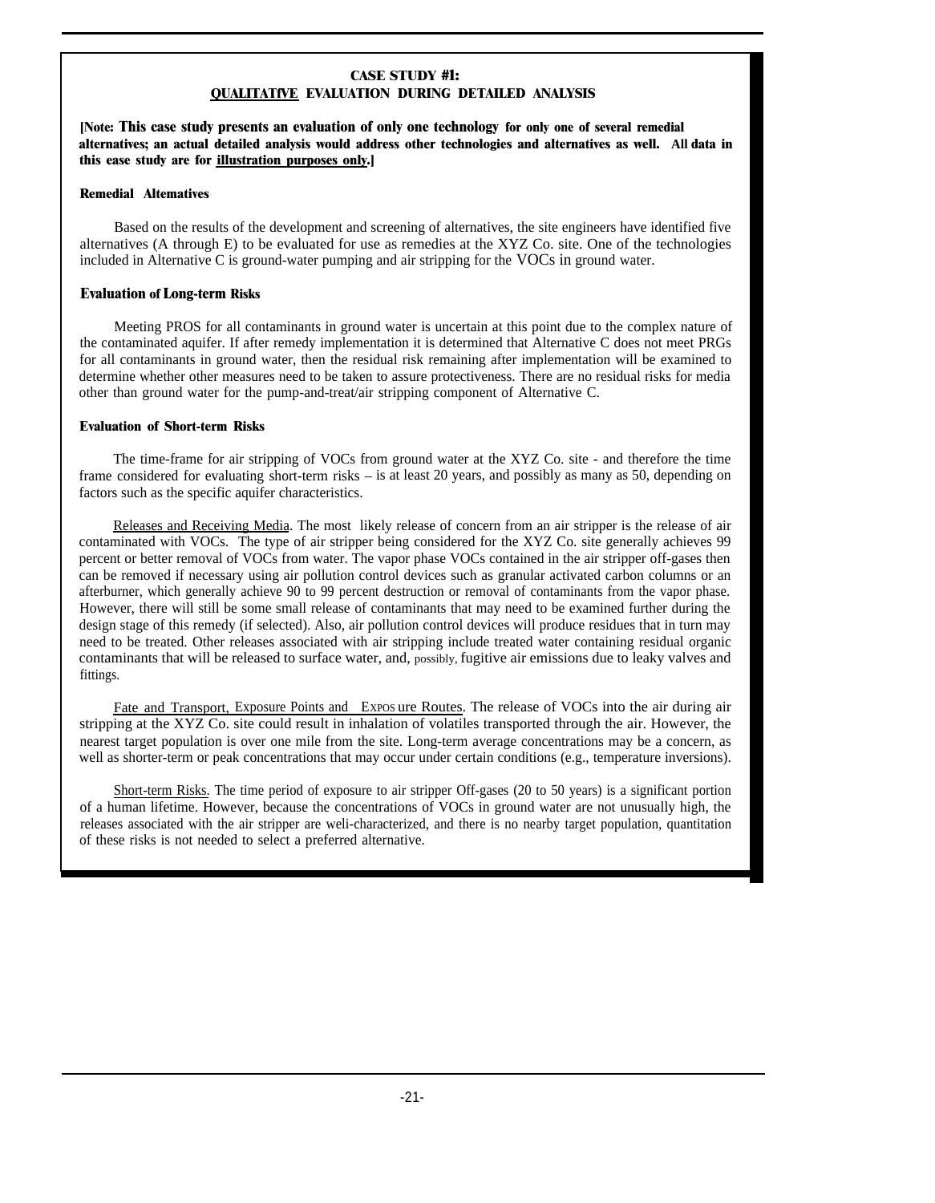**CASE STUDY #1:**
**QUALITATIVE EVALUATION DURING DETAILED ANALYSIS**

**[Note: This case study presents an evaluation of only one technology for only one of several remedial alternatives; an actual detailed analysis would address other technologies and alternatives as well. All data in this ease study are for illustration purposes only.]**

**Remedial Altematives**

Based on the results of the development and screening of alternatives, the site engineers have identified five alternatives (A through E) to be evaluated for use as remedies at the XYZ Co. site. One of the technologies included in Alternative C is ground-water pumping and air stripping for the VOCs in ground water.

**Evaluation of Long-term Risks**

Meeting PROS for all contaminants in ground water is uncertain at this point due to the complex nature of the contaminated aquifer. If after remedy implementation it is determined that Alternative C does not meet PRGs for all contaminants in ground water, then the residual risk remaining after implementation will be examined to determine whether other measures need to be taken to assure protectiveness. There are no residual risks for media other than ground water for the pump-and-treat/air stripping component of Alternative C.

**Evaluation of Short-term Risks**

The time-frame for air stripping of VOCs from ground water at the XYZ Co. site - and therefore the time frame considered for evaluating short-term risks – is at least 20 years, and possibly as many as 50, depending on factors such as the specific aquifer characteristics.

Releases and Receiving Media. The most likely release of concern from an air stripper is the release of air contaminated with VOCs. The type of air stripper being considered for the XYZ Co. site generally achieves 99 percent or better removal of VOCs from water. The vapor phase VOCs contained in the air stripper off-gases then can be removed if necessary using air pollution control devices such as granular activated carbon columns or an afterburner, which generally achieve 90 to 99 percent destruction or removal of contaminants from the vapor phase. However, there will still be some small release of contaminants that may need to be examined further during the design stage of this remedy (if selected). Also, air pollution control devices will produce residues that in turn may need to be treated. Other releases associated with air stripping include treated water containing residual organic contaminants that will be released to surface water, and, possibly, fugitive air emissions due to leaky valves and fittings.

Fate and Transport, Exposure Points and Exposure Routes. The release of VOCs into the air during air stripping at the XYZ Co. site could result in inhalation of volatiles transported through the air. However, the nearest target population is over one mile from the site. Long-term average concentrations may be a concern, as well as shorter-term or peak concentrations that may occur under certain conditions (e.g., temperature inversions).

Short-term Risks. The time period of exposure to air stripper Off-gases (20 to 50 years) is a significant portion of a human lifetime. However, because the concentrations of VOCs in ground water are not unusually high, the releases associated with the air stripper are weli-characterized, and there is no nearby target population, quantitation of these risks is not needed to select a preferred alternative.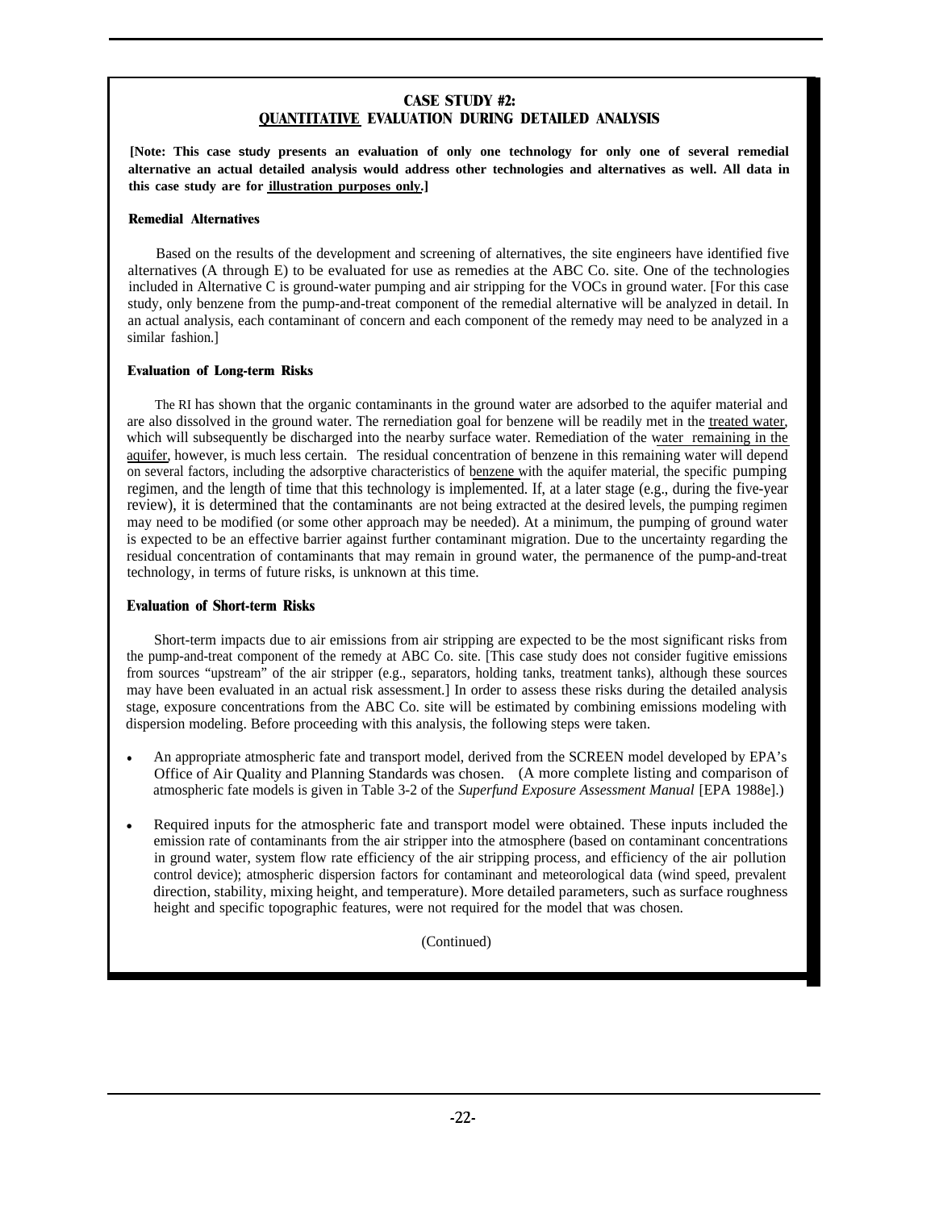## CASE STUDY #2: QUANTITATIVE EVALUATION DURING DETAILED ANALYSIS

**[Note: This case study presents an evaluation of only one technology for only one of several remedial alternative an actual detailed analysis would address other technologies and alternatives as well. All data in this case study are for illustration purposes only.]**

### Remedial Alternatives

Based on the results of the development and screening of alternatives, the site engineers have identified five alternatives (A through E) to be evaluated for use as remedies at the ABC Co. site. One of the technologies included in Alternative C is ground-water pumping and air stripping for the VOCs in ground water. [For this case study, only benzene from the pump-and-treat component of the remedial alternative will be analyzed in detail. In an actual analysis, each contaminant of concern and each component of the remedy may need to be analyzed in a similar fashion.]

### Evaluation of Long-term Risks

The RI has shown that the organic contaminants in the ground water are adsorbed to the aquifer material and are also dissolved in the ground water. The rernediation goal for benzene will be readily met in the treated water, which will subsequently be discharged into the nearby surface water. Remediation of the water remaining in the aquifer, however, is much less certain. The residual concentration of benzene in this remaining water will depend on several factors, including the adsorptive characteristics of benzene with the aquifer material, the specific pumping regimen, and the length of time that this technology is implemented. If, at a later stage (e.g., during the five-year review), it is determined that the contaminants are not being extracted at the desired levels, the pumping regimen may need to be modified (or some other approach may be needed). At a minimum, the pumping of ground water is expected to be an effective barrier against further contaminant migration. Due to the uncertainty regarding the residual concentration of contaminants that may remain in ground water, the permanence of the pump-and-treat technology, in terms of future risks, is unknown at this time.

### Evaluation of Short-term Risks

Short-term impacts due to air emissions from air stripping are expected to be the most significant risks from the pump-and-treat component of the remedy at ABC Co. site. [This case study does not consider fugitive emissions from sources "upstream" of the air stripper (e.g., separators, holding tanks, treatment tanks), although these sources may have been evaluated in an actual risk assessment.] In order to assess these risks during the detailed analysis stage, exposure concentrations from the ABC Co. site will be estimated by combining emissions modeling with dispersion modeling. Before proceeding with this analysis, the following steps were taken.

- An appropriate atmospheric fate and transport model, derived from the SCREEN model developed by EPA's Office of Air Quality and Planning Standards was chosen. (A more complete listing and comparison of atmospheric fate models is given in Table 3-2 of the *Superfund Exposure Assessment Manual* [EPA 1988e].)
- Required inputs for the atmospheric fate and transport model were obtained. These inputs included the emission rate of contaminants from the air stripper into the atmosphere (based on contaminant concentrations in ground water, system flow rate efficiency of the air stripping process, and efficiency of the air pollution control device); atmospheric dispersion factors for contaminant and meteorological data (wind speed, prevalent direction, stability, mixing height, and temperature). More detailed parameters, such as surface roughness height and specific topographic features, were not required for the model that was chosen.

(Continued)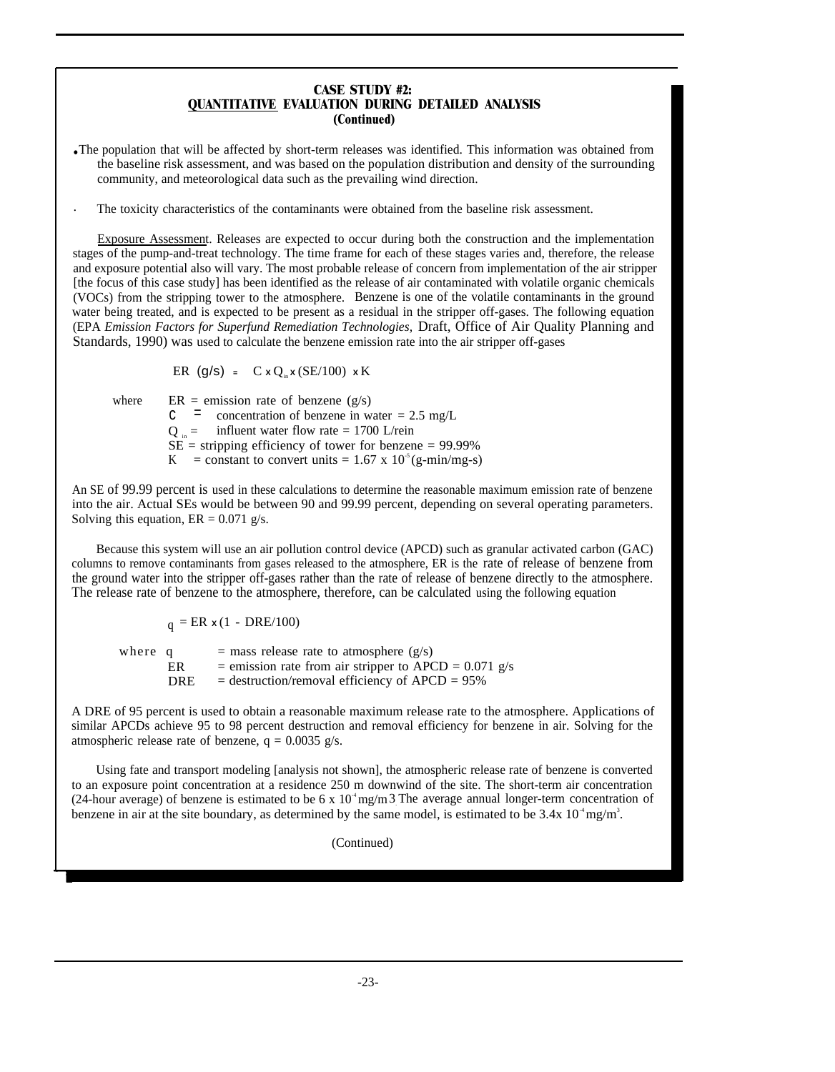**CASE STUDY #2:**
**QUANTITATIVE EVALUATION DURING DETAILED ANALYSIS**
**(Continued)**

- The population that will be affected by short-term releases was identified. This information was obtained from the baseline risk assessment, and was based on the population distribution and density of the surrounding community, and meteorological data such as the prevailing wind direction.

- The toxicity characteristics of the contaminants were obtained from the baseline risk assessment.

Exposure Assessment. Releases are expected to occur during both the construction and the implementation stages of the pump-and-treat technology. The time frame for each of these stages varies and, therefore, the release and exposure potential also will vary. The most probable release of concern from implementation of the air stripper [the focus of this case study] has been identified as the release of air contaminated with volatile organic chemicals (VOCs) from the stripping tower to the atmosphere. Benzene is one of the volatile contaminants in the ground water being treated, and is expected to be present as a residual in the stripper off-gases. The following equation (EPA *Emission Factors for Superfund Remediation Technologies,* Draft, Office of Air Quality Planning and Standards, 1990) was used to calculate the benzene emission rate into the air stripper off-gases

$$ER\ (g/s) = C \times Q_{in} \times (SE/100) \times K$$

where
- ER = emission rate of benzene (g/s)
- C = concentration of benzene in water = 2.5 mg/L
- $Q_{in}$ = influent water flow rate = 1700 L/rein
- SE = stripping efficiency of tower for benzene = 99.99%
- K = constant to convert units = $1.67 \times 10^{-5}$ (g-min/mg-s)

An SE of 99.99 percent is used in these calculations to determine the reasonable maximum emission rate of benzene into the air. Actual SEs would be between 90 and 99.99 percent, depending on several operating parameters. Solving this equation, ER = 0.071 g/s.

Because this system will use an air pollution control device (APCD) such as granular activated carbon (GAC) columns to remove contaminants from gases released to the atmosphere, ER is the rate of release of benzene from the ground water into the stripper off-gases rather than the rate of release of benzene directly to the atmosphere. The release rate of benzene to the atmosphere, therefore, can be calculated using the following equation

$$q = ER \times (1 - DRE/100)$$

where
- q = mass release rate to atmosphere (g/s)
- ER = emission rate from air stripper to APCD = 0.071 g/s
- DRE = destruction/removal efficiency of APCD = 95%

A DRE of 95 percent is used to obtain a reasonable maximum release rate to the atmosphere. Applications of similar APCDs achieve 95 to 98 percent destruction and removal efficiency for benzene in air. Solving for the atmospheric release rate of benzene, q = 0.0035 g/s.

Using fate and transport modeling [analysis not shown], the atmospheric release rate of benzene is converted to an exposure point concentration at a residence 250 m downwind of the site. The short-term air concentration (24-hour average) of benzene is estimated to be $6 \times 10^{-4}$ mg/m$^3$. The average annual longer-term concentration of benzene in air at the site boundary, as determined by the same model, is estimated to be $3.4 \times 10^{-4}$ mg/m$^3$.

(Continued)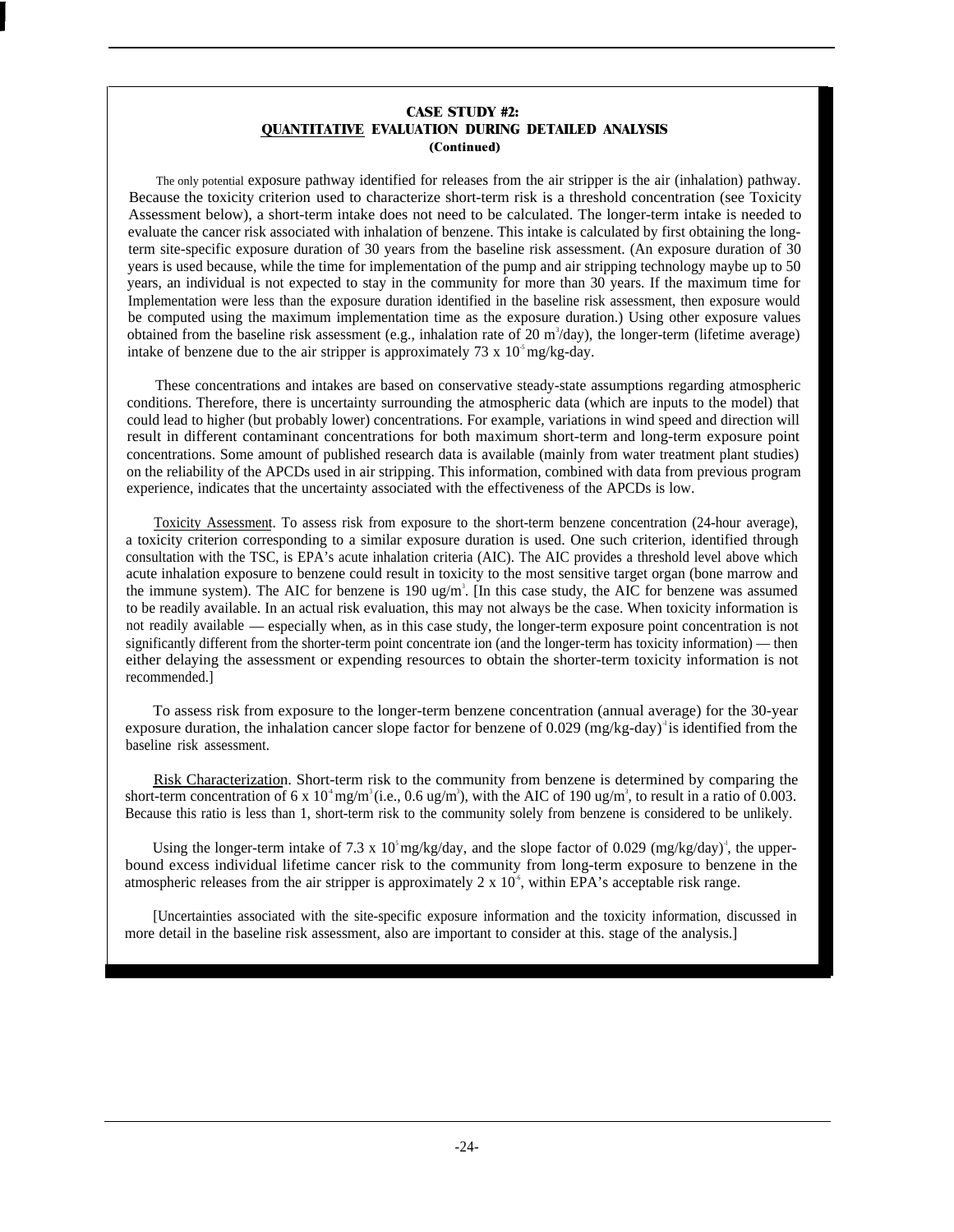**CASE STUDY #2:**
**QUANTITATIVE EVALUATION DURING DETAILED ANALYSIS**
**(Continued)**

The only potential exposure pathway identified for releases from the air stripper is the air (inhalation) pathway. Because the toxicity criterion used to characterize short-term risk is a threshold concentration (see Toxicity Assessment below), a short-term intake does not need to be calculated. The longer-term intake is needed to evaluate the cancer risk associated with inhalation of benzene. This intake is calculated by first obtaining the long-term site-specific exposure duration of 30 years from the baseline risk assessment. (An exposure duration of 30 years is used because, while the time for implementation of the pump and air stripping technology maybe up to 50 years, an individual is not expected to stay in the community for more than 30 years. If the maximum time for Implementation were less than the exposure duration identified in the baseline risk assessment, then exposure would be computed using the maximum implementation time as the exposure duration.) Using other exposure values obtained from the baseline risk assessment (e.g., inhalation rate of 20 $m^3$/day), the longer-term (lifetime average) intake of benzene due to the air stripper is approximately 73 x $10^{-5}$ mg/kg-day.

These concentrations and intakes are based on conservative steady-state assumptions regarding atmospheric conditions. Therefore, there is uncertainty surrounding the atmospheric data (which are inputs to the model) that could lead to higher (but probably lower) concentrations. For example, variations in wind speed and direction will result in different contaminant concentrations for both maximum short-term and long-term exposure point concentrations. Some amount of published research data is available (mainly from water treatment plant studies) on the reliability of the APCDs used in air stripping. This information, combined with data from previous program experience, indicates that the uncertainty associated with the effectiveness of the APCDs is low.

Toxicity Assessment. To assess risk from exposure to the short-term benzene concentration (24-hour average), a toxicity criterion corresponding to a similar exposure duration is used. One such criterion, identified through consultation with the TSC, is EPA's acute inhalation criteria (AIC). The AIC provides a threshold level above which acute inhalation exposure to benzene could result in toxicity to the most sensitive target organ (bone marrow and the immune system). The AIC for benzene is 190 ug/$m^3$. [In this case study, the AIC for benzene was assumed to be readily available. In an actual risk evaluation, this may not always be the case. When toxicity information is not readily available — especially when, as in this case study, the longer-term exposure point concentration is not significantly different from the shorter-term point concentrate ion (and the longer-term has toxicity information) — then either delaying the assessment or expending resources to obtain the shorter-term toxicity information is not recommended.]

To assess risk from exposure to the longer-term benzene concentration (annual average) for the 30-year exposure duration, the inhalation cancer slope factor for benzene of 0.029 $(mg/kg\text{-}day)^{-1}$ is identified from the baseline risk assessment.

Risk Characterization. Short-term risk to the community from benzene is determined by comparing the short-term concentration of 6 x $10^{-4}$ mg/$m^3$ (i.e., 0.6 ug/$m^3$), with the AIC of 190 ug/$m^3$, to result in a ratio of 0.003. Because this ratio is less than 1, short-term risk to the community solely from benzene is considered to be unlikely.

Using the longer-term intake of 7.3 x $10^{-5}$ mg/kg/day, and the slope factor of 0.029 $(mg/kg/day)^{-1}$, the upper-bound excess individual lifetime cancer risk to the community from long-term exposure to benzene in the atmospheric releases from the air stripper is approximately 2 x $10^{-6}$, within EPA's acceptable risk range.

[Uncertainties associated with the site-specific exposure information and the toxicity information, discussed in more detail in the baseline risk assessment, also are important to consider at this. stage of the analysis.]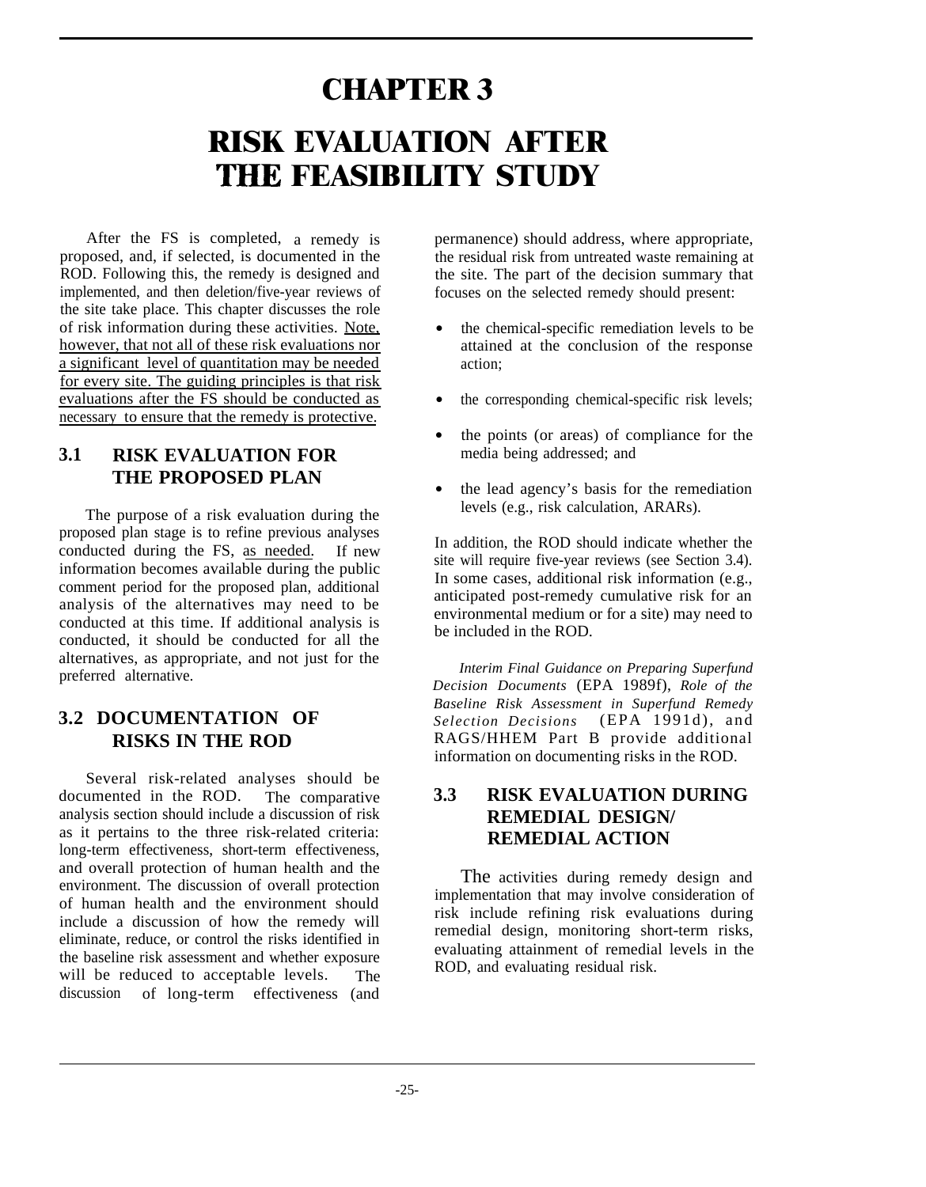# CHAPTER 3

# RISK EVALUATION AFTER THE FEASIBILITY STUDY

After the FS is completed, a remedy is proposed, and, if selected, is documented in the ROD. Following this, the remedy is designed and implemented, and then deletion/five-year reviews of the site take place. This chapter discusses the role of risk information during these activities. <u>Note, however, that not all of these risk evaluations nor a significant level of quantitation may be needed for every site. The guiding principles is that risk evaluations after the FS should be conducted as necessary to ensure that the remedy is protective.</u>

## 3.1 RISK EVALUATION FOR THE PROPOSED PLAN

The purpose of a risk evaluation during the proposed plan stage is to refine previous analyses conducted during the FS, <u>as needed</u>. If new information becomes available during the public comment period for the proposed plan, additional analysis of the alternatives may need to be conducted at this time. If additional analysis is conducted, it should be conducted for all the alternatives, as appropriate, and not just for the preferred alternative.

## 3.2 DOCUMENTATION OF RISKS IN THE ROD

Several risk-related analyses should be documented in the ROD. The comparative analysis section should include a discussion of risk as it pertains to the three risk-related criteria: long-term effectiveness, short-term effectiveness, and overall protection of human health and the environment. The discussion of overall protection of human health and the environment should include a discussion of how the remedy will eliminate, reduce, or control the risks identified in the baseline risk assessment and whether exposure will be reduced to acceptable levels. The discussion of long-term effectiveness (and permanence) should address, where appropriate, the residual risk from untreated waste remaining at the site. The part of the decision summary that focuses on the selected remedy should present:

- the chemical-specific remediation levels to be attained at the conclusion of the response action;
- the corresponding chemical-specific risk levels;
- the points (or areas) of compliance for the media being addressed; and
- the lead agency's basis for the remediation levels (e.g., risk calculation, ARARs).

In addition, the ROD should indicate whether the site will require five-year reviews (see Section 3.4). In some cases, additional risk information (e.g., anticipated post-remedy cumulative risk for an environmental medium or for a site) may need to be included in the ROD.

*Interim Final Guidance on Preparing Superfund Decision Documents* (EPA 1989f), *Role of the Baseline Risk Assessment in Superfund Remedy Selection Decisions* (EPA 1991d), and RAGS/HHEM Part B provide additional information on documenting risks in the ROD.

## 3.3 RISK EVALUATION DURING REMEDIAL DESIGN/ REMEDIAL ACTION

The activities during remedy design and implementation that may involve consideration of risk include refining risk evaluations during remedial design, monitoring short-term risks, evaluating attainment of remedial levels in the ROD, and evaluating residual risk.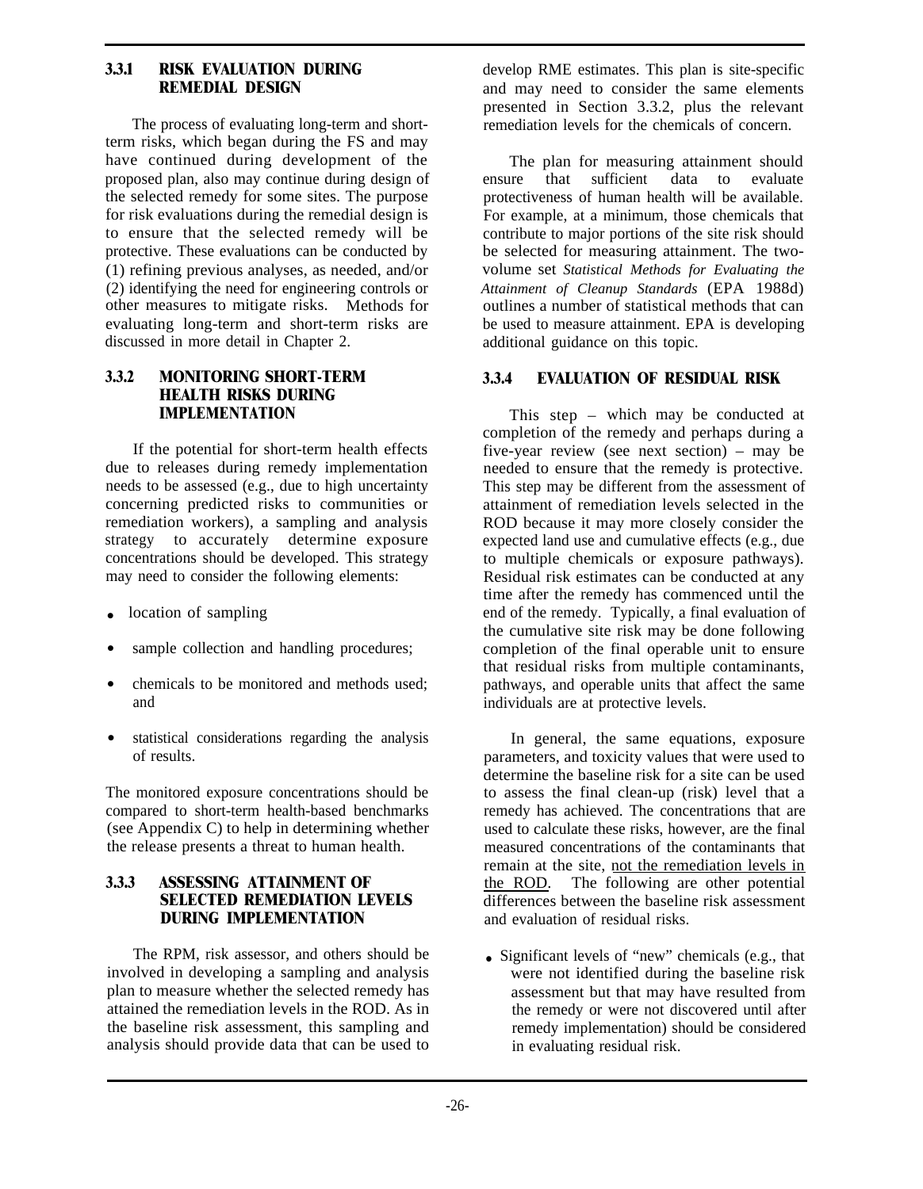### 3.3.1 RISK EVALUATION DURING REMEDIAL DESIGN

The process of evaluating long-term and short-term risks, which began during the FS and may have continued during development of the proposed plan, also may continue during design of the selected remedy for some sites. The purpose for risk evaluations during the remedial design is to ensure that the selected remedy will be protective. These evaluations can be conducted by (1) refining previous analyses, as needed, and/or (2) identifying the need for engineering controls or other measures to mitigate risks. Methods for evaluating long-term and short-term risks are discussed in more detail in Chapter 2.

### 3.3.2 MONITORING SHORT-TERM HEALTH RISKS DURING IMPLEMENTATION

If the potential for short-term health effects due to releases during remedy implementation needs to be assessed (e.g., due to high uncertainty concerning predicted risks to communities or remediation workers), a sampling and analysis strategy to accurately determine exposure concentrations should be developed. This strategy may need to consider the following elements:

- location of sampling
- sample collection and handling procedures;
- chemicals to be monitored and methods used; and
- statistical considerations regarding the analysis of results.

The monitored exposure concentrations should be compared to short-term health-based benchmarks (see Appendix C) to help in determining whether the release presents a threat to human health.

### 3.3.3 ASSESSING ATTAINMENT OF SELECTED REMEDIATION LEVELS DURING IMPLEMENTATION

The RPM, risk assessor, and others should be involved in developing a sampling and analysis plan to measure whether the selected remedy has attained the remediation levels in the ROD. As in the baseline risk assessment, this sampling and analysis should provide data that can be used to develop RME estimates. This plan is site-specific and may need to consider the same elements presented in Section 3.3.2, plus the relevant remediation levels for the chemicals of concern.

The plan for measuring attainment should ensure that sufficient data to evaluate protectiveness of human health will be available. For example, at a minimum, those chemicals that contribute to major portions of the site risk should be selected for measuring attainment. The two-volume set *Statistical Methods for Evaluating the Attainment of Cleanup Standards* (EPA 1988d) outlines a number of statistical methods that can be used to measure attainment. EPA is developing additional guidance on this topic.

### 3.3.4 EVALUATION OF RESIDUAL RISK

This step – which may be conducted at completion of the remedy and perhaps during a five-year review (see next section) – may be needed to ensure that the remedy is protective. This step may be different from the assessment of attainment of remediation levels selected in the ROD because it may more closely consider the expected land use and cumulative effects (e.g., due to multiple chemicals or exposure pathways). Residual risk estimates can be conducted at any time after the remedy has commenced until the end of the remedy. Typically, a final evaluation of the cumulative site risk may be done following completion of the final operable unit to ensure that residual risks from multiple contaminants, pathways, and operable units that affect the same individuals are at protective levels.

In general, the same equations, exposure parameters, and toxicity values that were used to determine the baseline risk for a site can be used to assess the final clean-up (risk) level that a remedy has achieved. The concentrations that are used to calculate these risks, however, are the final measured concentrations of the contaminants that remain at the site, <u>not the remediation levels in the ROD</u>. The following are other potential differences between the baseline risk assessment and evaluation of residual risks.

- Significant levels of "new" chemicals (e.g., that were not identified during the baseline risk assessment but that may have resulted from the remedy or were not discovered until after remedy implementation) should be considered in evaluating residual risk.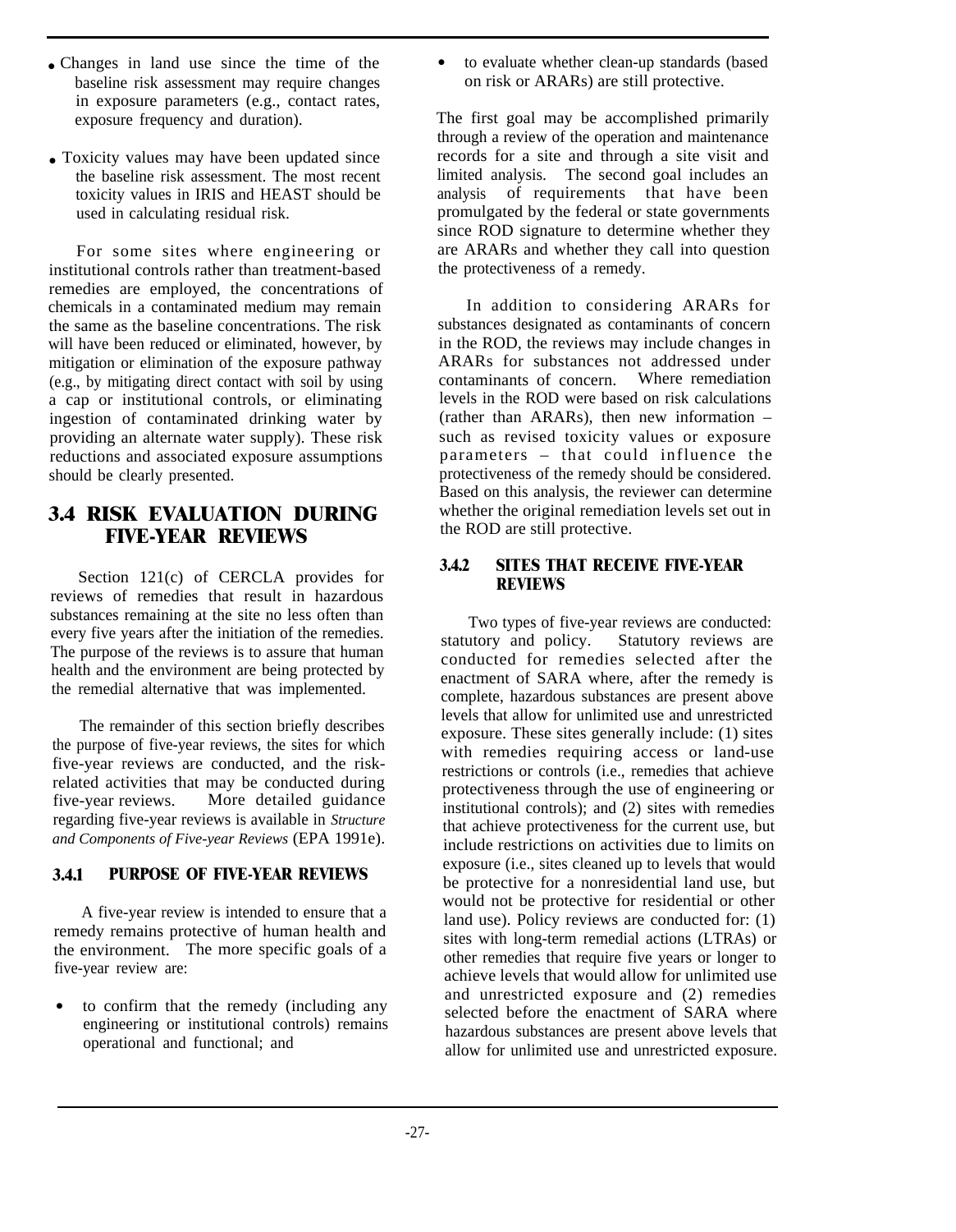- Changes in land use since the time of the baseline risk assessment may require changes in exposure parameters (e.g., contact rates, exposure frequency and duration).
- Toxicity values may have been updated since the baseline risk assessment. The most recent toxicity values in IRIS and HEAST should be used in calculating residual risk.

For some sites where engineering or institutional controls rather than treatment-based remedies are employed, the concentrations of chemicals in a contaminated medium may remain the same as the baseline concentrations. The risk will have been reduced or eliminated, however, by mitigation or elimination of the exposure pathway (e.g., by mitigating direct contact with soil by using a cap or institutional controls, or eliminating ingestion of contaminated drinking water by providing an alternate water supply). These risk reductions and associated exposure assumptions should be clearly presented.

## 3.4 RISK EVALUATION DURING FIVE-YEAR REVIEWS

Section 121(c) of CERCLA provides for reviews of remedies that result in hazardous substances remaining at the site no less often than every five years after the initiation of the remedies. The purpose of the reviews is to assure that human health and the environment are being protected by the remedial alternative that was implemented.

The remainder of this section briefly describes the purpose of five-year reviews, the sites for which five-year reviews are conducted, and the risk-related activities that may be conducted during five-year reviews. More detailed guidance regarding five-year reviews is available in *Structure and Components of Five-year Reviews* (EPA 1991e).

### 3.4.1 PURPOSE OF FIVE-YEAR REVIEWS

A five-year review is intended to ensure that a remedy remains protective of human health and the environment. The more specific goals of a five-year review are:

- to confirm that the remedy (including any engineering or institutional controls) remains operational and functional; and
- to evaluate whether clean-up standards (based on risk or ARARs) are still protective.

The first goal may be accomplished primarily through a review of the operation and maintenance records for a site and through a site visit and limited analysis. The second goal includes an analysis of requirements that have been promulgated by the federal or state governments since ROD signature to determine whether they are ARARs and whether they call into question the protectiveness of a remedy.

In addition to considering ARARs for substances designated as contaminants of concern in the ROD, the reviews may include changes in ARARs for substances not addressed under contaminants of concern. Where remediation levels in the ROD were based on risk calculations (rather than ARARs), then new information – such as revised toxicity values or exposure parameters – that could influence the protectiveness of the remedy should be considered. Based on this analysis, the reviewer can determine whether the original remediation levels set out in the ROD are still protective.

### 3.4.2 SITES THAT RECEIVE FIVE-YEAR REVIEWS

Two types of five-year reviews are conducted: statutory and policy. Statutory reviews are conducted for remedies selected after the enactment of SARA where, after the remedy is complete, hazardous substances are present above levels that allow for unlimited use and unrestricted exposure. These sites generally include: (1) sites with remedies requiring access or land-use restrictions or controls (i.e., remedies that achieve protectiveness through the use of engineering or institutional controls); and (2) sites with remedies that achieve protectiveness for the current use, but include restrictions on activities due to limits on exposure (i.e., sites cleaned up to levels that would be protective for a nonresidential land use, but would not be protective for residential or other land use). Policy reviews are conducted for: (1) sites with long-term remedial actions (LTRAs) or other remedies that require five years or longer to achieve levels that would allow for unlimited use and unrestricted exposure and (2) remedies selected before the enactment of SARA where hazardous substances are present above levels that allow for unlimited use and unrestricted exposure.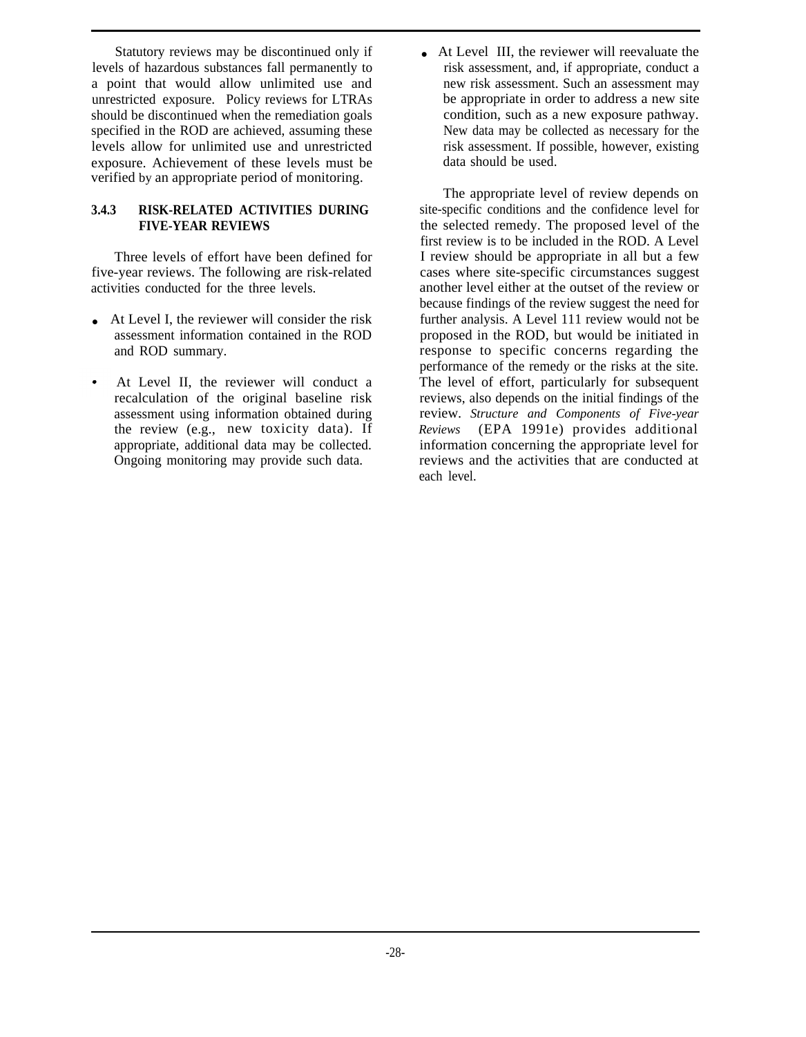Statutory reviews may be discontinued only if levels of hazardous substances fall permanently to a point that would allow unlimited use and unrestricted exposure. Policy reviews for LTRAs should be discontinued when the remediation goals specified in the ROD are achieved, assuming these levels allow for unlimited use and unrestricted exposure. Achievement of these levels must be verified by an appropriate period of monitoring.

### 3.4.3 RISK-RELATED ACTIVITIES DURING FIVE-YEAR REVIEWS

Three levels of effort have been defined for five-year reviews. The following are risk-related activities conducted for the three levels.

- At Level I, the reviewer will consider the risk assessment information contained in the ROD and ROD summary.
- At Level II, the reviewer will conduct a recalculation of the original baseline risk assessment using information obtained during the review (e.g., new toxicity data). If appropriate, additional data may be collected. Ongoing monitoring may provide such data.
- At Level III, the reviewer will reevaluate the risk assessment, and, if appropriate, conduct a new risk assessment. Such an assessment may be appropriate in order to address a new site condition, such as a new exposure pathway. New data may be collected as necessary for the risk assessment. If possible, however, existing data should be used.

The appropriate level of review depends on site-specific conditions and the confidence level for the selected remedy. The proposed level of the first review is to be included in the ROD. A Level I review should be appropriate in all but a few cases where site-specific circumstances suggest another level either at the outset of the review or because findings of the review suggest the need for further analysis. A Level 111 review would not be proposed in the ROD, but would be initiated in response to specific concerns regarding the performance of the remedy or the risks at the site. The level of effort, particularly for subsequent reviews, also depends on the initial findings of the review. *Structure and Components of Five-year Reviews* (EPA 1991e) provides additional information concerning the appropriate level for reviews and the activities that are conducted at each level.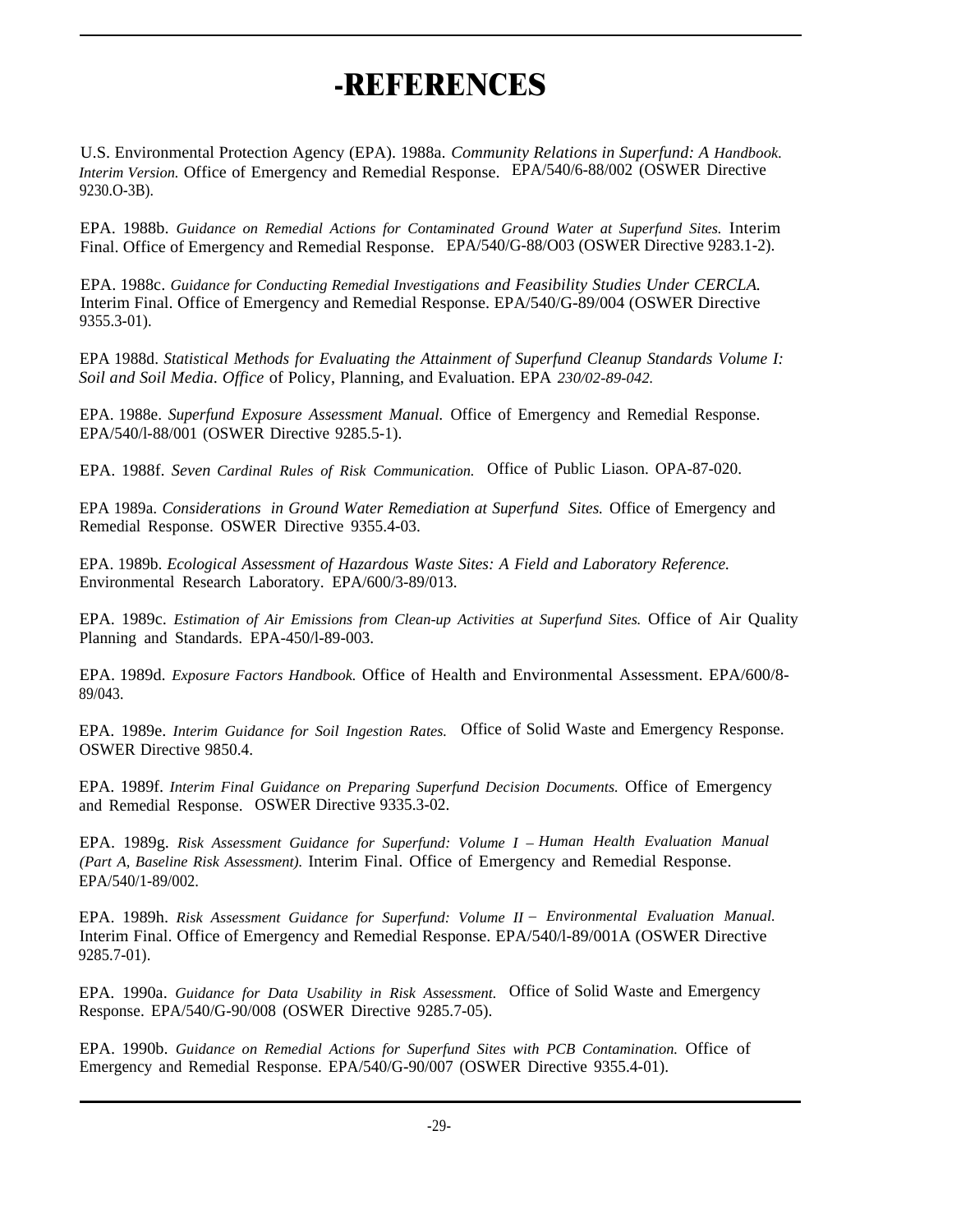# -REFERENCES

U.S. Environmental Protection Agency (EPA). 1988a. *Community Relations in Superfund: A Handbook. Interim Version.* Office of Emergency and Remedial Response. EPA/540/6-88/002 (OSWER Directive 9230.O-3B).

EPA. 1988b. *Guidance on Remedial Actions for Contaminated Ground Water at Superfund Sites.* Interim Final. Office of Emergency and Remedial Response. EPA/540/G-88/O03 (OSWER Directive 9283.1-2).

EPA. 1988c. *Guidance for Conducting Remedial Investigations and Feasibility Studies Under CERCLA.* Interim Final. Office of Emergency and Remedial Response. EPA/540/G-89/004 (OSWER Directive 9355.3-01).

EPA 1988d. *Statistical Methods for Evaluating the Attainment of Superfund Cleanup Standards Volume I: Soil and Soil Media. Office* of Policy, Planning, and Evaluation. EPA *230/02-89-042.*

EPA. 1988e. *Superfund Exposure Assessment Manual.* Office of Emergency and Remedial Response. EPA/540/l-88/001 (OSWER Directive 9285.5-1).

EPA. 1988f. *Seven Cardinal Rules of Risk Communication.* Office of Public Liason. OPA-87-020.

EPA 1989a. *Considerations in Ground Water Remediation at Superfund Sites.* Office of Emergency and Remedial Response. OSWER Directive 9355.4-03.

EPA. 1989b. *Ecological Assessment of Hazardous Waste Sites: A Field and Laboratory Reference.* Environmental Research Laboratory. EPA/600/3-89/013.

EPA. 1989c. *Estimation of Air Emissions from Clean-up Activities at Superfund Sites.* Office of Air Quality Planning and Standards. EPA-450/l-89-003.

EPA. 1989d. *Exposure Factors Handbook.* Office of Health and Environmental Assessment. EPA/600/8-89/043.

EPA. 1989e. *Interim Guidance for Soil Ingestion Rates.* Office of Solid Waste and Emergency Response. OSWER Directive 9850.4.

EPA. 1989f. *Interim Final Guidance on Preparing Superfund Decision Documents.* Office of Emergency and Remedial Response. OSWER Directive 9335.3-02.

EPA. 1989g. *Risk Assessment Guidance for Superfund: Volume I – Human Health Evaluation Manual (Part A, Baseline Risk Assessment).* Interim Final. Office of Emergency and Remedial Response. EPA/540/1-89/002.

EPA. 1989h. *Risk Assessment Guidance for Superfund: Volume II – Environmental Evaluation Manual.* Interim Final. Office of Emergency and Remedial Response. EPA/540/l-89/001A (OSWER Directive 9285.7-01).

EPA. 1990a. *Guidance for Data Usability in Risk Assessment.* Office of Solid Waste and Emergency Response. EPA/540/G-90/008 (OSWER Directive 9285.7-05).

EPA. 1990b. *Guidance on Remedial Actions for Superfund Sites with PCB Contamination.* Office of Emergency and Remedial Response. EPA/540/G-90/007 (OSWER Directive 9355.4-01).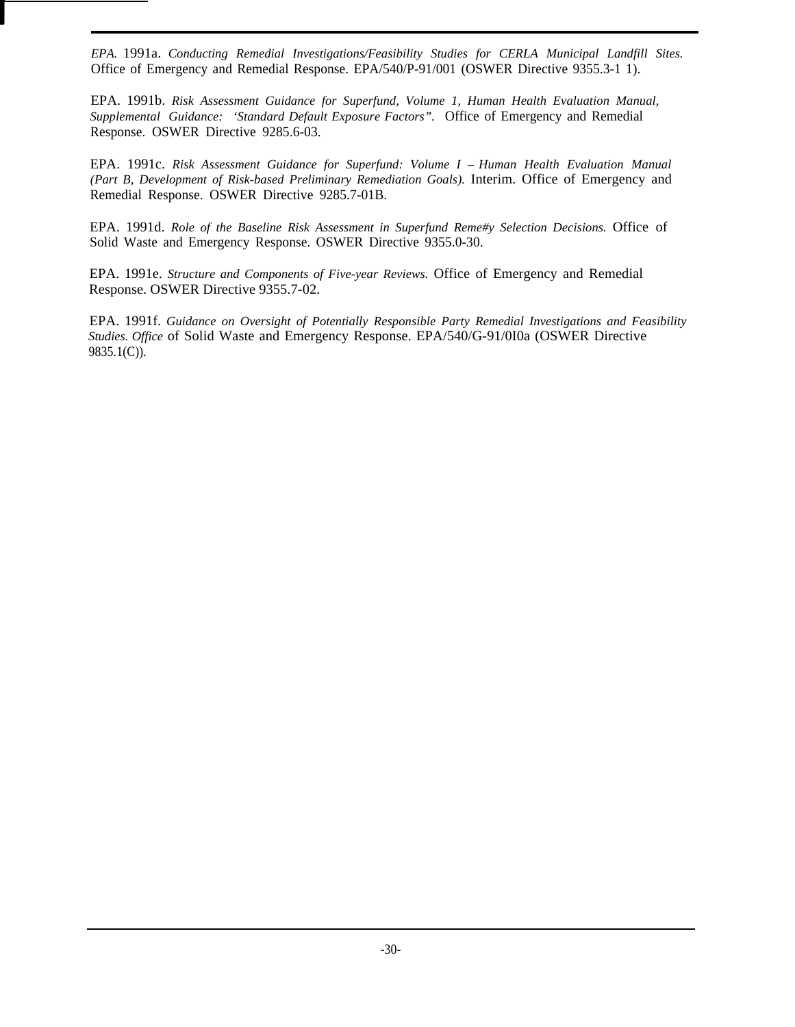*EPA.* 1991a. *Conducting Remedial Investigations/Feasibility Studies for CERLA Municipal Landfill Sites.* Office of Emergency and Remedial Response. EPA/540/P-91/001 (OSWER Directive 9355.3-1 1).

EPA. 1991b. *Risk Assessment Guidance for Superfund, Volume 1, Human Health Evaluation Manual, Supplemental Guidance: 'Standard Default Exposure Factors".* Office of Emergency and Remedial Response. OSWER Directive 9285.6-03.

EPA. 1991c. *Risk Assessment Guidance for Superfund: Volume I – Human Health Evaluation Manual (Part B, Development of Risk-based Preliminary Remediation Goals).* Interim. Office of Emergency and Remedial Response. OSWER Directive 9285.7-01B.

EPA. 1991d. *Role of the Baseline Risk Assessment in Superfund Reme#y Selection Decisions.* Office of Solid Waste and Emergency Response. OSWER Directive 9355.0-30.

EPA. 1991e. *Structure and Components of Five-year Reviews.* Office of Emergency and Remedial Response. OSWER Directive 9355.7-02.

EPA. 1991f. *Guidance on Oversight of Potentially Responsible Party Remedial Investigations and Feasibility Studies. Office* of Solid Waste and Emergency Response. EPA/540/G-91/0I0a (OSWER Directive 9835.1(C)).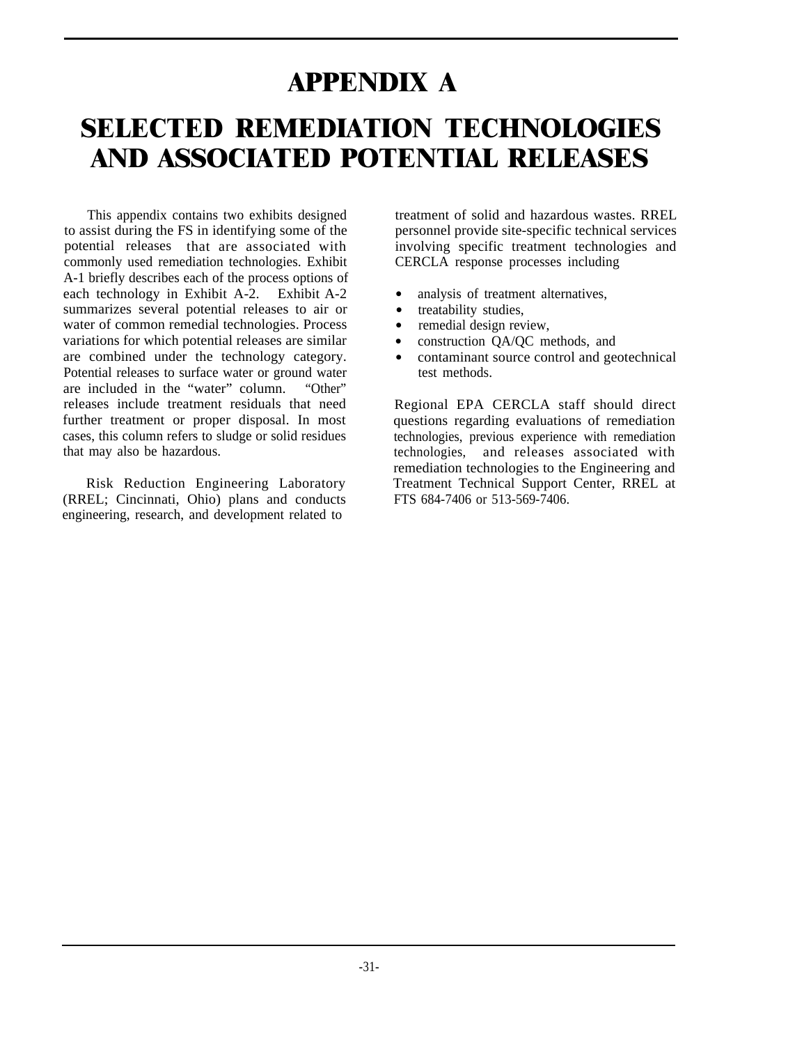# APPENDIX A

# SELECTED REMEDIATION TECHNOLOGIES AND ASSOCIATED POTENTIAL RELEASES

This appendix contains two exhibits designed to assist during the FS in identifying some of the potential releases that are associated with commonly used remediation technologies. Exhibit A-1 briefly describes each of the process options of each technology in Exhibit A-2. Exhibit A-2 summarizes several potential releases to air or water of common remedial technologies. Process variations for which potential releases are similar are combined under the technology category. Potential releases to surface water or ground water are included in the "water" column. "Other" releases include treatment residuals that need further treatment or proper disposal. In most cases, this column refers to sludge or solid residues that may also be hazardous.

Risk Reduction Engineering Laboratory (RREL; Cincinnati, Ohio) plans and conducts engineering, research, and development related to treatment of solid and hazardous wastes. RREL personnel provide site-specific technical services involving specific treatment technologies and CERCLA response processes including

- analysis of treatment alternatives,
- treatability studies,
- remedial design review,
- construction QA/QC methods, and
- contaminant source control and geotechnical test methods.

Regional EPA CERCLA staff should direct questions regarding evaluations of remediation technologies, previous experience with remediation technologies, and releases associated with remediation technologies to the Engineering and Treatment Technical Support Center, RREL at FTS 684-7406 or 513-569-7406.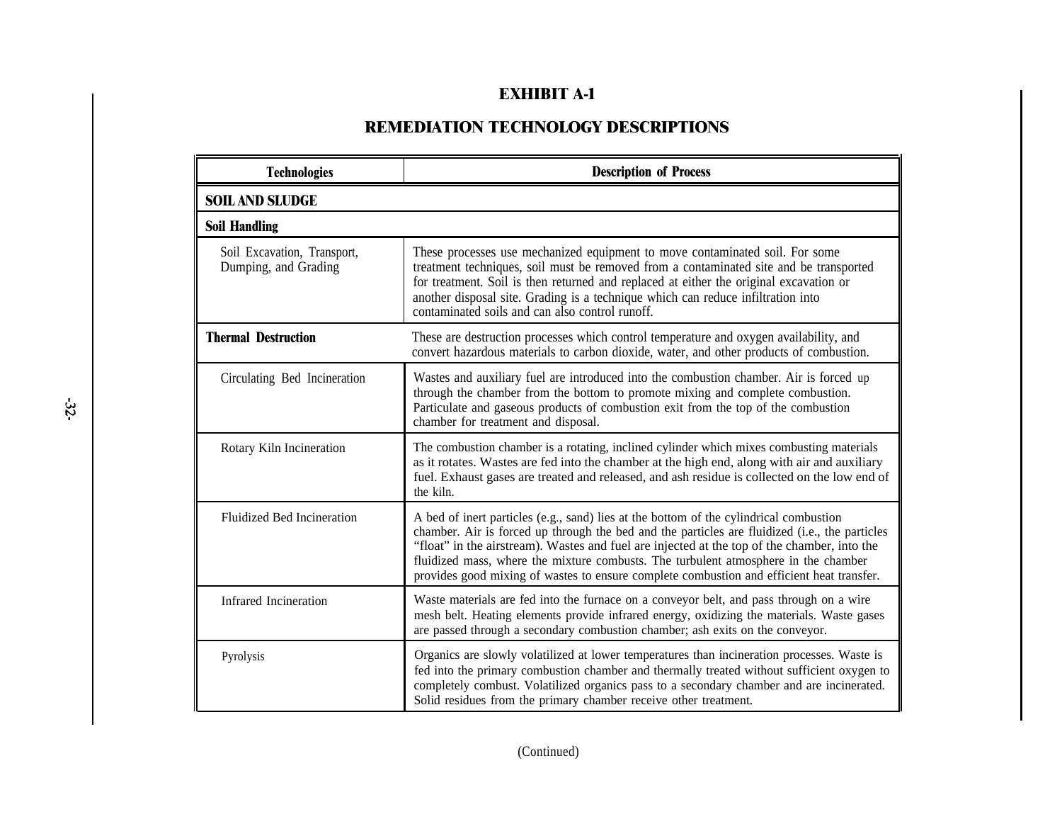# EXHIBIT A-1

## REMEDIATION TECHNOLOGY DESCRIPTIONS

| Technologies | Description of Process |
|---|---|
| **SOIL AND SLUDGE** | |
| **Soil Handling** | |
| Soil Excavation, Transport, Dumping, and Grading | These processes use mechanized equipment to move contaminated soil. For some treatment techniques, soil must be removed from a contaminated site and be transported for treatment. Soil is then returned and replaced at either the original excavation or another disposal site. Grading is a technique which can reduce infiltration into contaminated soils and can also control runoff. |
| **Thermal Destruction** | These are destruction processes which control temperature and oxygen availability, and convert hazardous materials to carbon dioxide, water, and other products of combustion. |
| Circulating Bed Incineration | Wastes and auxiliary fuel are introduced into the combustion chamber. Air is forced up through the chamber from the bottom to promote mixing and complete combustion. Particulate and gaseous products of combustion exit from the top of the combustion chamber for treatment and disposal. |
| Rotary Kiln Incineration | The combustion chamber is a rotating, inclined cylinder which mixes combusting materials as it rotates. Wastes are fed into the chamber at the high end, along with air and auxiliary fuel. Exhaust gases are treated and released, and ash residue is collected on the low end of the kiln. |
| Fluidized Bed Incineration | A bed of inert particles (e.g., sand) lies at the bottom of the cylindrical combustion chamber. Air is forced up through the bed and the particles are fluidized (i.e., the particles "float" in the airstream). Wastes and fuel are injected at the top of the chamber, into the fluidized mass, where the mixture combusts. The turbulent atmosphere in the chamber provides good mixing of wastes to ensure complete combustion and efficient heat transfer. |
| Infrared Incineration | Waste materials are fed into the furnace on a conveyor belt, and pass through on a wire mesh belt. Heating elements provide infrared energy, oxidizing the materials. Waste gases are passed through a secondary combustion chamber; ash exits on the conveyor. |
| Pyrolysis | Organics are slowly volatilized at lower temperatures than incineration processes. Waste is fed into the primary combustion chamber and thermally treated without sufficient oxygen to completely combust. Volatilized organics pass to a secondary chamber and are incinerated. Solid residues from the primary chamber receive other treatment. |

(Continued)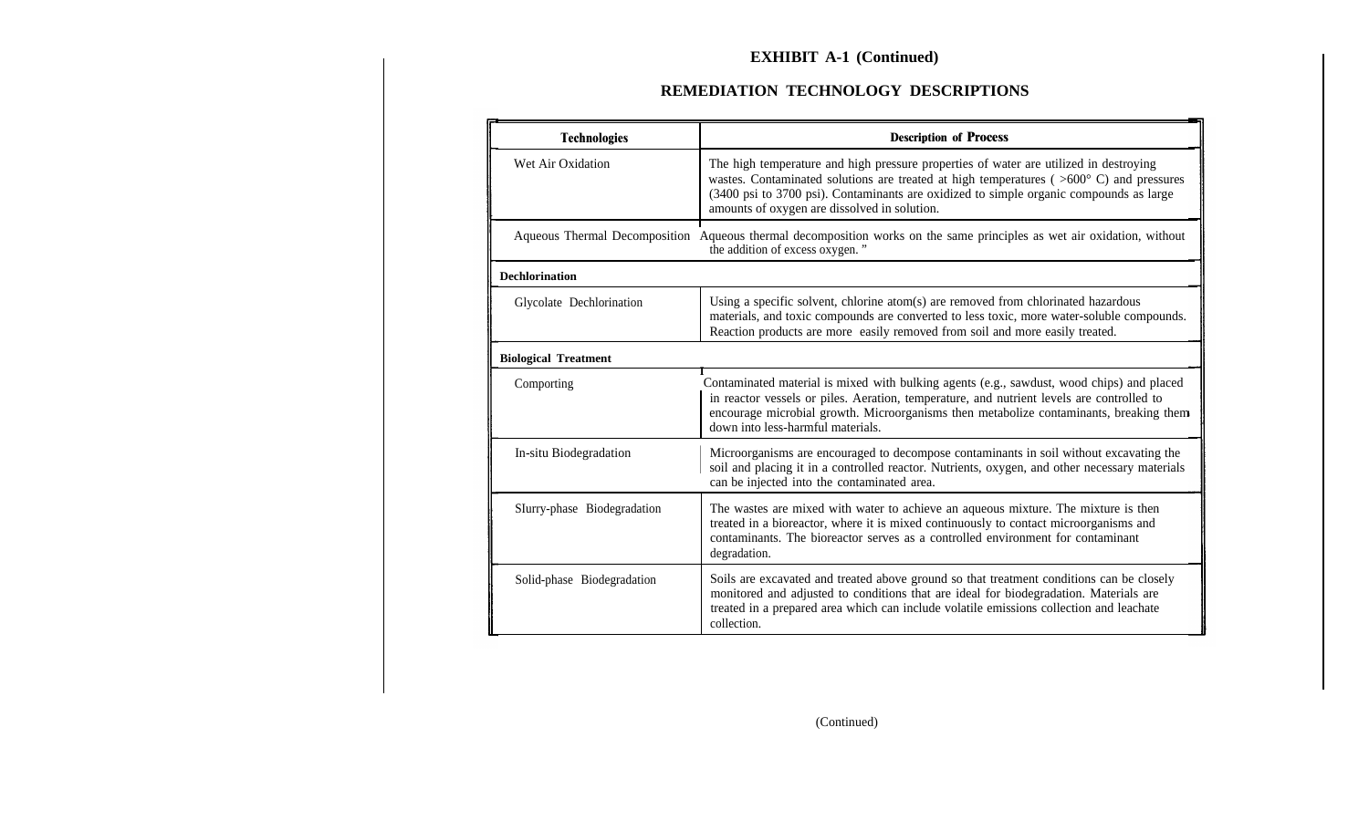## EXHIBIT A-1 (Continued)

## REMEDIATION TECHNOLOGY DESCRIPTIONS

| Technologies | Description of Process |
|---|---|
| Wet Air Oxidation | The high temperature and high pressure properties of water are utilized in destroying wastes. Contaminated solutions are treated at high temperatures ( >600° C) and pressures (3400 psi to 3700 psi). Contaminants are oxidized to simple organic compounds as large amounts of oxygen are dissolved in solution. |
| Aqueous Thermal Decomposition | Aqueous thermal decomposition works on the same principles as wet air oxidation, without the addition of excess oxygen. " |
| **Dechlorination** | |
| Glycolate Dechlorination | Using a specific solvent, chlorine atom(s) are removed from chlorinated hazardous materials, and toxic compounds are converted to less toxic, more water-soluble compounds. Reaction products are more easily removed from soil and more easily treated. |
| **Biological Treatment** | |
| Comporting | Contaminated material is mixed with bulking agents (e.g., sawdust, wood chips) and placed in reactor vessels or piles. Aeration, temperature, and nutrient levels are controlled to encourage microbial growth. Microorganisms then metabolize contaminants, breaking them down into less-harmful materials. |
| In-situ Biodegradation | Microorganisms are encouraged to decompose contaminants in soil without excavating the soil and placing it in a controlled reactor. Nutrients, oxygen, and other necessary materials can be injected into the contaminated area. |
| Slurry-phase Biodegradation | The wastes are mixed with water to achieve an aqueous mixture. The mixture is then treated in a bioreactor, where it is mixed continuously to contact microorganisms and contaminants. The bioreactor serves as a controlled environment for contaminant degradation. |
| Solid-phase Biodegradation | Soils are excavated and treated above ground so that treatment conditions can be closely monitored and adjusted to conditions that are ideal for biodegradation. Materials are treated in a prepared area which can include volatile emissions collection and leachate collection. |

(Continued)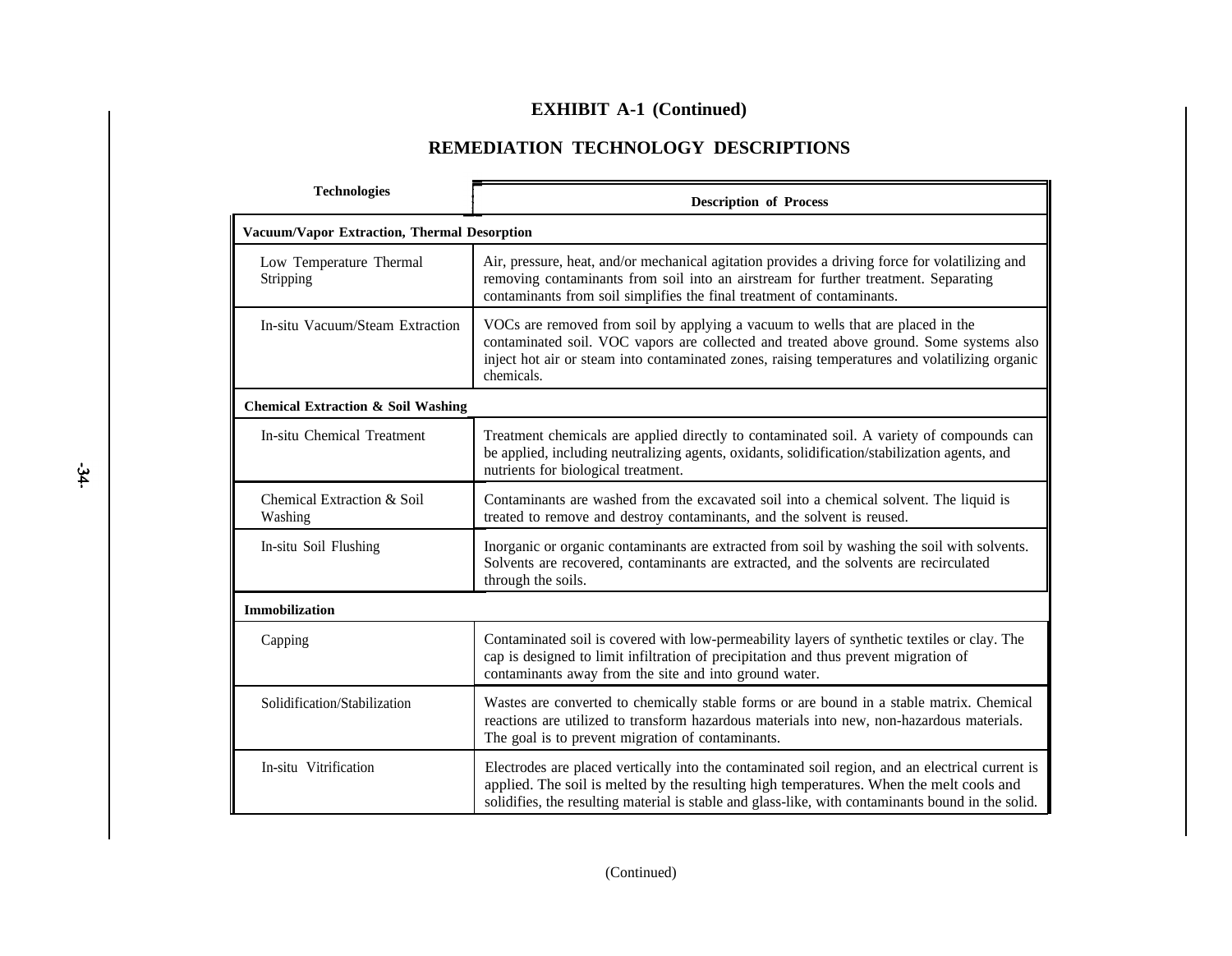# EXHIBIT A-1 (Continued)

## REMEDIATION TECHNOLOGY DESCRIPTIONS

| Technologies | Description of Process |
|---|---|
| **Vacuum/Vapor Extraction, Thermal Desorption** | |
| Low Temperature Thermal Stripping | Air, pressure, heat, and/or mechanical agitation provides a driving force for volatilizing and removing contaminants from soil into an airstream for further treatment. Separating contaminants from soil simplifies the final treatment of contaminants. |
| In-situ Vacuum/Steam Extraction | VOCs are removed from soil by applying a vacuum to wells that are placed in the contaminated soil. VOC vapors are collected and treated above ground. Some systems also inject hot air or steam into contaminated zones, raising temperatures and volatilizing organic chemicals. |
| **Chemical Extraction & Soil Washing** | |
| In-situ Chemical Treatment | Treatment chemicals are applied directly to contaminated soil. A variety of compounds can be applied, including neutralizing agents, oxidants, solidification/stabilization agents, and nutrients for biological treatment. |
| Chemical Extraction & Soil Washing | Contaminants are washed from the excavated soil into a chemical solvent. The liquid is treated to remove and destroy contaminants, and the solvent is reused. |
| In-situ Soil Flushing | Inorganic or organic contaminants are extracted from soil by washing the soil with solvents. Solvents are recovered, contaminants are extracted, and the solvents are recirculated through the soils. |
| **Immobilization** | |
| Capping | Contaminated soil is covered with low-permeability layers of synthetic textiles or clay. The cap is designed to limit infiltration of precipitation and thus prevent migration of contaminants away from the site and into ground water. |
| Solidification/Stabilization | Wastes are converted to chemically stable forms or are bound in a stable matrix. Chemical reactions are utilized to transform hazardous materials into new, non-hazardous materials. The goal is to prevent migration of contaminants. |
| In-situ Vitrification | Electrodes are placed vertically into the contaminated soil region, and an electrical current is applied. The soil is melted by the resulting high temperatures. When the melt cools and solidifies, the resulting material is stable and glass-like, with contaminants bound in the solid. |

(Continued)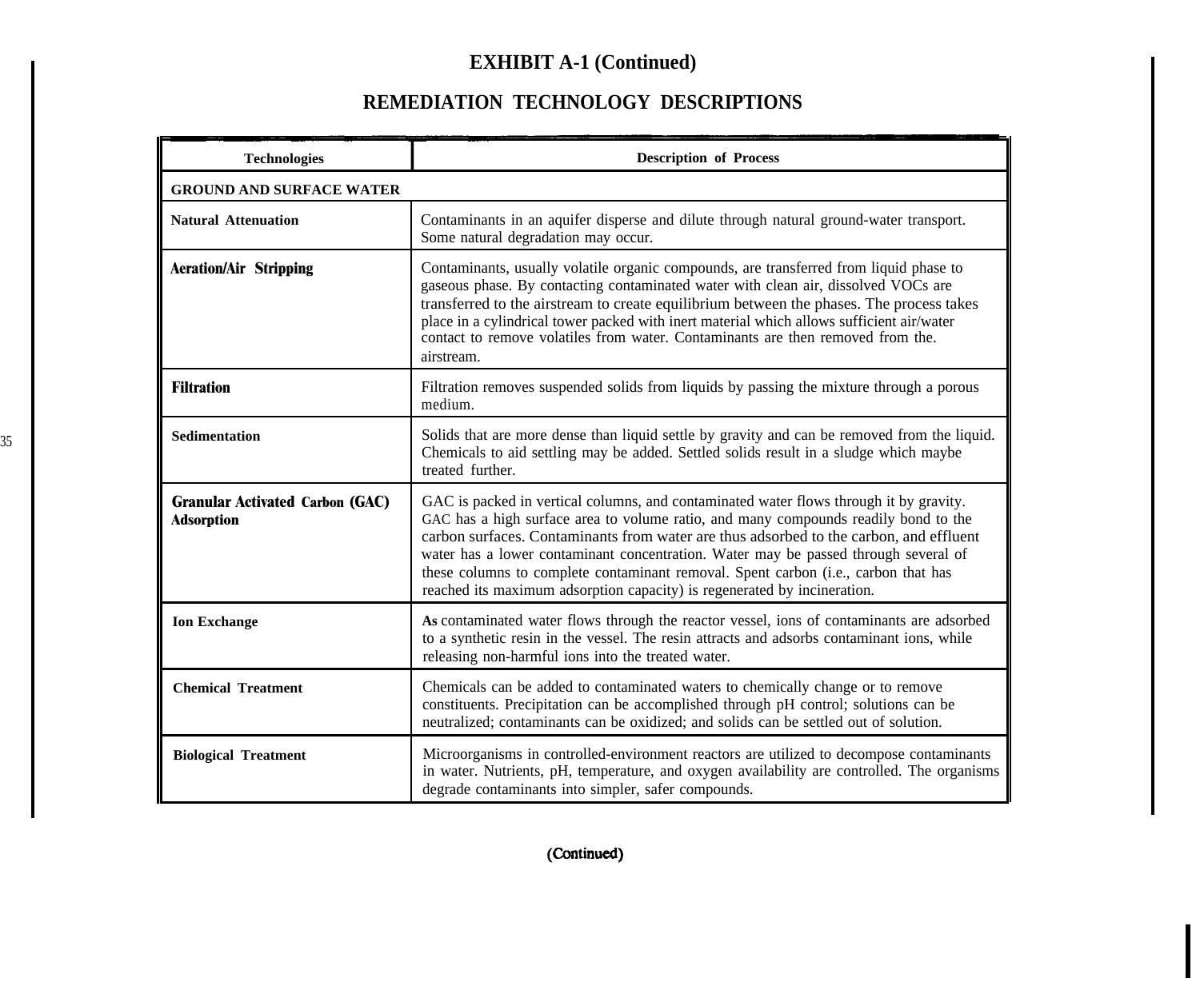# EXHIBIT A-1 (Continued)

## REMEDIATION TECHNOLOGY DESCRIPTIONS

| Technologies | Description of Process |
|---|---|
| **GROUND AND SURFACE WATER** | |
| **Natural Attenuation** | Contaminants in an aquifer disperse and dilute through natural ground-water transport. Some natural degradation may occur. |
| **Aeration/Air Stripping** | Contaminants, usually volatile organic compounds, are transferred from liquid phase to gaseous phase. By contacting contaminated water with clean air, dissolved VOCs are transferred to the airstream to create equilibrium between the phases. The process takes place in a cylindrical tower packed with inert material which allows sufficient air/water contact to remove volatiles from water. Contaminants are then removed from the. airstream. |
| **Filtration** | Filtration removes suspended solids from liquids by passing the mixture through a porous medium. |
| **Sedimentation** | Solids that are more dense than liquid settle by gravity and can be removed from the liquid. Chemicals to aid settling may be added. Settled solids result in a sludge which maybe treated further. |
| **Granular Activated Carbon (GAC) Adsorption** | GAC is packed in vertical columns, and contaminated water flows through it by gravity. GAC has a high surface area to volume ratio, and many compounds readily bond to the carbon surfaces. Contaminants from water are thus adsorbed to the carbon, and effluent water has a lower contaminant concentration. Water may be passed through several of these columns to complete contaminant removal. Spent carbon (i.e., carbon that has reached its maximum adsorption capacity) is regenerated by incineration. |
| **Ion Exchange** | As contaminated water flows through the reactor vessel, ions of contaminants are adsorbed to a synthetic resin in the vessel. The resin attracts and adsorbs contaminant ions, while releasing non-harmful ions into the treated water. |
| **Chemical Treatment** | Chemicals can be added to contaminated waters to chemically change or to remove constituents. Precipitation can be accomplished through pH control; solutions can be neutralized; contaminants can be oxidized; and solids can be settled out of solution. |
| **Biological Treatment** | Microorganisms in controlled-environment reactors are utilized to decompose contaminants in water. Nutrients, pH, temperature, and oxygen availability are controlled. The organisms degrade contaminants into simpler, safer compounds. |

(Continued)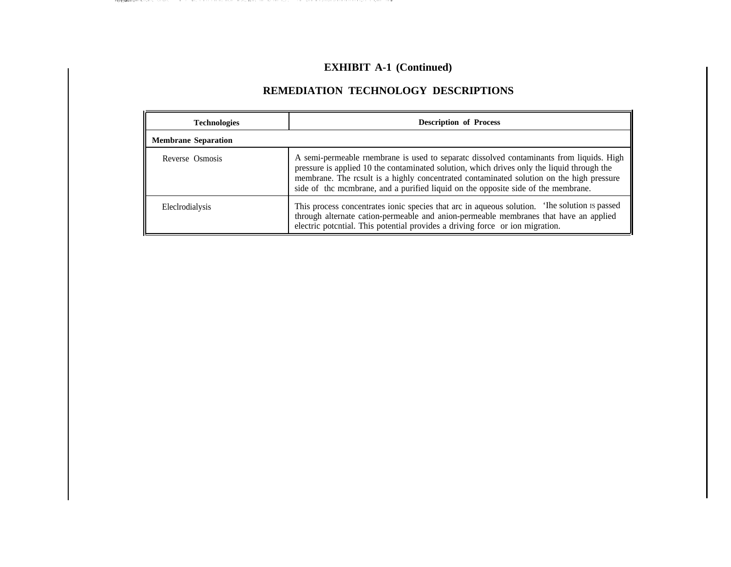**EXHIBIT A-1 (Continued)**

**REMEDIATION TECHNOLOGY DESCRIPTIONS**

| Technologies | Description of Process |
|---|---|
| **Membrane Separation** | |
| Reverse Osmosis | A semi-permeable rnembrane is used to separatc dissolved contaminants from liquids. High pressure is applied 10 the contaminated solution, which drives only the liquid through the membrane. The rcsult is a highly concentrated contaminated solution on the high pressure side of thc mcmbrane, and a purified liquid on the opposite side of the membrane. |
| Eleclrodialysis | This process concentrates ionic species that arc in aqueous solution. 'Ihe solution IS passed through alternate cation-permeable and anion-permeable membranes that have an applied electric potcntial. This potential provides a driving force or ion migration. |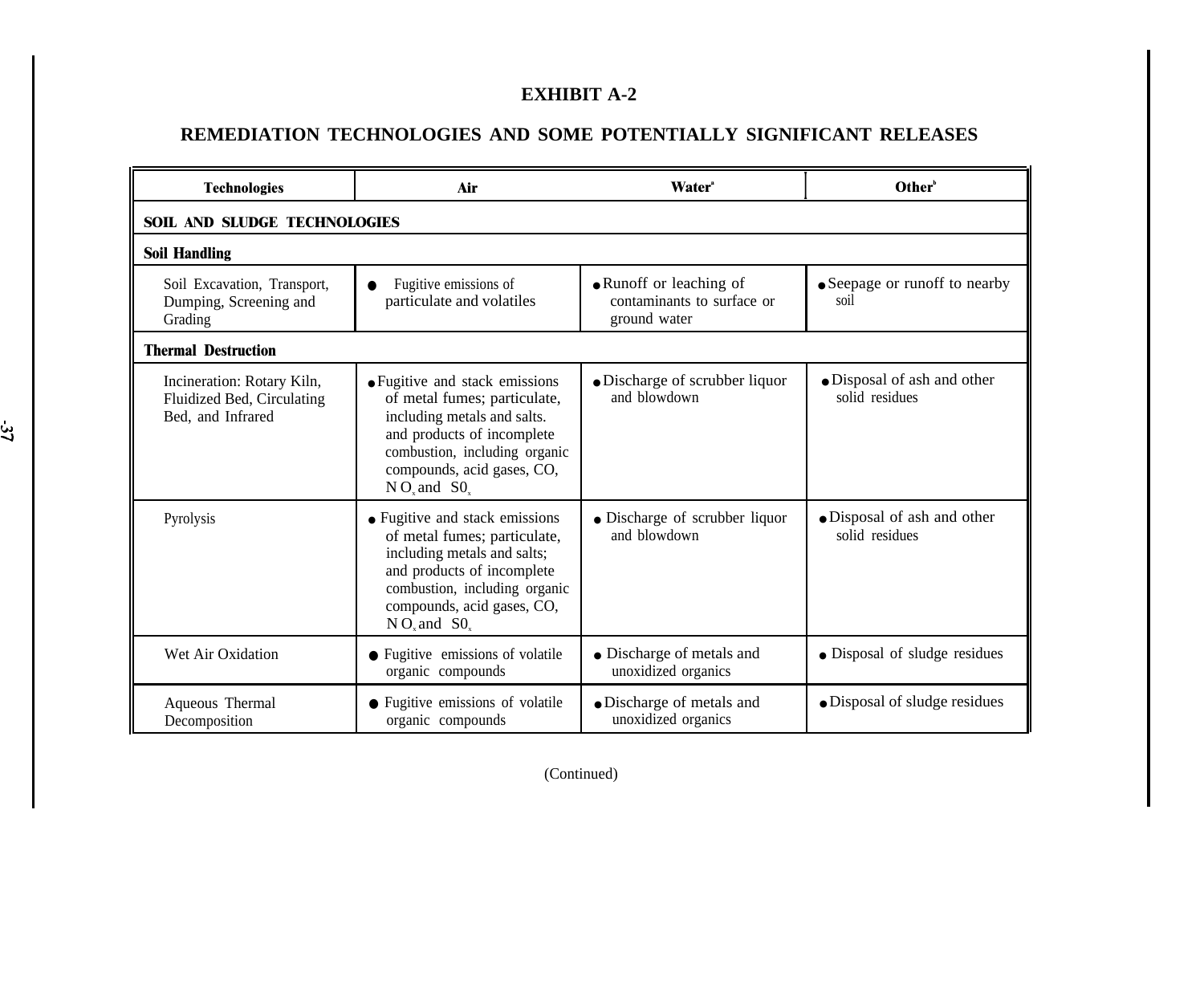# EXHIBIT A-2

## REMEDIATION TECHNOLOGIES AND SOME POTENTIALLY SIGNIFICANT RELEASES

| Technologies | Air | Water[a] | Other[b] |
|---|---|---|---|
| **SOIL AND SLUDGE TECHNOLOGIES** | | | |
| **Soil Handling** | | | |
| Soil Excavation, Transport, Dumping, Screening and Grading | ● Fugitive emissions of particulate and volatiles | ● Runoff or leaching of contaminants to surface or ground water | ● Seepage or runoff to nearby soil |
| **Thermal Destruction** | | | |
| Incineration: Rotary Kiln, Fluidized Bed, Circulating Bed, and Infrared | ● Fugitive and stack emissions of metal fumes; particulate, including metals and salts. and products of incomplete combustion, including organic compounds, acid gases, CO, $NO_x$ and $SO_x$ | ● Discharge of scrubber liquor and blowdown | ● Disposal of ash and other solid residues |
| Pyrolysis | ● Fugitive and stack emissions of metal fumes; particulate, including metals and salts; and products of incomplete combustion, including organic compounds, acid gases, CO, $NO_x$ and $SO_x$ | ● Discharge of scrubber liquor and blowdown | ● Disposal of ash and other solid residues |
| Wet Air Oxidation | ● Fugitive emissions of volatile organic compounds | ● Discharge of metals and unoxidized organics | ● Disposal of sludge residues |
| Aqueous Thermal Decomposition | ● Fugitive emissions of volatile organic compounds | ● Discharge of metals and unoxidized organics | ● Disposal of sludge residues |

(Continued)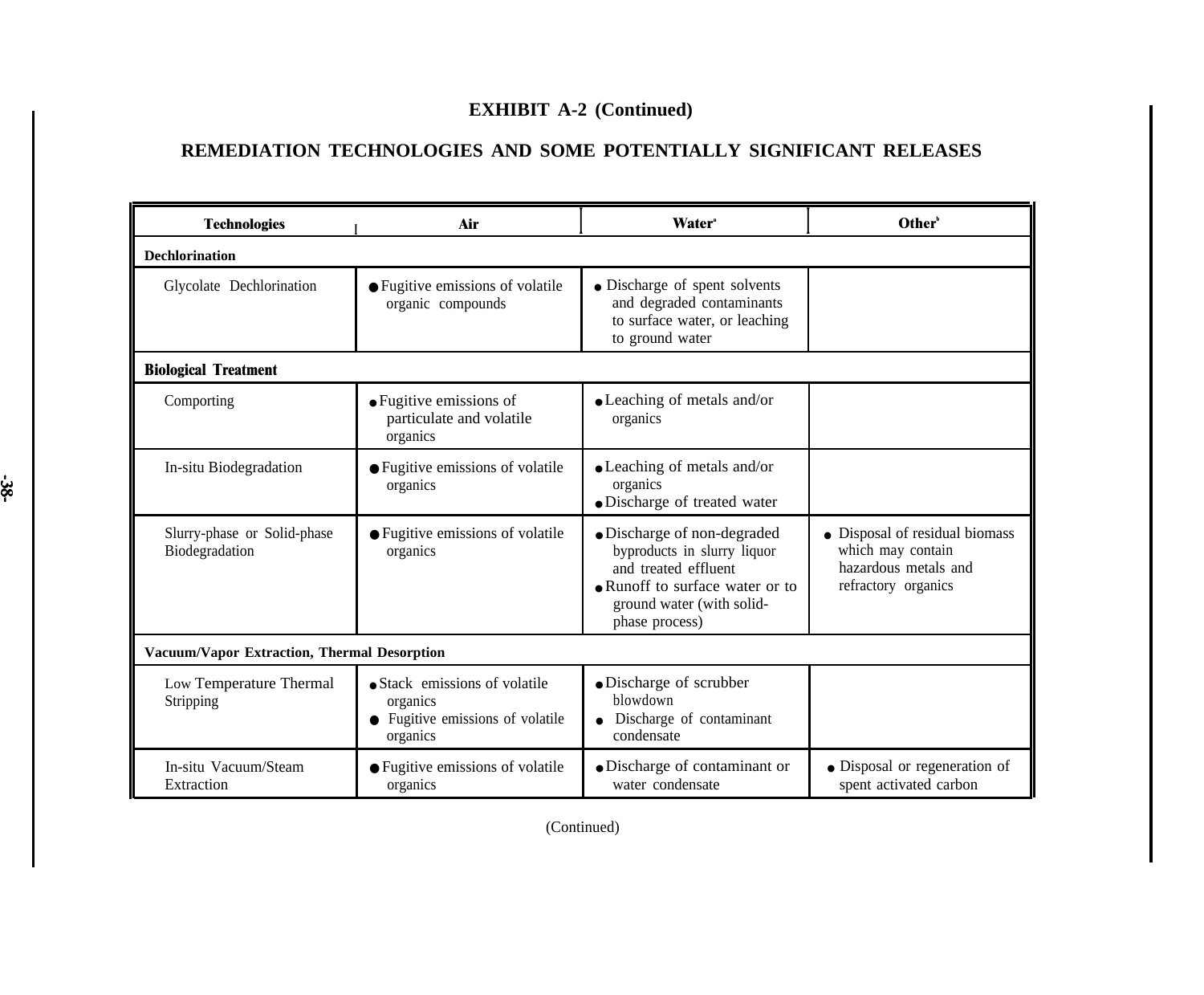# EXHIBIT A-2 (Continued)

## REMEDIATION TECHNOLOGIES AND SOME POTENTIALLY SIGNIFICANT RELEASES

| Technologies | Air | Water[a] | Other[b] |
|---|---|---|---|
| **Dechlorination** | | | |
| Glycolate Dechlorination | • Fugitive emissions of volatile organic compounds | • Discharge of spent solvents and degraded contaminants to surface water, or leaching to ground water | |
| **Biological Treatment** | | | |
| Comporting | • Fugitive emissions of particulate and volatile organics | • Leaching of metals and/or organics | |
| In-situ Biodegradation | • Fugitive emissions of volatile organics | • Leaching of metals and/or organics<br>• Discharge of treated water | |
| Slurry-phase or Solid-phase Biodegradation | • Fugitive emissions of volatile organics | • Discharge of non-degraded byproducts in slurry liquor and treated effluent<br>• Runoff to surface water or to ground water (with solid-phase process) | • Disposal of residual biomass which may contain hazardous metals and refractory organics |
| **Vacuum/Vapor Extraction, Thermal Desorption** | | | |
| Low Temperature Thermal Stripping | • Stack emissions of volatile organics<br>• Fugitive emissions of volatile organics | • Discharge of scrubber blowdown<br>• Discharge of contaminant condensate | |
| In-situ Vacuum/Steam Extraction | • Fugitive emissions of volatile organics | • Discharge of contaminant or water condensate | • Disposal or regeneration of spent activated carbon |

(Continued)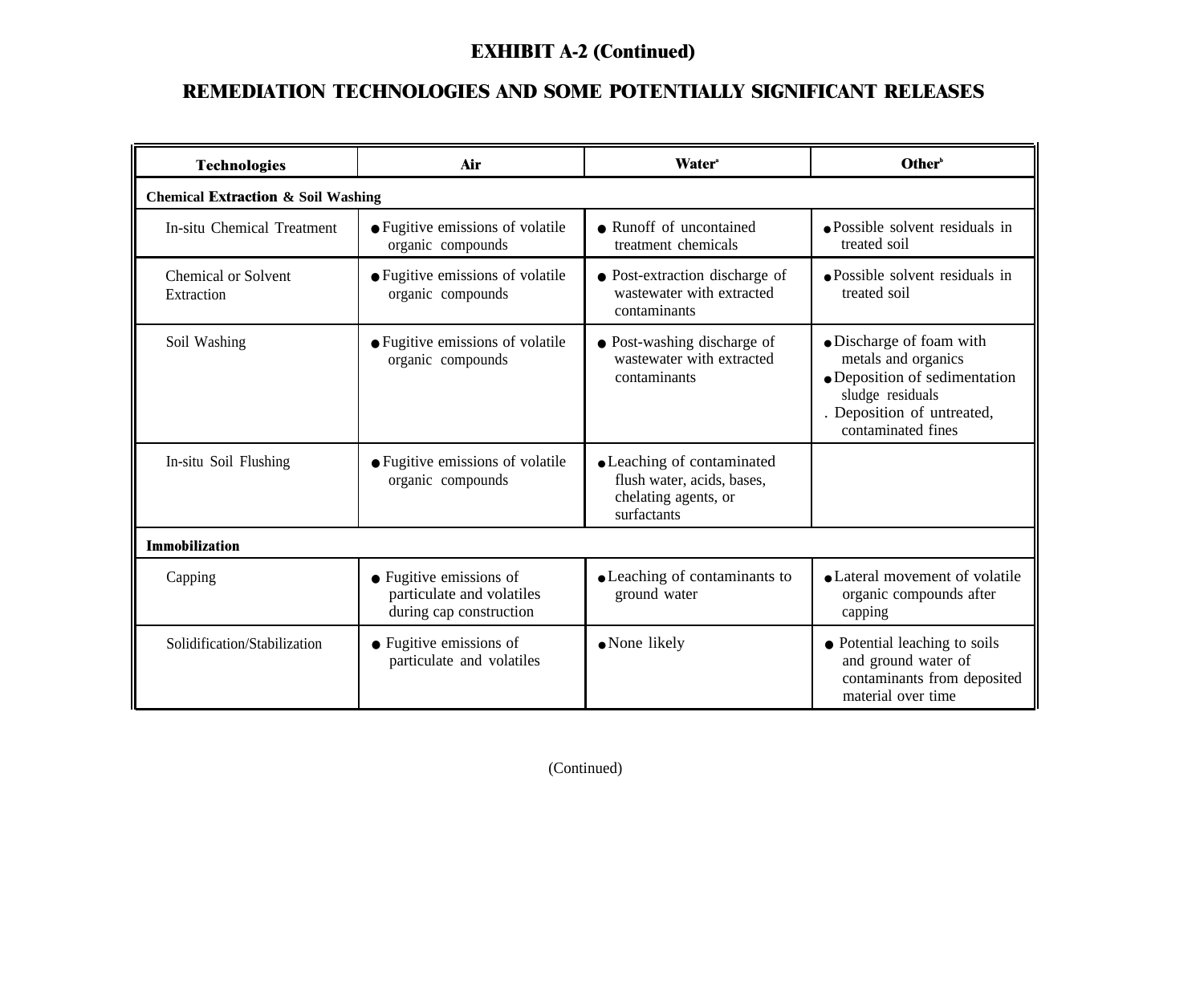# EXHIBIT A-2 (Continued)

## REMEDIATION TECHNOLOGIES AND SOME POTENTIALLY SIGNIFICANT RELEASES

| Technologies | Air | Water[a] | Other[b] |
|---|---|---|---|
| **Chemical Extraction & Soil Washing** | | | |
| In-situ Chemical Treatment | • Fugitive emissions of volatile organic compounds | • Runoff of uncontained treatment chemicals | • Possible solvent residuals in treated soil |
| Chemical or Solvent Extraction | • Fugitive emissions of volatile organic compounds | • Post-extraction discharge of wastewater with extracted contaminants | • Possible solvent residuals in treated soil |
| Soil Washing | • Fugitive emissions of volatile organic compounds | • Post-washing discharge of wastewater with extracted contaminants | • Discharge of foam with metals and organics<br>• Deposition of sedimentation sludge residuals<br>. Deposition of untreated, contaminated fines |
| In-situ Soil Flushing | • Fugitive emissions of volatile organic compounds | • Leaching of contaminated flush water, acids, bases, chelating agents, or surfactants | |
| **Immobilization** | | | |
| Capping | • Fugitive emissions of particulate and volatiles during cap construction | • Leaching of contaminants to ground water | • Lateral movement of volatile organic compounds after capping |
| Solidification/Stabilization | • Fugitive emissions of particulate and volatiles | • None likely | • Potential leaching to soils and ground water of contaminants from deposited material over time |

(Continued)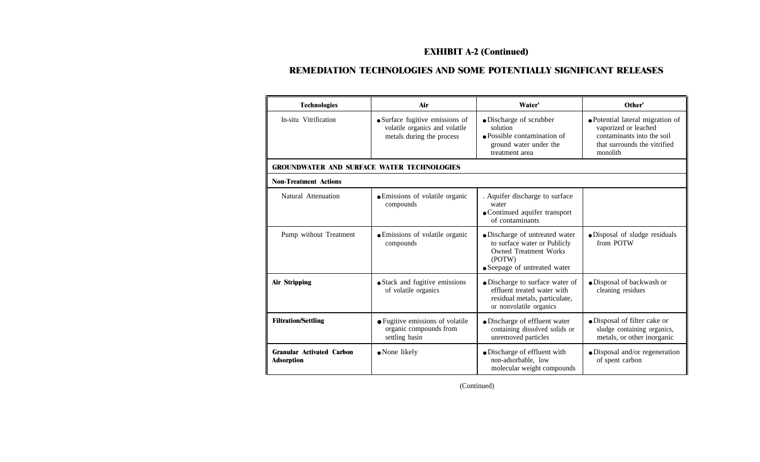## EXHIBIT A-2 (Continued)

## REMEDIATION TECHNOLOGIES AND SOME POTENTIALLY SIGNIFICANT RELEASES

| Technologies | Air | Water' | Other' |
|---|---|---|---|
| In-situ Vitrification | • Surface fugitive emissions of volatile organics and volatile metals during the process | • Discharge of scrubber solution<br>• Possible contamination of ground water under the treatment area | • Potential lateral migration of vaporized or leached contaminants into the soil that surrounds the vitrified monolith |
| **GROUNDWATER AND SURFACE WATER TECHNOLOGIES** | | | |
| **Non-Treatment Actions** | | | |
| Natural Attenuation | • Emissions of volatile organic compounds | . Aquifer discharge to surface water<br>• Continued aquifer transport of contaminants | |
| Pump without Treatment | • Emissions of volatile organic compounds | • Discharge of untreated water to surface water or Publicly Owned Treatment Works (POTW)<br>• Seepage of untreated water | • Disposal of sludge residuals from POTW |
| **Air Stripping** | • Stack and fugitive emissions of volatile organics | • Discharge to surface water of effluent treated water with residual metals, particulate, or nonvolatile organics | • Disposal of backwash or cleaning residues |
| **Filtration/Settling** | • Fugitive emissions of volatile organic compounds from settling basin | • Discharge of effluent water containing dissolved solids or unremoved particles | • Disposal of filter cake or sludge containing organics, metals, or other inorganic |
| **Granular Activated Carbon Adsorption** | • None likely | • Discharge of effluent with non-adsorbable, low molecular weight compounds | • Disposal and/or regeneration of spent carbon |

(Continued)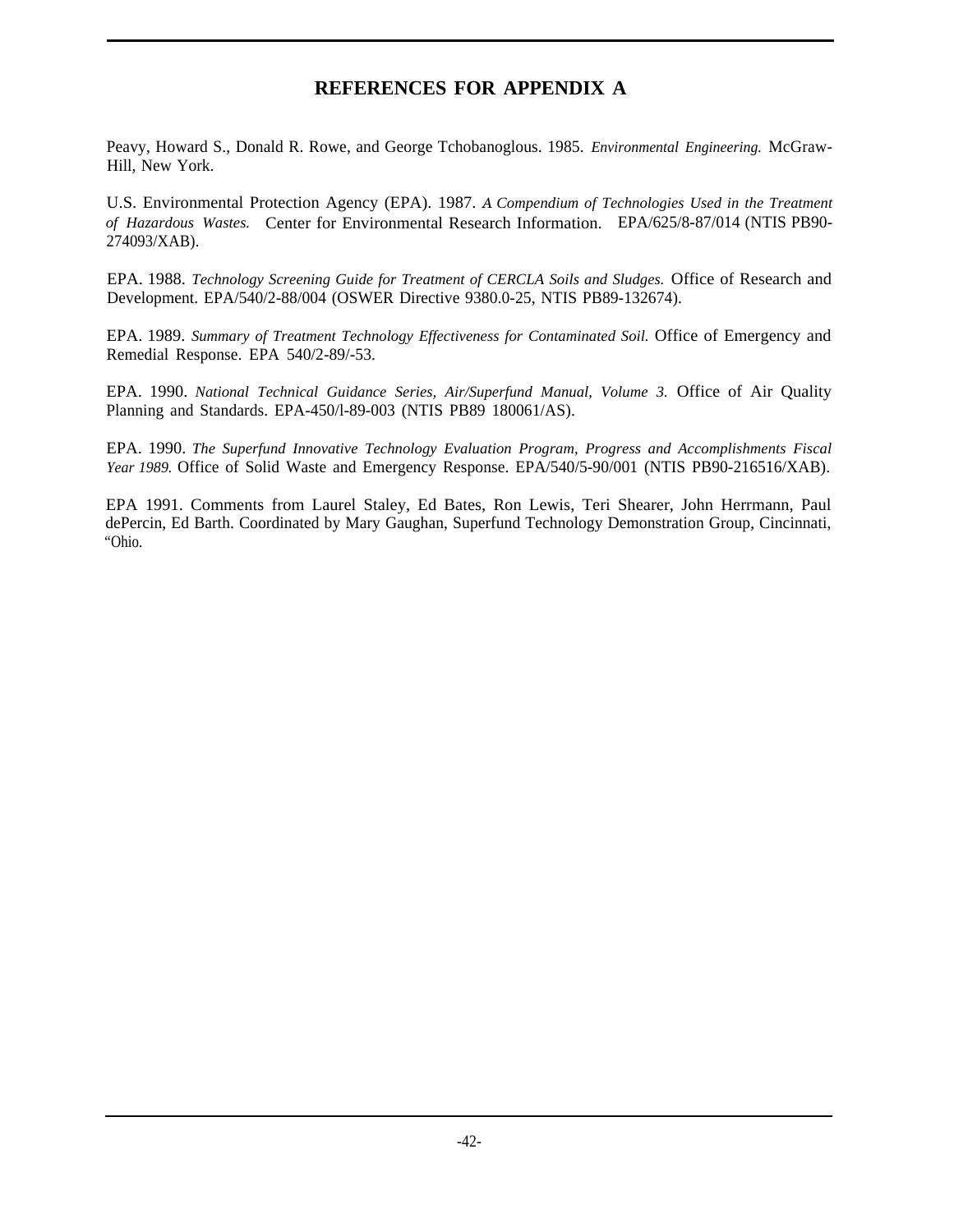# REFERENCES FOR APPENDIX A

Peavy, Howard S., Donald R. Rowe, and George Tchobanoglous. 1985. *Environmental Engineering.* McGraw-Hill, New York.

U.S. Environmental Protection Agency (EPA). 1987. *A Compendium of Technologies Used in the Treatment of Hazardous Wastes.* Center for Environmental Research Information. EPA/625/8-87/014 (NTIS PB90-274093/XAB).

EPA. 1988. *Technology Screening Guide for Treatment of CERCLA Soils and Sludges.* Office of Research and Development. EPA/540/2-88/004 (OSWER Directive 9380.0-25, NTIS PB89-132674).

EPA. 1989. *Summary of Treatment Technology Effectiveness for Contaminated Soil.* Office of Emergency and Remedial Response. EPA 540/2-89/-53.

EPA. 1990. *National Technical Guidance Series, Air/Superfund Manual, Volume 3.* Office of Air Quality Planning and Standards. EPA-450/l-89-003 (NTIS PB89 180061/AS).

EPA. 1990. *The Superfund Innovative Technology Evaluation Program, Progress and Accomplishments Fiscal Year 1989.* Office of Solid Waste and Emergency Response. EPA/540/5-90/001 (NTIS PB90-216516/XAB).

EPA 1991. Comments from Laurel Staley, Ed Bates, Ron Lewis, Teri Shearer, John Herrmann, Paul dePercin, Ed Barth. Coordinated by Mary Gaughan, Superfund Technology Demonstration Group, Cincinnati, "Ohio.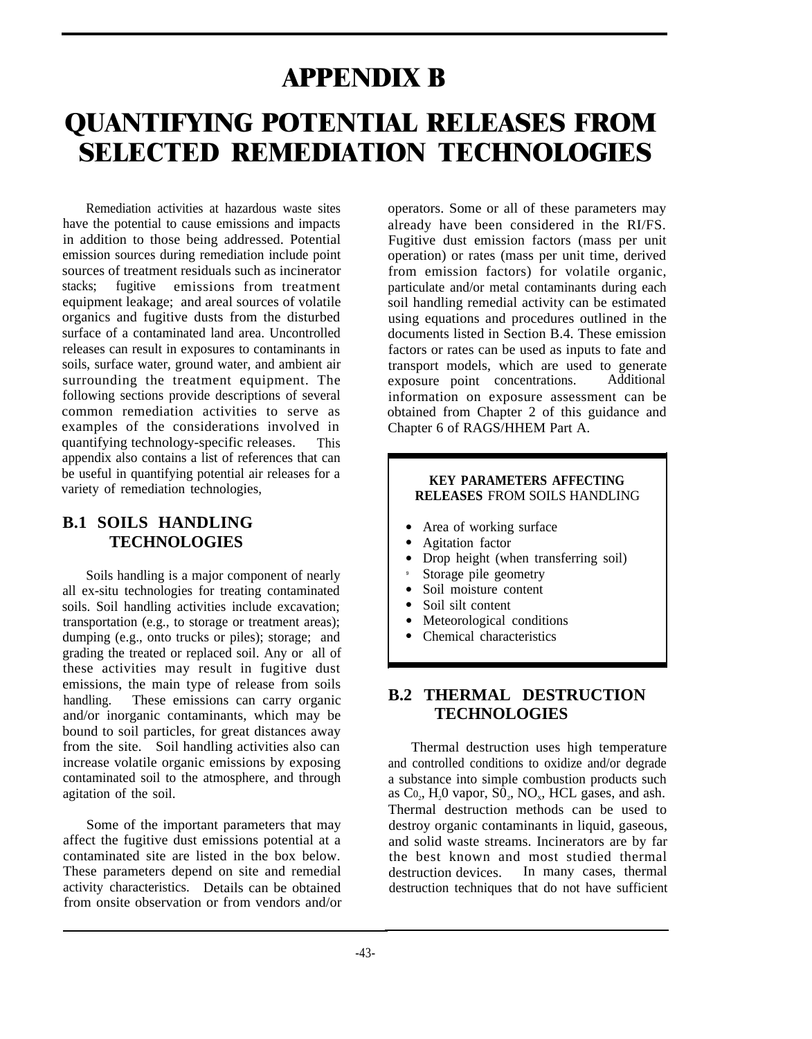# APPENDIX B

# QUANTIFYING POTENTIAL RELEASES FROM SELECTED REMEDIATION TECHNOLOGIES

Remediation activities at hazardous waste sites have the potential to cause emissions and impacts in addition to those being addressed. Potential emission sources during remediation include point sources of treatment residuals such as incinerator stacks; fugitive emissions from treatment equipment leakage; and areal sources of volatile organics and fugitive dusts from the disturbed surface of a contaminated land area. Uncontrolled releases can result in exposures to contaminants in soils, surface water, ground water, and ambient air surrounding the treatment equipment. The following sections provide descriptions of several common remediation activities to serve as examples of the considerations involved in quantifying technology-specific releases. This appendix also contains a list of references that can be useful in quantifying potential air releases for a variety of remediation technologies,

## B.1 SOILS HANDLING TECHNOLOGIES

Soils handling is a major component of nearly all ex-situ technologies for treating contaminated soils. Soil handling activities include excavation; transportation (e.g., to storage or treatment areas); dumping (e.g., onto trucks or piles); storage; and grading the treated or replaced soil. Any or all of these activities may result in fugitive dust emissions, the main type of release from soils handling. These emissions can carry organic and/or inorganic contaminants, which may be bound to soil particles, for great distances away from the site. Soil handling activities also can increase volatile organic emissions by exposing contaminated soil to the atmosphere, and through agitation of the soil.

Some of the important parameters that may affect the fugitive dust emissions potential at a contaminated site are listed in the box below. These parameters depend on site and remedial activity characteristics. Details can be obtained from onsite observation or from vendors and/or operators. Some or all of these parameters may already have been considered in the RI/FS. Fugitive dust emission factors (mass per unit operation) or rates (mass per unit time, derived from emission factors) for volatile organic, particulate and/or metal contaminants during each soil handling remedial activity can be estimated using equations and procedures outlined in the documents listed in Section B.4. These emission factors or rates can be used as inputs to fate and transport models, which are used to generate exposure point concentrations. Additional information on exposure assessment can be obtained from Chapter 2 of this guidance and Chapter 6 of RAGS/HHEM Part A.

**KEY PARAMETERS AFFECTING RELEASES FROM SOILS HANDLING**

- Area of working surface
- Agitation factor
- Drop height (when transferring soil)
- Storage pile geometry
- Soil moisture content
- Soil silt content
- Meteorological conditions
- Chemical characteristics

## B.2 THERMAL DESTRUCTION TECHNOLOGIES

Thermal destruction uses high temperature and controlled conditions to oxidize and/or degrade a substance into simple combustion products such as $CO_2$, $H_2O$ vapor, $SO_2$, $NO_x$, HCL gases, and ash. Thermal destruction methods can be used to destroy organic contaminants in liquid, gaseous, and solid waste streams. Incinerators are by far the best known and most studied thermal destruction devices. In many cases, thermal destruction techniques that do not have sufficient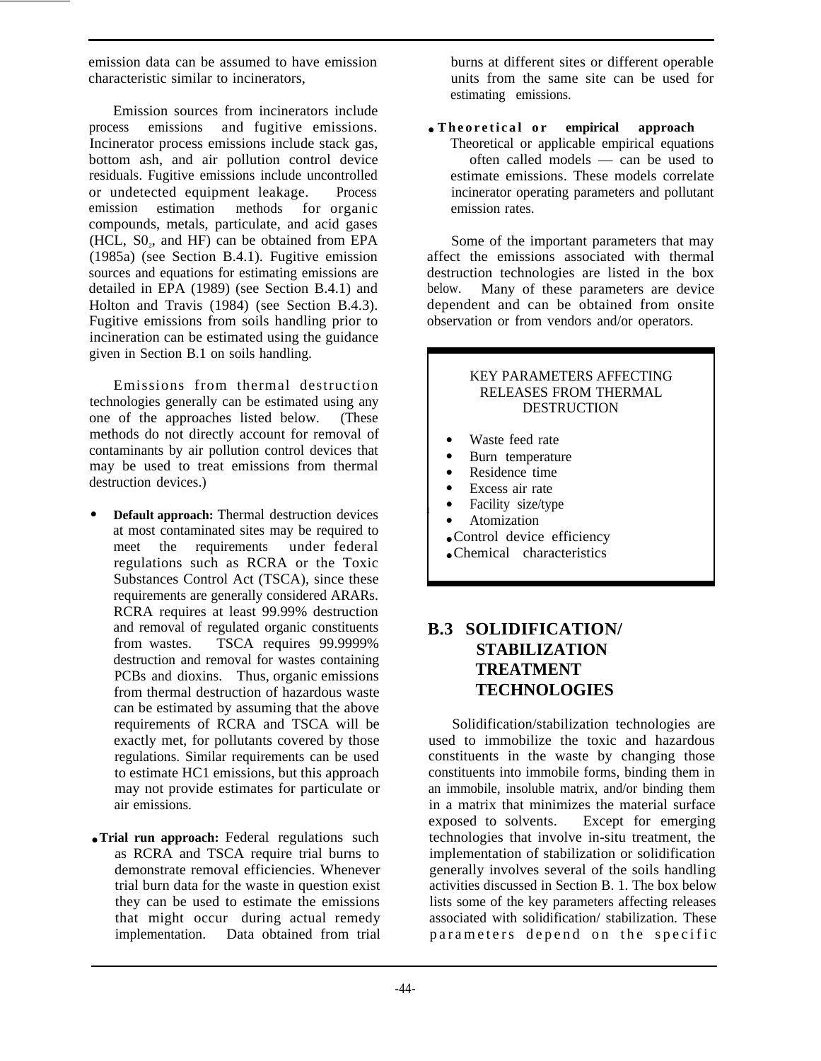emission data can be assumed to have emission characteristic similar to incinerators,

Emission sources from incinerators include process emissions and fugitive emissions. Incinerator process emissions include stack gas, bottom ash, and air pollution control device residuals. Fugitive emissions include uncontrolled or undetected equipment leakage. Process emission estimation methods for organic compounds, metals, particulate, and acid gases (HCL, $S0_2$, and HF) can be obtained from EPA (1985a) (see Section B.4.1). Fugitive emission sources and equations for estimating emissions are detailed in EPA (1989) (see Section B.4.1) and Holton and Travis (1984) (see Section B.4.3). Fugitive emissions from soils handling prior to incineration can be estimated using the guidance given in Section B.1 on soils handling.

Emissions from thermal destruction technologies generally can be estimated using any one of the approaches listed below. (These methods do not directly account for removal of contaminants by air pollution control devices that may be used to treat emissions from thermal destruction devices.)

- **Default approach:** Thermal destruction devices at most contaminated sites may be required to meet the requirements under federal regulations such as RCRA or the Toxic Substances Control Act (TSCA), since these requirements are generally considered ARARs. RCRA requires at least 99.99% destruction and removal of regulated organic constituents from wastes. TSCA requires 99.9999% destruction and removal for wastes containing PCBs and dioxins. Thus, organic emissions from thermal destruction of hazardous waste can be estimated by assuming that the above requirements of RCRA and TSCA will be exactly met, for pollutants covered by those regulations. Similar requirements can be used to estimate HC1 emissions, but this approach may not provide estimates for particulate or air emissions.

- **Trial run approach:** Federal regulations such as RCRA and TSCA require trial burns to demonstrate removal efficiencies. Whenever trial burn data for the waste in question exist they can be used to estimate the emissions that might occur during actual remedy implementation. Data obtained from trial burns at different sites or different operable units from the same site can be used for estimating emissions.

- **Theoretical or empirical approach** Theoretical or applicable empirical equations — often called models — can be used to estimate emissions. These models correlate incinerator operating parameters and pollutant emission rates.

Some of the important parameters that may affect the emissions associated with thermal destruction technologies are listed in the box below. Many of these parameters are device dependent and can be obtained from onsite observation or from vendors and/or operators.

> KEY PARAMETERS AFFECTING RELEASES FROM THERMAL DESTRUCTION
>
> - Waste feed rate
> - Burn temperature
> - Residence time
> - Excess air rate
> - Facility size/type
> - Atomization
> - Control device efficiency
> - Chemical characteristics

## B.3 SOLIDIFICATION/ STABILIZATION TREATMENT TECHNOLOGIES

Solidification/stabilization technologies are used to immobilize the toxic and hazardous constituents in the waste by changing those constituents into immobile forms, binding them in an immobile, insoluble matrix, and/or binding them in a matrix that minimizes the material surface exposed to solvents. Except for emerging technologies that involve in-situ treatment, the implementation of stabilization or solidification generally involves several of the soils handling activities discussed in Section B. 1. The box below lists some of the key parameters affecting releases associated with solidification/ stabilization. These parameters depend on the specific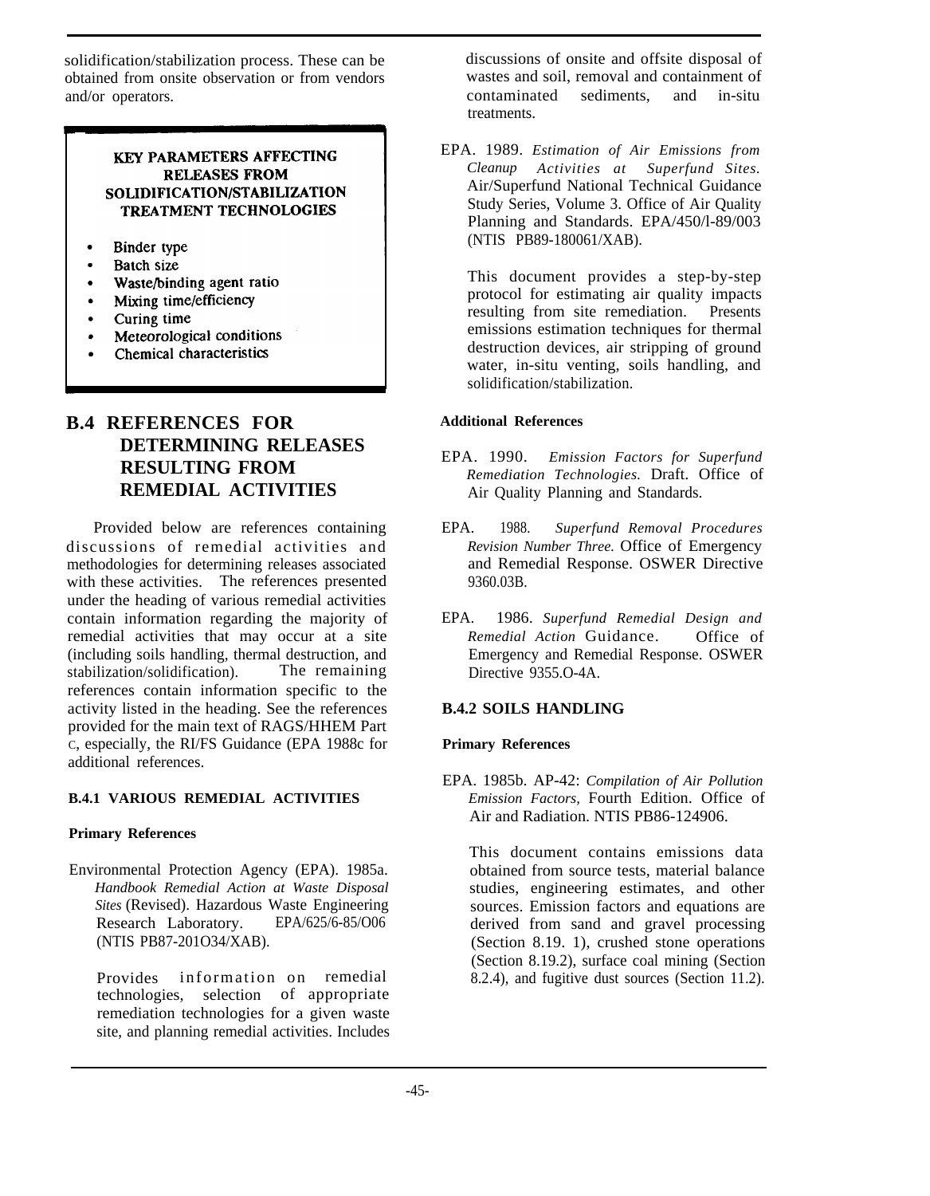solidification/stabilization process. These can be obtained from onsite observation or from vendors and/or operators.

**KEY PARAMETERS AFFECTING RELEASES FROM SOLIDIFICATION/STABILIZATION TREATMENT TECHNOLOGIES**

- Binder type
- Batch size
- Waste/binding agent ratio
- Mixing time/efficiency
- Curing time
- Meteorological conditions
- Chemical characteristics

## B.4 REFERENCES FOR DETERMINING RELEASES RESULTING FROM REMEDIAL ACTIVITIES

Provided below are references containing discussions of remedial activities and methodologies for determining releases associated with these activities. The references presented under the heading of various remedial activities contain information regarding the majority of remedial activities that may occur at a site (including soils handling, thermal destruction, and stabilization/solidification). The remaining references contain information specific to the activity listed in the heading. See the references provided for the main text of RAGS/HHEM Part C, especially, the RI/FS Guidance (EPA 1988c for additional references.

### B.4.1 VARIOUS REMEDIAL ACTIVITIES

**Primary References**

Environmental Protection Agency (EPA). 1985a. *Handbook Remedial Action at Waste Disposal Sites* (Revised). Hazardous Waste Engineering Research Laboratory. EPA/625/6-85/O06 (NTIS PB87-201O34/XAB).

Provides information on remedial technologies, selection of appropriate remediation technologies for a given waste site, and planning remedial activities. Includes discussions of onsite and offsite disposal of wastes and soil, removal and containment of contaminated sediments, and in-situ treatments.

EPA. 1989. *Estimation of Air Emissions from Cleanup Activities at Superfund Sites.* Air/Superfund National Technical Guidance Study Series, Volume 3. Office of Air Quality Planning and Standards. EPA/450/l-89/003 (NTIS PB89-180061/XAB).

This document provides a step-by-step protocol for estimating air quality impacts resulting from site remediation. Presents emissions estimation techniques for thermal destruction devices, air stripping of ground water, in-situ venting, soils handling, and solidification/stabilization.

**Additional References**

EPA. 1990. *Emission Factors for Superfund Remediation Technologies.* Draft. Office of Air Quality Planning and Standards.

EPA. 1988. *Superfund Removal Procedures Revision Number Three.* Office of Emergency and Remedial Response. OSWER Directive 9360.03B.

EPA. 1986. *Superfund Remedial Design and Remedial Action* Guidance. Office of Emergency and Remedial Response. OSWER Directive 9355.O-4A.

### B.4.2 SOILS HANDLING

**Primary References**

EPA. 1985b. AP-42: *Compilation of Air Pollution Emission Factors,* Fourth Edition. Office of Air and Radiation. NTIS PB86-124906.

This document contains emissions data obtained from source tests, material balance studies, engineering estimates, and other sources. Emission factors and equations are derived from sand and gravel processing (Section 8.19. 1), crushed stone operations (Section 8.19.2), surface coal mining (Section 8.2.4), and fugitive dust sources (Section 11.2).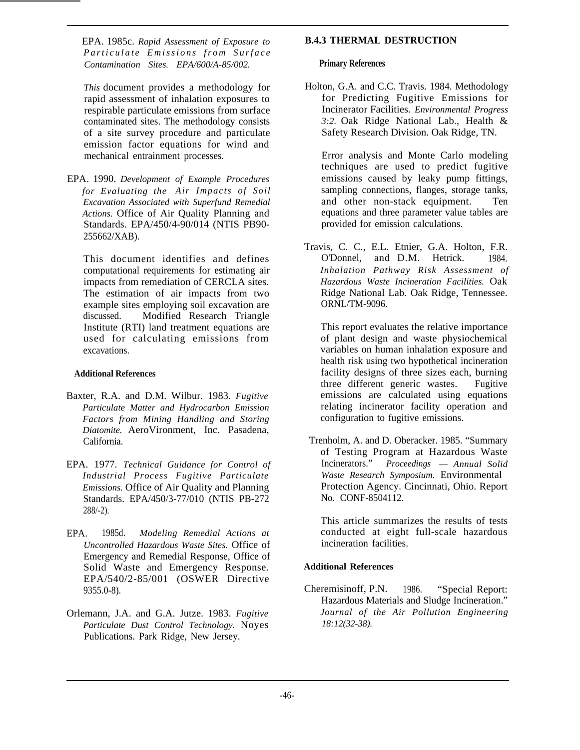EPA. 1985c. *Rapid Assessment of Exposure to Particulate Emissions from Surface Contamination Sites. EPA/600/A-85/002.*

*This* document provides a methodology for rapid assessment of inhalation exposures to respirable particulate emissions from surface contaminated sites. The methodology consists of a site survey procedure and particulate emission factor equations for wind and mechanical entrainment processes.

EPA. 1990. *Development of Example Procedures for Evaluating the Air Impacts of Soil Excavation Associated with Superfund Remedial Actions.* Office of Air Quality Planning and Standards. EPA/450/4-90/014 (NTIS PB90-255662/XAB).

This document identifies and defines computational requirements for estimating air impacts from remediation of CERCLA sites. The estimation of air impacts from two example sites employing soil excavation are discussed. Modified Research Triangle Institute (RTI) land treatment equations are used for calculating emissions from excavations.

**Additional References**

Baxter, R.A. and D.M. Wilbur. 1983. *Fugitive Particulate Matter and Hydrocarbon Emission Factors from Mining Handling and Storing Diatomite.* AeroVironment, Inc. Pasadena, California.

EPA. 1977. *Technical Guidance for Control of Industrial Process Fugitive Particulate Emissions.* Office of Air Quality and Planning Standards. EPA/450/3-77/010 (NTIS PB-272 288/-2).

EPA. 1985d. *Modeling Remedial Actions at Uncontrolled Hazardous Waste Sites.* Office of Emergency and Remedial Response, Office of Solid Waste and Emergency Response. EPA/540/2-85/001 (OSWER Directive 9355.0-8).

Orlemann, J.A. and G.A. Jutze. 1983. *Fugitive Particulate Dust Control Technology.* Noyes Publications. Park Ridge, New Jersey.

### B.4.3 THERMAL DESTRUCTION

**Primary References**

Holton, G.A. and C.C. Travis. 1984. Methodology for Predicting Fugitive Emissions for Incinerator Facilities. *Environmental Progress 3:2.* Oak Ridge National Lab., Health & Safety Research Division. Oak Ridge, TN.

Error analysis and Monte Carlo modeling techniques are used to predict fugitive emissions caused by leaky pump fittings, sampling connections, flanges, storage tanks, and other non-stack equipment. Ten equations and three parameter value tables are provided for emission calculations.

Travis, C. C., E.L. Etnier, G.A. Holton, F.R. O'Donnel, and D.M. Hetrick. 1984. *Inhalation Pathway Risk Assessment of Hazardous Waste Incineration Facilities.* Oak Ridge National Lab. Oak Ridge, Tennessee. ORNL/TM-9096.

This report evaluates the relative importance of plant design and waste physiochemical variables on human inhalation exposure and health risk using two hypothetical incineration facility designs of three sizes each, burning three different generic wastes. Fugitive emissions are calculated using equations relating incinerator facility operation and configuration to fugitive emissions.

Trenholm, A. and D. Oberacker. 1985. "Summary of Testing Program at Hazardous Waste Incinerators." *Proceedings — Annual Solid Waste Research Symposium.* Environmental Protection Agency. Cincinnati, Ohio. Report No. CONF-8504112.

This article summarizes the results of tests conducted at eight full-scale hazardous incineration facilities.

**Additional References**

Cheremisinoff, P.N. 1986. "Special Report: Hazardous Materials and Sludge Incineration." *Journal of the Air Pollution Engineering 18:12(32-38).*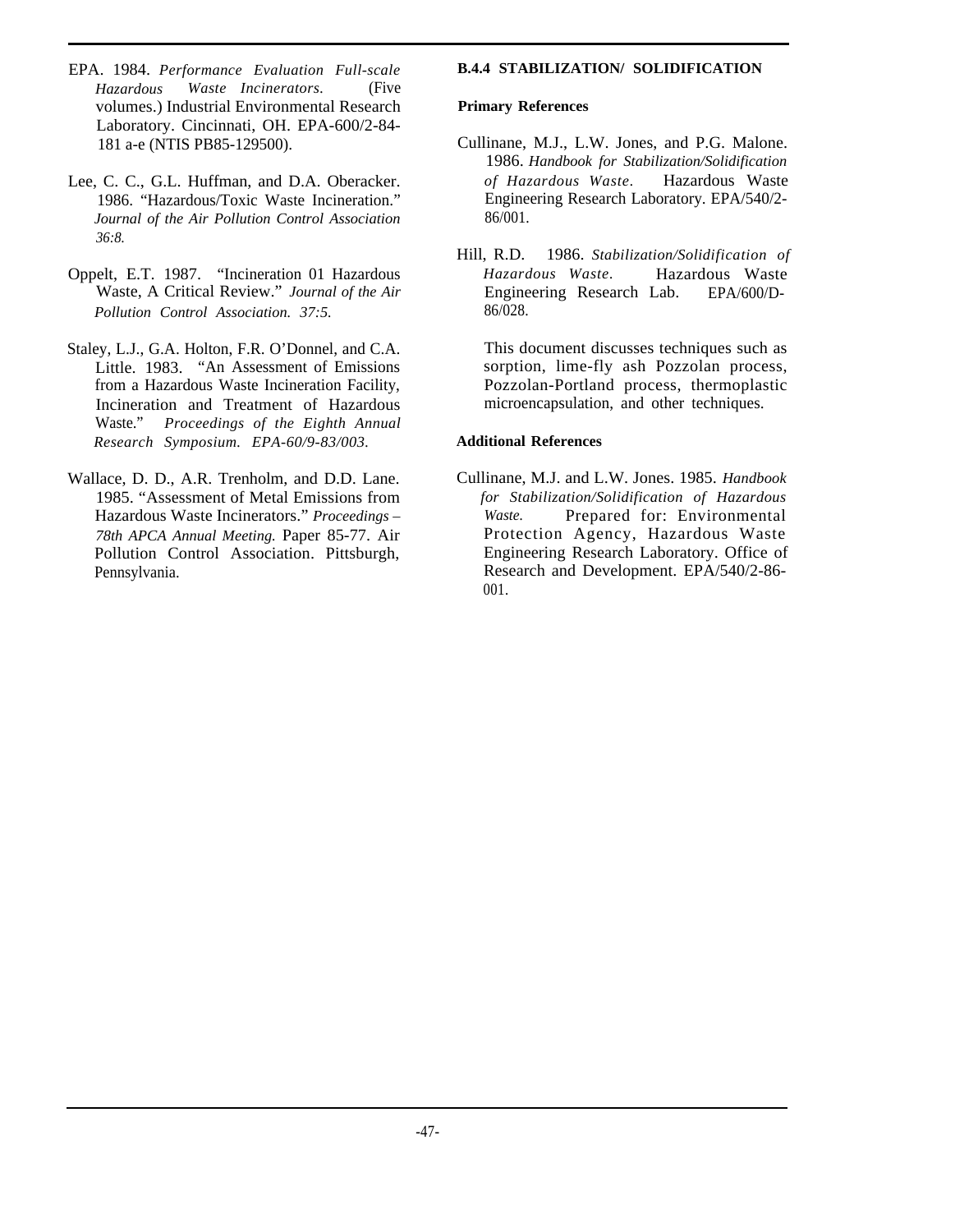EPA. 1984. *Performance Evaluation Full-scale Hazardous Waste Incinerators.* (Five volumes.) Industrial Environmental Research Laboratory. Cincinnati, OH. EPA-600/2-84-181 a-e (NTIS PB85-129500).

Lee, C. C., G.L. Huffman, and D.A. Oberacker. 1986. "Hazardous/Toxic Waste Incineration." *Journal of the Air Pollution Control Association 36:8.*

Oppelt, E.T. 1987. "Incineration 01 Hazardous Waste, A Critical Review." *Journal of the Air Pollution Control Association. 37:5.*

Staley, L.J., G.A. Holton, F.R. O'Donnel, and C.A. Little. 1983. "An Assessment of Emissions from a Hazardous Waste Incineration Facility, Incineration and Treatment of Hazardous Waste." *Proceedings of the Eighth Annual Research Symposium. EPA-60/9-83/003.*

Wallace, D. D., A.R. Trenholm, and D.D. Lane. 1985. "Assessment of Metal Emissions from Hazardous Waste Incinerators." *Proceedings – 78th APCA Annual Meeting.* Paper 85-77. Air Pollution Control Association. Pittsburgh, Pennsylvania.

### B.4.4 STABILIZATION/ SOLIDIFICATION

**Primary References**

Cullinane, M.J., L.W. Jones, and P.G. Malone. 1986. *Handbook for Stabilization/Solidification of Hazardous Waste.* Hazardous Waste Engineering Research Laboratory. EPA/540/2-86/001.

Hill, R.D. 1986. *Stabilization/Solidification of Hazardous Waste.* Hazardous Waste Engineering Research Lab. EPA/600/D-86/028.

This document discusses techniques such as sorption, lime-fly ash Pozzolan process, Pozzolan-Portland process, thermoplastic microencapsulation, and other techniques.

**Additional References**

Cullinane, M.J. and L.W. Jones. 1985. *Handbook for Stabilization/Solidification of Hazardous Waste.* Prepared for: Environmental Protection Agency, Hazardous Waste Engineering Research Laboratory. Office of Research and Development. EPA/540/2-86-001.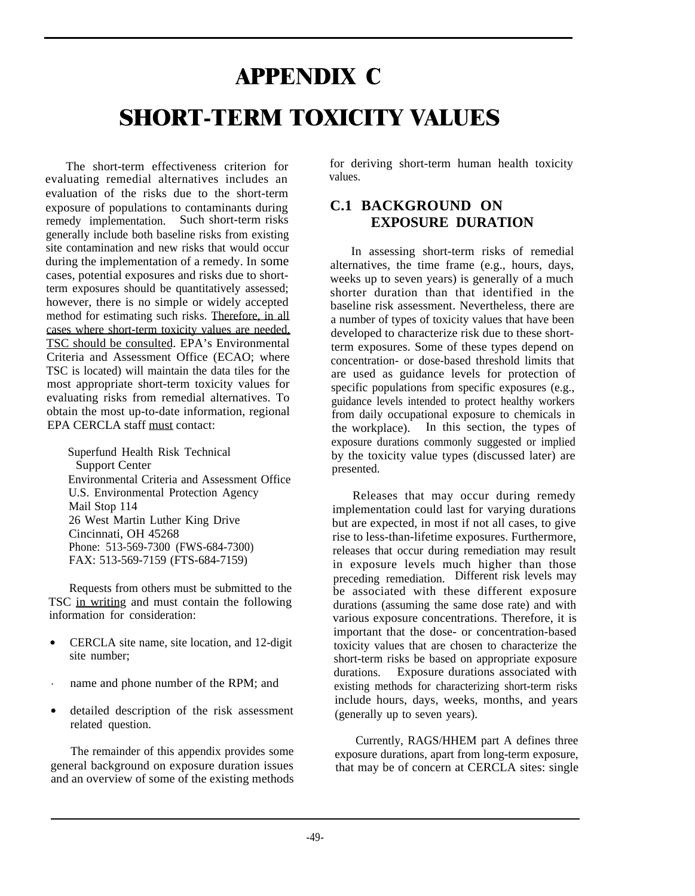# APPENDIX C

# SHORT-TERM TOXICITY VALUES

The short-term effectiveness criterion for evaluating remedial alternatives includes an evaluation of the risks due to the short-term exposure of populations to contaminants during remedy implementation. Such short-term risks generally include both baseline risks from existing site contamination and new risks that would occur during the implementation of a remedy. In some cases, potential exposures and risks due to short-term exposures should be quantitatively assessed; however, there is no simple or widely accepted method for estimating such risks. Therefore, in all cases where short-term toxicity values are needed, TSC should be consulted. EPA's Environmental Criteria and Assessment Office (ECAO; where TSC is located) will maintain the data tiles for the most appropriate short-term toxicity values for evaluating risks from remedial alternatives. To obtain the most up-to-date information, regional EPA CERCLA staff must contact:

Superfund Health Risk Technical Support Center
Environmental Criteria and Assessment Office
U.S. Environmental Protection Agency
Mail Stop 114
26 West Martin Luther King Drive
Cincinnati, OH 45268
Phone: 513-569-7300 (FWS-684-7300)
FAX: 513-569-7159 (FTS-684-7159)

Requests from others must be submitted to the TSC in writing and must contain the following information for consideration:

- CERCLA site name, site location, and 12-digit site number;
- name and phone number of the RPM; and
- detailed description of the risk assessment related question.

The remainder of this appendix provides some general background on exposure duration issues and an overview of some of the existing methods for deriving short-term human health toxicity values.

## C.1 BACKGROUND ON EXPOSURE DURATION

In assessing short-term risks of remedial alternatives, the time frame (e.g., hours, days, weeks up to seven years) is generally of a much shorter duration than that identified in the baseline risk assessment. Nevertheless, there are a number of types of toxicity values that have been developed to characterize risk due to these short-term exposures. Some of these types depend on concentration- or dose-based threshold limits that are used as guidance levels for protection of specific populations from specific exposures (e.g., guidance levels intended to protect healthy workers from daily occupational exposure to chemicals in the workplace). In this section, the types of exposure durations commonly suggested or implied by the toxicity value types (discussed later) are presented.

Releases that may occur during remedy implementation could last for varying durations but are expected, in most if not all cases, to give rise to less-than-lifetime exposures. Furthermore, releases that occur during remediation may result in exposure levels much higher than those preceding remediation. Different risk levels may be associated with these different exposure durations (assuming the same dose rate) and with various exposure concentrations. Therefore, it is important that the dose- or concentration-based toxicity values that are chosen to characterize the short-term risks be based on appropriate exposure durations. Exposure durations associated with existing methods for characterizing short-term risks include hours, days, weeks, months, and years (generally up to seven years).

Currently, RAGS/HHEM part A defines three exposure durations, apart from long-term exposure, that may be of concern at CERCLA sites: single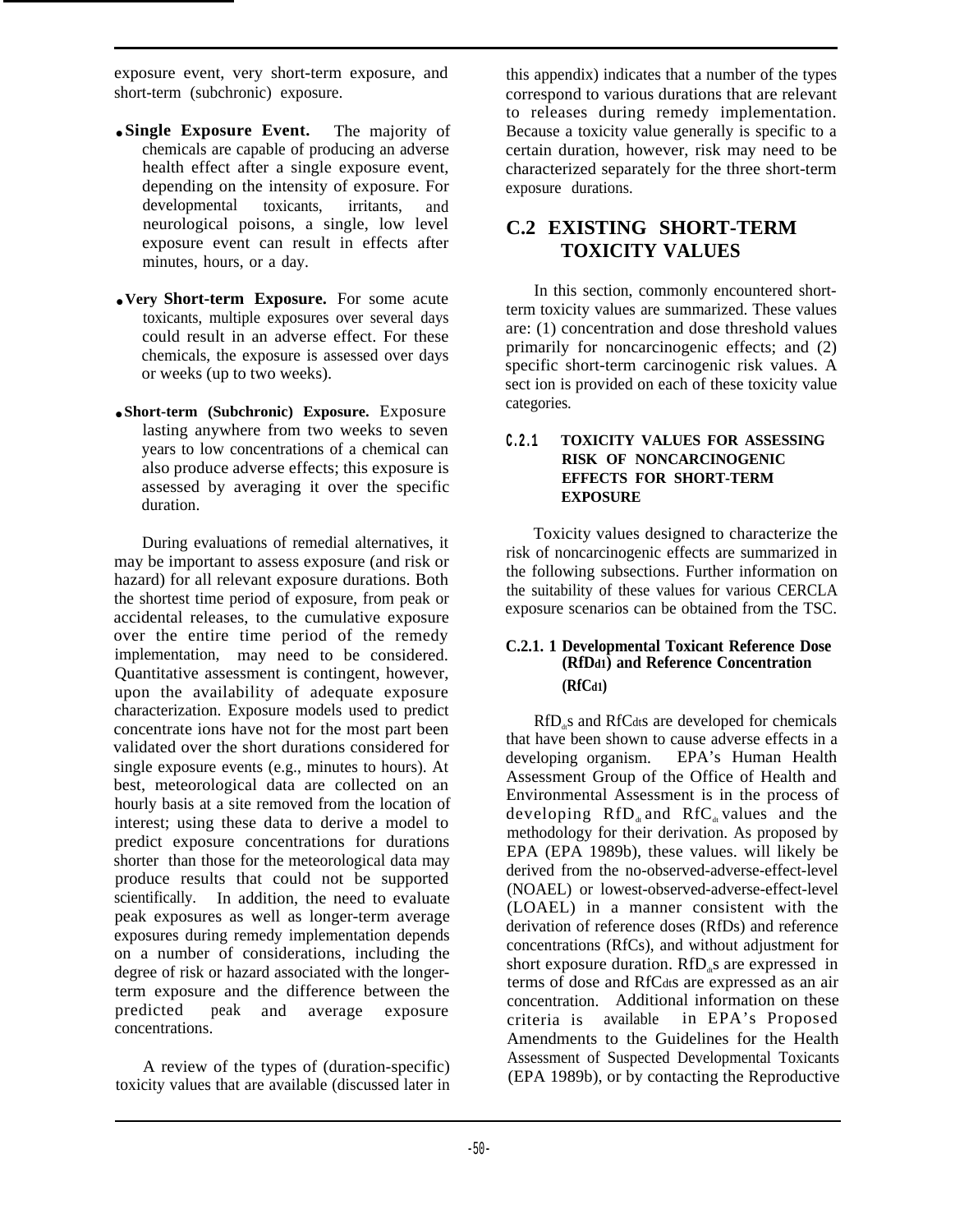exposure event, very short-term exposure, and short-term (subchronic) exposure.

- **Single Exposure Event.** The majority of chemicals are capable of producing an adverse health effect after a single exposure event, depending on the intensity of exposure. For developmental toxicants, irritants, and neurological poisons, a single, low level exposure event can result in effects after minutes, hours, or a day.

- **Very Short-term Exposure.** For some acute toxicants, multiple exposures over several days could result in an adverse effect. For these chemicals, the exposure is assessed over days or weeks (up to two weeks).

- **Short-term (Subchronic) Exposure.** Exposure lasting anywhere from two weeks to seven years to low concentrations of a chemical can also produce adverse effects; this exposure is assessed by averaging it over the specific duration.

During evaluations of remedial alternatives, it may be important to assess exposure (and risk or hazard) for all relevant exposure durations. Both the shortest time period of exposure, from peak or accidental releases, to the cumulative exposure over the entire time period of the remedy implementation, may need to be considered. Quantitative assessment is contingent, however, upon the availability of adequate exposure characterization. Exposure models used to predict concentrate ions have not for the most part been validated over the short durations considered for single exposure events (e.g., minutes to hours). At best, meteorological data are collected on an hourly basis at a site removed from the location of interest; using these data to derive a model to predict exposure concentrations for durations shorter than those for the meteorological data may produce results that could not be supported scientifically. In addition, the need to evaluate peak exposures as well as longer-term average exposures during remedy implementation depends on a number of considerations, including the degree of risk or hazard associated with the longer-term exposure and the difference between the predicted peak and average exposure concentrations.

A review of the types of (duration-specific) toxicity values that are available (discussed later in this appendix) indicates that a number of the types correspond to various durations that are relevant to releases during remedy implementation. Because a toxicity value generally is specific to a certain duration, however, risk may need to be characterized separately for the three short-term exposure durations.

## C.2 EXISTING SHORT-TERM TOXICITY VALUES

In this section, commonly encountered short-term toxicity values are summarized. These values are: (1) concentration and dose threshold values primarily for noncarcinogenic effects; and (2) specific short-term carcinogenic risk values. A sect ion is provided on each of these toxicity value categories.

### C.2.1 TOXICITY VALUES FOR ASSESSING RISK OF NONCARCINOGENIC EFFECTS FOR SHORT-TERM EXPOSURE

Toxicity values designed to characterize the risk of noncarcinogenic effects are summarized in the following subsections. Further information on the suitability of these values for various CERCLA exposure scenarios can be obtained from the TSC.

#### C.2.1. 1 Developmental Toxicant Reference Dose ($RfD_{dt}$) and Reference Concentration ($RfC_{dt}$)

$RfD_{dt}$s and $RfC_{dt}$s are developed for chemicals that have been shown to cause adverse effects in a developing organism. EPA's Human Health Assessment Group of the Office of Health and Environmental Assessment is in the process of developing $RfD_{dt}$ and $RfC_{dt}$ values and the methodology for their derivation. As proposed by EPA (EPA 1989b), these values. will likely be derived from the no-observed-adverse-effect-level (NOAEL) or lowest-observed-adverse-effect-level (LOAEL) in a manner consistent with the derivation of reference doses (RfDs) and reference concentrations (RfCs), and without adjustment for short exposure duration. $RfD_{dt}$s are expressed in terms of dose and $RfC_{dt}$s are expressed as an air concentration. Additional information on these criteria is available in EPA's Proposed Amendments to the Guidelines for the Health Assessment of Suspected Developmental Toxicants (EPA 1989b), or by contacting the Reproductive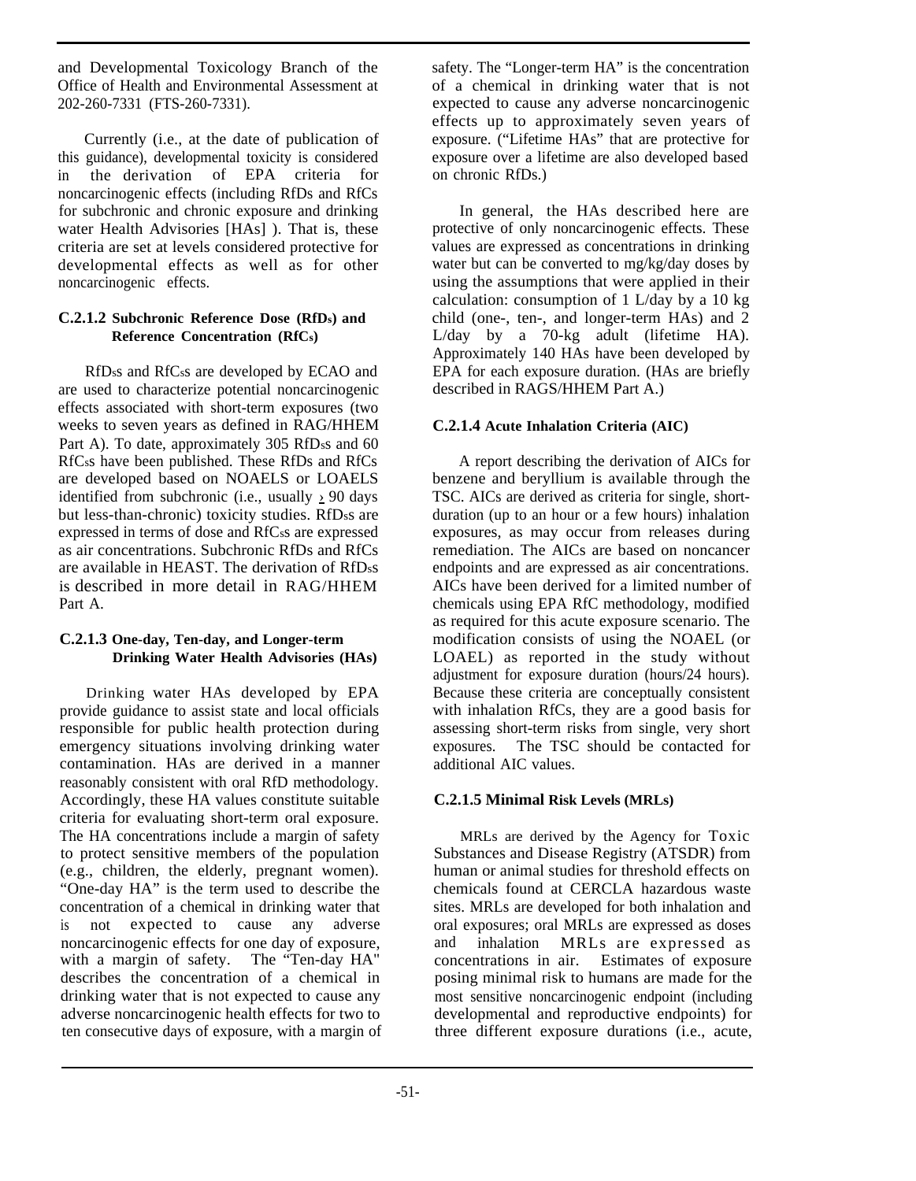and Developmental Toxicology Branch of the Office of Health and Environmental Assessment at 202-260-7331 (FTS-260-7331).

Currently (i.e., at the date of publication of this guidance), developmental toxicity is considered in the derivation of EPA criteria for noncarcinogenic effects (including RfDs and RfCs for subchronic and chronic exposure and drinking water Health Advisories [HAs] ). That is, these criteria are set at levels considered protective for developmental effects as well as for other noncarcinogenic effects.

#### C.2.1.2 Subchronic Reference Dose ($RfD_s$) and Reference Concentration ($RfC_s$)

$RfD_s$s and $RfC_s$s are developed by ECAO and are used to characterize potential noncarcinogenic effects associated with short-term exposures (two weeks to seven years as defined in RAG/HHEM Part A). To date, approximately 305 $RfD_s$s and 60 $RfC_s$s have been published. These RfDs and RfCs are developed based on NOAELS or LOAELS identified from subchronic (i.e., usually $\geq$ 90 days but less-than-chronic) toxicity studies. $RfD_s$s are expressed in terms of dose and $RfC_s$s are expressed as air concentrations. Subchronic RfDs and RfCs are available in HEAST. The derivation of $RfD_s$s is described in more detail in RAG/HHEM Part A.

#### C.2.1.3 One-day, Ten-day, and Longer-term Drinking Water Health Advisories (HAs)

Drinking water HAs developed by EPA provide guidance to assist state and local officials responsible for public health protection during emergency situations involving drinking water contamination. HAs are derived in a manner reasonably consistent with oral RfD methodology. Accordingly, these HA values constitute suitable criteria for evaluating short-term oral exposure. The HA concentrations include a margin of safety to protect sensitive members of the population (e.g., children, the elderly, pregnant women). "One-day HA" is the term used to describe the concentration of a chemical in drinking water that is not expected to cause any adverse noncarcinogenic effects for one day of exposure, with a margin of safety. The "Ten-day HA" describes the concentration of a chemical in drinking water that is not expected to cause any adverse noncarcinogenic health effects for two to ten consecutive days of exposure, with a margin of safety. The "Longer-term HA" is the concentration of a chemical in drinking water that is not expected to cause any adverse noncarcinogenic effects up to approximately seven years of exposure. ("Lifetime HAs" that are protective for exposure over a lifetime are also developed based on chronic RfDs.)

In general, the HAs described here are protective of only noncarcinogenic effects. These values are expressed as concentrations in drinking water but can be converted to mg/kg/day doses by using the assumptions that were applied in their calculation: consumption of 1 L/day by a 10 kg child (one-, ten-, and longer-term HAs) and 2 L/day by a 70-kg adult (lifetime HA). Approximately 140 HAs have been developed by EPA for each exposure duration. (HAs are briefly described in RAGS/HHEM Part A.)

#### C.2.1.4 Acute Inhalation Criteria (AIC)

A report describing the derivation of AICs for benzene and beryllium is available through the TSC. AICs are derived as criteria for single, short-duration (up to an hour or a few hours) inhalation exposures, as may occur from releases during remediation. The AICs are based on noncancer endpoints and are expressed as air concentrations. AICs have been derived for a limited number of chemicals using EPA RfC methodology, modified as required for this acute exposure scenario. The modification consists of using the NOAEL (or LOAEL) as reported in the study without adjustment for exposure duration (hours/24 hours). Because these criteria are conceptually consistent with inhalation RfCs, they are a good basis for assessing short-term risks from single, very short exposures. The TSC should be contacted for additional AIC values.

#### C.2.1.5 Minimal Risk Levels (MRLs)

MRLs are derived by the Agency for Toxic Substances and Disease Registry (ATSDR) from human or animal studies for threshold effects on chemicals found at CERCLA hazardous waste sites. MRLs are developed for both inhalation and oral exposures; oral MRLs are expressed as doses and inhalation MRLs are expressed as concentrations in air. Estimates of exposure posing minimal risk to humans are made for the most sensitive noncarcinogenic endpoint (including developmental and reproductive endpoints) for three different exposure durations (i.e., acute,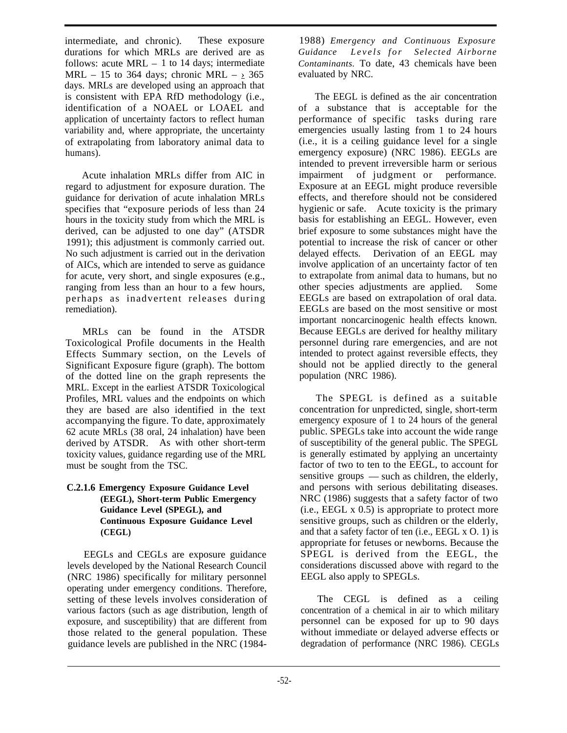intermediate, and chronic). These exposure durations for which MRLs are derived are as follows: acute MRL – 1 to 14 days; intermediate MRL – 15 to 364 days; chronic MRL – $\geq$ 365 days. MRLs are developed using an approach that is consistent with EPA RfD methodology (i.e., identification of a NOAEL or LOAEL and application of uncertainty factors to reflect human variability and, where appropriate, the uncertainty of extrapolating from laboratory animal data to humans).

Acute inhalation MRLs differ from AIC in regard to adjustment for exposure duration. The guidance for derivation of acute inhalation MRLs specifies that "exposure periods of less than 24 hours in the toxicity study from which the MRL is derived, can be adjusted to one day" (ATSDR 1991); this adjustment is commonly carried out. No such adjustment is carried out in the derivation of AICs, which are intended to serve as guidance for acute, very short, and single exposures (e.g., ranging from less than an hour to a few hours, perhaps as inadvertent releases during remediation).

MRLs can be found in the ATSDR Toxicological Profile documents in the Health Effects Summary section, on the Levels of Significant Exposure figure (graph). The bottom of the dotted line on the graph represents the MRL. Except in the earliest ATSDR Toxicological Profiles, MRL values and the endpoints on which they are based are also identified in the text accompanying the figure. To date, approximately 62 acute MRLs (38 oral, 24 inhalation) have been derived by ATSDR. As with other short-term toxicity values, guidance regarding use of the MRL must be sought from the TSC.

#### C.2.1.6 Emergency Exposure Guidance Level (EEGL), Short-term Public Emergency Guidance Level (SPEGL), and Continuous Exposure Guidance Level (CEGL)

EEGLs and CEGLs are exposure guidance levels developed by the National Research Council (NRC 1986) specifically for military personnel operating under emergency conditions. Therefore, setting of these levels involves consideration of various factors (such as age distribution, length of exposure, and susceptibility) that are different from those related to the general population. These guidance levels are published in the NRC (1984-1988) *Emergency and Continuous Exposure Guidance Levels for Selected Airborne Contaminants*. To date, 43 chemicals have been evaluated by NRC.

The EEGL is defined as the air concentration of a substance that is acceptable for the performance of specific tasks during rare emergencies usually lasting from 1 to 24 hours (i.e., it is a ceiling guidance level for a single emergency exposure) (NRC 1986). EEGLs are intended to prevent irreversible harm or serious impairment of judgment or performance. Exposure at an EEGL might produce reversible effects, and therefore should not be considered hygienic or safe. Acute toxicity is the primary basis for establishing an EEGL. However, even brief exposure to some substances might have the potential to increase the risk of cancer or other delayed effects. Derivation of an EEGL may involve application of an uncertainty factor of ten to extrapolate from animal data to humans, but no other species adjustments are applied. Some EEGLs are based on extrapolation of oral data. EEGLs are based on the most sensitive or most important noncarcinogenic health effects known. Because EEGLs are derived for healthy military personnel during rare emergencies, and are not intended to protect against reversible effects, they should not be applied directly to the general population (NRC 1986).

The SPEGL is defined as a suitable concentration for unpredicted, single, short-term emergency exposure of 1 to 24 hours of the general public. SPEGLs take into account the wide range of susceptibility of the general public. The SPEGL is generally estimated by applying an uncertainty factor of two to ten to the EEGL, to account for sensitive groups — such as children, the elderly, and persons with serious debilitating diseases. NRC (1986) suggests that a safety factor of two (i.e., EEGL x 0.5) is appropriate to protect more sensitive groups, such as children or the elderly, and that a safety factor of ten (i.e., EEGL x O. 1) is appropriate for fetuses or newborns. Because the SPEGL is derived from the EEGL, the considerations discussed above with regard to the EEGL also apply to SPEGLs.

The CEGL is defined as a ceiling concentration of a chemical in air to which military personnel can be exposed for up to 90 days without immediate or delayed adverse effects or degradation of performance (NRC 1986). CEGLs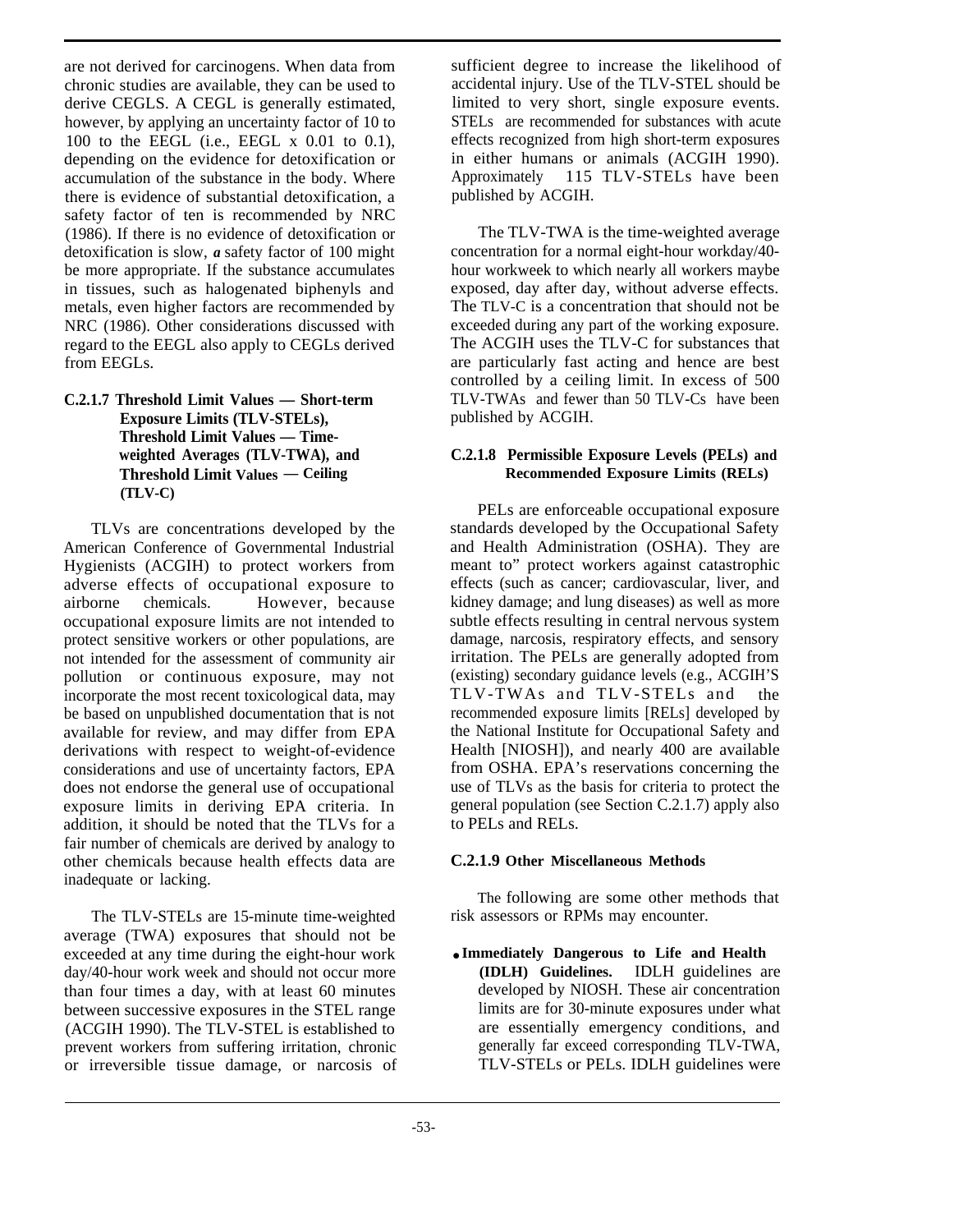are not derived for carcinogens. When data from chronic studies are available, they can be used to derive CEGLS. A CEGL is generally estimated, however, by applying an uncertainty factor of 10 to 100 to the EEGL (i.e., EEGL x 0.01 to 0.1), depending on the evidence for detoxification or accumulation of the substance in the body. Where there is evidence of substantial detoxification, a safety factor of ten is recommended by NRC (1986). If there is no evidence of detoxification or detoxification is slow, *a* safety factor of 100 might be more appropriate. If the substance accumulates in tissues, such as halogenated biphenyls and metals, even higher factors are recommended by NRC (1986). Other considerations discussed with regard to the EEGL also apply to CEGLs derived from EEGLs.

#### C.2.1.7 Threshold Limit Values — Short-term Exposure Limits (TLV-STELs), Threshold Limit Values — Time-weighted Averages (TLV-TWA), and Threshold Limit Values — Ceiling (TLV-C)

TLVs are concentrations developed by the American Conference of Governmental Industrial Hygienists (ACGIH) to protect workers from adverse effects of occupational exposure to airborne chemicals. However, because occupational exposure limits are not intended to protect sensitive workers or other populations, are not intended for the assessment of community air pollution or continuous exposure, may not incorporate the most recent toxicological data, may be based on unpublished documentation that is not available for review, and may differ from EPA derivations with respect to weight-of-evidence considerations and use of uncertainty factors, EPA does not endorse the general use of occupational exposure limits in deriving EPA criteria. In addition, it should be noted that the TLVs for a fair number of chemicals are derived by analogy to other chemicals because health effects data are inadequate or lacking.

The TLV-STELs are 15-minute time-weighted average (TWA) exposures that should not be exceeded at any time during the eight-hour work day/40-hour work week and should not occur more than four times a day, with at least 60 minutes between successive exposures in the STEL range (ACGIH 1990). The TLV-STEL is established to prevent workers from suffering irritation, chronic or irreversible tissue damage, or narcosis of sufficient degree to increase the likelihood of accidental injury. Use of the TLV-STEL should be limited to very short, single exposure events. STELs are recommended for substances with acute effects recognized from high short-term exposures in either humans or animals (ACGIH 1990). Approximately 115 TLV-STELs have been published by ACGIH.

The TLV-TWA is the time-weighted average concentration for a normal eight-hour workday/40-hour workweek to which nearly all workers maybe exposed, day after day, without adverse effects. The TLV-C is a concentration that should not be exceeded during any part of the working exposure. The ACGIH uses the TLV-C for substances that are particularly fast acting and hence are best controlled by a ceiling limit. In excess of 500 TLV-TWAs and fewer than 50 TLV-Cs have been published by ACGIH.

#### C.2.1.8 Permissible Exposure Levels (PELs) and Recommended Exposure Limits (RELs)

PELs are enforceable occupational exposure standards developed by the Occupational Safety and Health Administration (OSHA). They are meant to" protect workers against catastrophic effects (such as cancer; cardiovascular, liver, and kidney damage; and lung diseases) as well as more subtle effects resulting in central nervous system damage, narcosis, respiratory effects, and sensory irritation. The PELs are generally adopted from (existing) secondary guidance levels (e.g., ACGIH'S TLV-TWAs and TLV-STELs and the recommended exposure limits [RELs] developed by the National Institute for Occupational Safety and Health [NIOSH]), and nearly 400 are available from OSHA. EPA's reservations concerning the use of TLVs as the basis for criteria to protect the general population (see Section C.2.1.7) apply also to PELs and RELs.

#### C.2.1.9 Other Miscellaneous Methods

The following are some other methods that risk assessors or RPMs may encounter.

- **Immediately Dangerous to Life and Health (IDLH) Guidelines.** IDLH guidelines are developed by NIOSH. These air concentration limits are for 30-minute exposures under what are essentially emergency conditions, and generally far exceed corresponding TLV-TWA, TLV-STELs or PELs. IDLH guidelines were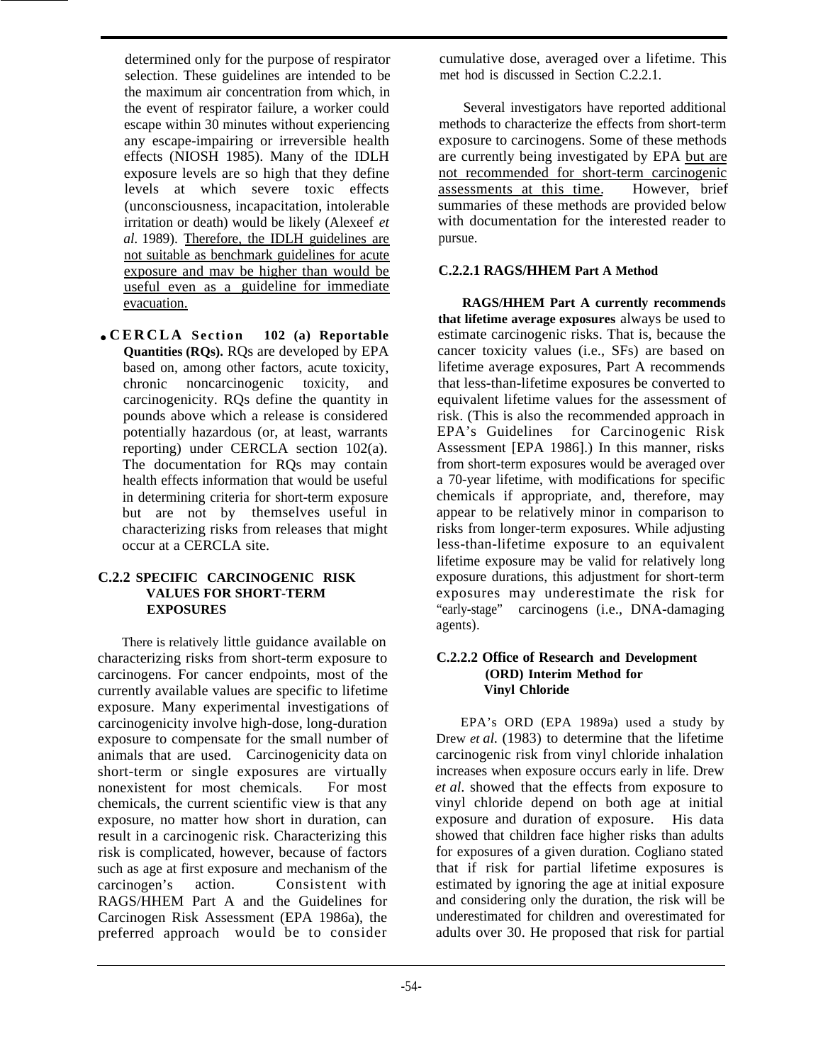determined only for the purpose of respirator selection. These guidelines are intended to be the maximum air concentration from which, in the event of respirator failure, a worker could escape within 30 minutes without experiencing any escape-impairing or irreversible health effects (NIOSH 1985). Many of the IDLH exposure levels are so high that they define levels at which severe toxic effects (unconsciousness, incapacitation, intolerable irritation or death) would be likely (Alexeef *et al.* 1989). Therefore, the IDLH guidelines are not suitable as benchmark guidelines for acute exposure and may be higher than would be useful even as a guideline for immediate evacuation.

- **CERCLA Section 102 (a) Reportable Quantities (RQs).** RQs are developed by EPA based on, among other factors, acute toxicity, chronic noncarcinogenic toxicity, and carcinogenicity. RQs define the quantity in pounds above which a release is considered potentially hazardous (or, at least, warrants reporting) under CERCLA section 102(a). The documentation for RQs may contain health effects information that would be useful in determining criteria for short-term exposure but are not by themselves useful in characterizing risks from releases that might occur at a CERCLA site.

### C.2.2 SPECIFIC CARCINOGENIC RISK VALUES FOR SHORT-TERM EXPOSURES

There is relatively little guidance available on characterizing risks from short-term exposure to carcinogens. For cancer endpoints, most of the currently available values are specific to lifetime exposure. Many experimental investigations of carcinogenicity involve high-dose, long-duration exposure to compensate for the small number of animals that are used. Carcinogenicity data on short-term or single exposures are virtually nonexistent for most chemicals. For most chemicals, the current scientific view is that any exposure, no matter how short in duration, can result in a carcinogenic risk. Characterizing this risk is complicated, however, because of factors such as age at first exposure and mechanism of the carcinogen's action. Consistent with RAGS/HHEM Part A and the Guidelines for Carcinogen Risk Assessment (EPA 1986a), the preferred approach would be to consider cumulative dose, averaged over a lifetime. This method is discussed in Section C.2.2.1.

Several investigators have reported additional methods to characterize the effects from short-term exposure to carcinogens. Some of these methods are currently being investigated by EPA but are not recommended for short-term carcinogenic assessments at this time. However, brief summaries of these methods are provided below with documentation for the interested reader to pursue.

#### C.2.2.1 RAGS/HHEM Part A Method

**RAGS/HHEM Part A currently recommends that lifetime average exposures** always be used to estimate carcinogenic risks. That is, because the cancer toxicity values (i.e., SFs) are based on lifetime average exposures, Part A recommends that less-than-lifetime exposures be converted to equivalent lifetime values for the assessment of risk. (This is also the recommended approach in EPA's Guidelines for Carcinogenic Risk Assessment [EPA 1986].) In this manner, risks from short-term exposures would be averaged over a 70-year lifetime, with modifications for specific chemicals if appropriate, and, therefore, may appear to be relatively minor in comparison to risks from longer-term exposures. While adjusting less-than-lifetime exposure to an equivalent lifetime exposure may be valid for relatively long exposure durations, this adjustment for short-term exposures may underestimate the risk for "early-stage" carcinogens (i.e., DNA-damaging agents).

#### C.2.2.2 Office of Research and Development (ORD) Interim Method for Vinyl Chloride

EPA's ORD (EPA 1989a) used a study by Drew *et al.* (1983) to determine that the lifetime carcinogenic risk from vinyl chloride inhalation increases when exposure occurs early in life. Drew *et al.* showed that the effects from exposure to vinyl chloride depend on both age at initial exposure and duration of exposure. His data showed that children face higher risks than adults for exposures of a given duration. Cogliano stated that if risk for partial lifetime exposures is estimated by ignoring the age at initial exposure and considering only the duration, the risk will be underestimated for children and overestimated for adults over 30. He proposed that risk for partial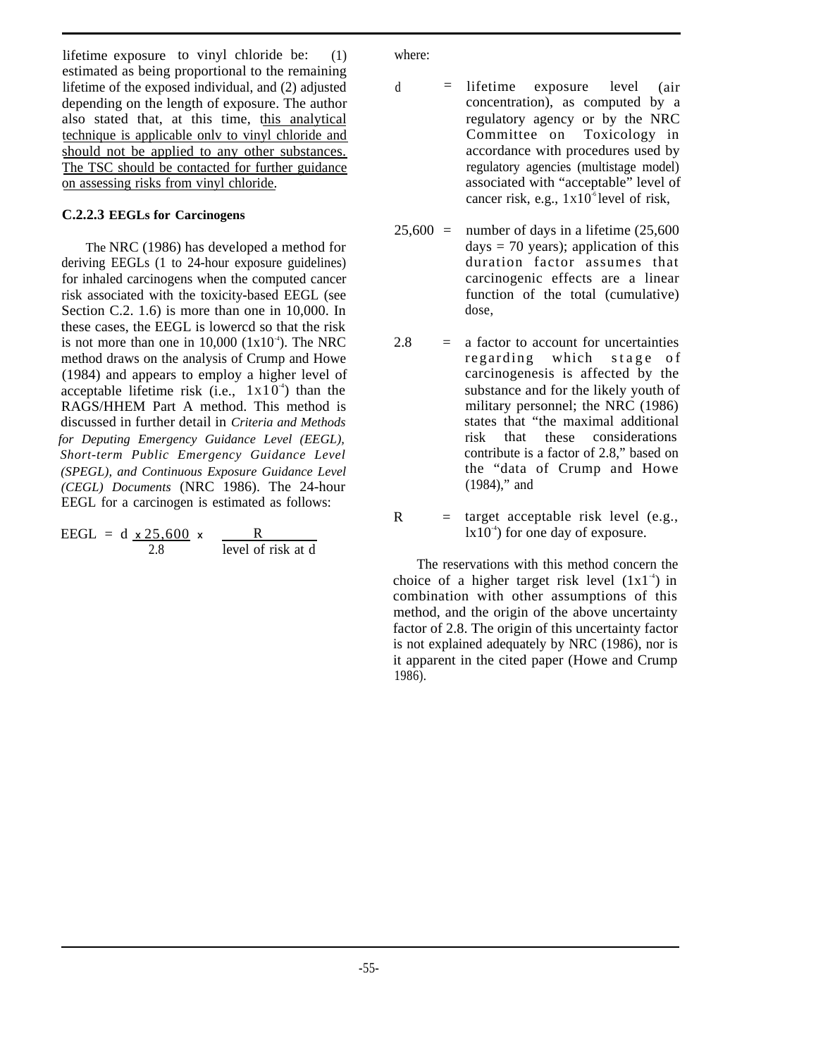lifetime exposure to vinyl chloride be: (1) estimated as being proportional to the remaining lifetime of the exposed individual, and (2) adjusted depending on the length of exposure. The author also stated that, at this time, this analytical technique is applicable onlv to vinyl chloride and should not be applied to any other substances. The TSC should be contacted for further guidance on assessing risks from vinyl chloride.

### C.2.2.3 EEGLs for Carcinogens

The NRC (1986) has developed a method for deriving EEGLs (1 to 24-hour exposure guidelines) for inhaled carcinogens when the computed cancer risk associated with the toxicity-based EEGL (see Section C.2. 1.6) is more than one in 10,000. In these cases, the EEGL is lowercd so that the risk is not more than one in 10,000 ($1x10^{-4}$). The NRC method draws on the analysis of Crump and Howe (1984) and appears to employ a higher level of acceptable lifetime risk (i.e., $1x10^{-4}$) than the RAGS/HHEM Part A method. This method is discussed in further detail in *Criteria and Methods for Deputing Emergency Guidance Level (EEGL), Short-term Public Emergency Guidance Level (SPEGL), and Continuous Exposure Guidance Level (CEGL) Documents* (NRC 1986). The 24-hour EEGL for a carcinogen is estimated as follows:

$$EEGL = \frac{d \times 25{,}600}{2.8} \times \frac{R}{\text{level of risk at d}}$$

where:

d = lifetime exposure level (air concentration), as computed by a regulatory agency or by the NRC Committee on Toxicology in accordance with procedures used by regulatory agencies (multistage model) associated with "acceptable" level of cancer risk, e.g., $1x10^{-6}$ level of risk,

25,600 = number of days in a lifetime (25,600 days = 70 years); application of this duration factor assumes that carcinogenic effects are a linear function of the total (cumulative) dose,

2.8 = a factor to account for uncertainties regarding which stage of carcinogenesis is affected by the substance and for the likely youth of military personnel; the NRC (1986) states that "the maximal additional risk that these considerations contribute is a factor of 2.8," based on the "data of Crump and Howe (1984)," and

R = target acceptable risk level (e.g., $1x10^{-4}$) for one day of exposure.

The reservations with this method concern the choice of a higher target risk level ($1x1^{-4}$) in combination with other assumptions of this method, and the origin of the above uncertainty factor of 2.8. The origin of this uncertainty factor is not explained adequately by NRC (1986), nor is it apparent in the cited paper (Howe and Crump 1986).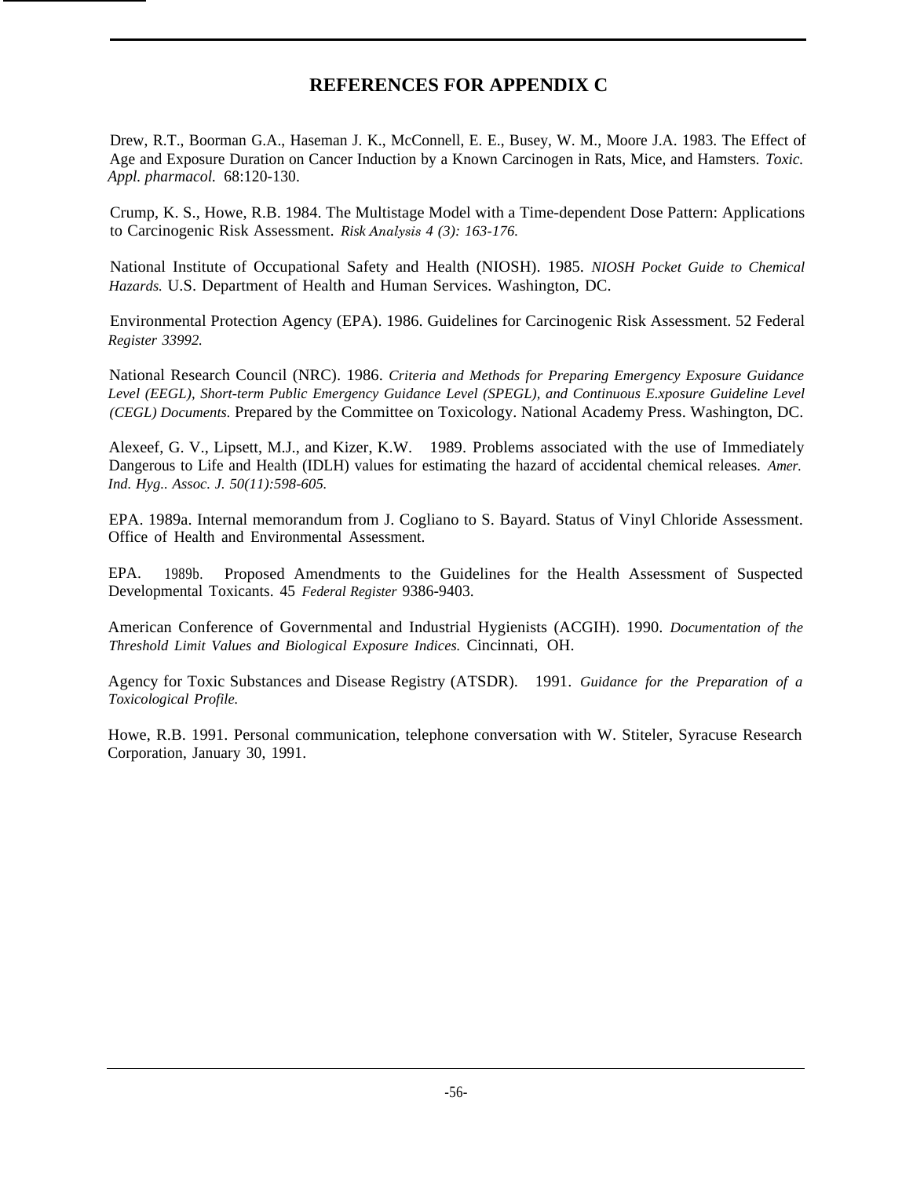# REFERENCES FOR APPENDIX C

Drew, R.T., Boorman G.A., Haseman J. K., McConnell, E. E., Busey, W. M., Moore J.A. 1983. The Effect of Age and Exposure Duration on Cancer Induction by a Known Carcinogen in Rats, Mice, and Hamsters. *Toxic. Appl. pharmacol.* 68:120-130.

Crump, K. S., Howe, R.B. 1984. The Multistage Model with a Time-dependent Dose Pattern: Applications to Carcinogenic Risk Assessment. *Risk Analysis 4 (3): 163-176.*

National Institute of Occupational Safety and Health (NIOSH). 1985. *NIOSH Pocket Guide to Chemical Hazards.* U.S. Department of Health and Human Services. Washington, DC.

Environmental Protection Agency (EPA). 1986. Guidelines for Carcinogenic Risk Assessment. 52 Federal *Register 33992.*

National Research Council (NRC). 1986. *Criteria and Methods for Preparing Emergency Exposure Guidance Level (EEGL), Short-term Public Emergency Guidance Level (SPEGL), and Continuous E.xposure Guideline Level (CEGL) Documents.* Prepared by the Committee on Toxicology. National Academy Press. Washington, DC.

Alexeef, G. V., Lipsett, M.J., and Kizer, K.W. 1989. Problems associated with the use of Immediately Dangerous to Life and Health (IDLH) values for estimating the hazard of accidental chemical releases. *Amer. Ind. Hyg.. Assoc. J. 50(11):598-605.*

EPA. 1989a. Internal memorandum from J. Cogliano to S. Bayard. Status of Vinyl Chloride Assessment. Office of Health and Environmental Assessment.

EPA. 1989b. Proposed Amendments to the Guidelines for the Health Assessment of Suspected Developmental Toxicants. 45 *Federal Register* 9386-9403.

American Conference of Governmental and Industrial Hygienists (ACGIH). 1990. *Documentation of the Threshold Limit Values and Biological Exposure Indices.* Cincinnati, OH.

Agency for Toxic Substances and Disease Registry (ATSDR). 1991. *Guidance for the Preparation of a Toxicological Profile.*

Howe, R.B. 1991. Personal communication, telephone conversation with W. Stiteler, Syracuse Research Corporation, January 30, 1991.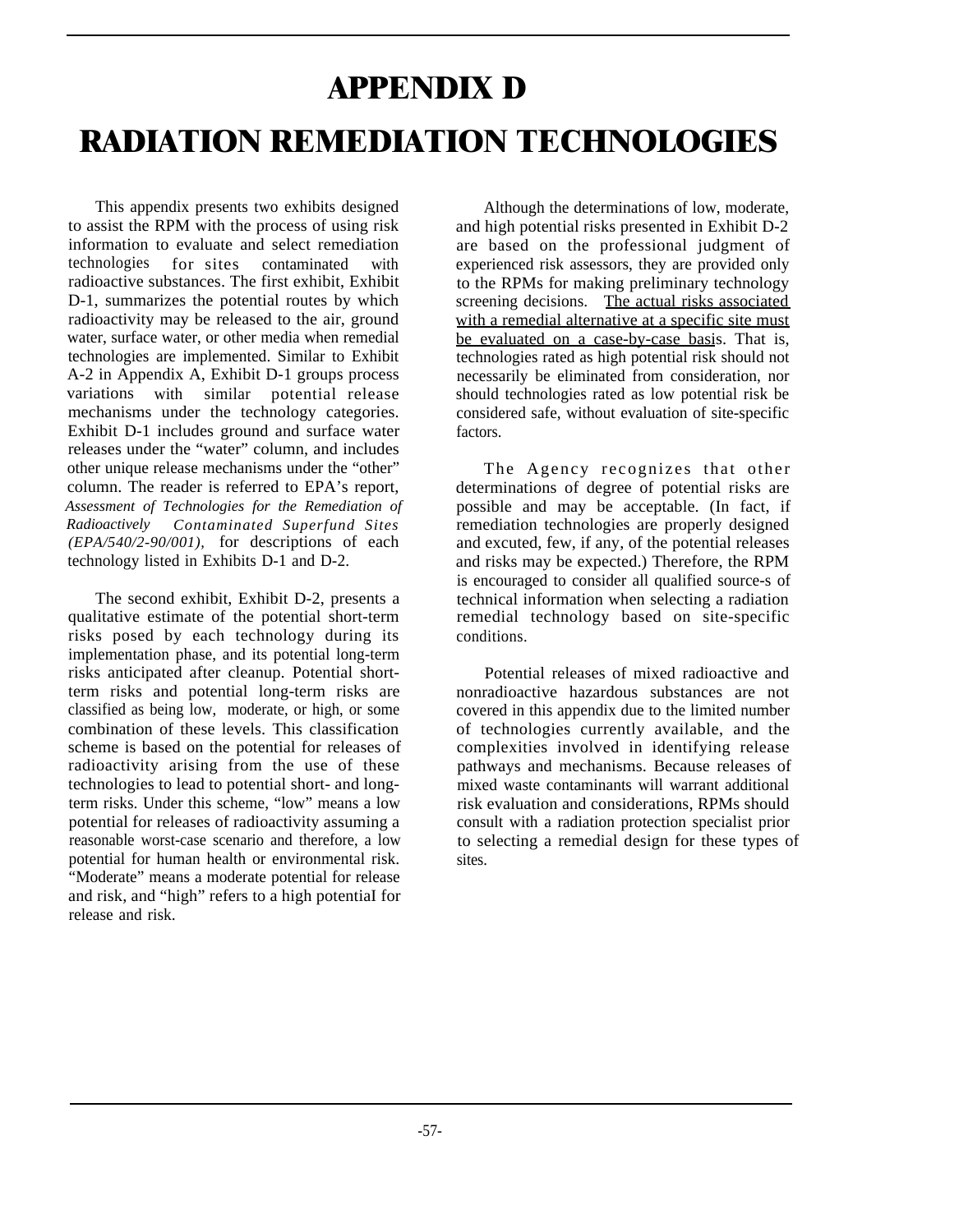# APPENDIX D

# RADIATION REMEDIATION TECHNOLOGIES

This appendix presents two exhibits designed to assist the RPM with the process of using risk information to evaluate and select remediation technologies for sites contaminated with radioactive substances. The first exhibit, Exhibit D-1, summarizes the potential routes by which radioactivity may be released to the air, ground water, surface water, or other media when remedial technologies are implemented. Similar to Exhibit A-2 in Appendix A, Exhibit D-1 groups process variations with similar potential release mechanisms under the technology categories. Exhibit D-1 includes ground and surface water releases under the "water" column, and includes other unique release mechanisms under the "other" column. The reader is referred to EPA's report, *Assessment of Technologies for the Remediation of Radioactively Contaminated Superfund Sites (EPA/540/2-90/001),* for descriptions of each technology listed in Exhibits D-1 and D-2.

The second exhibit, Exhibit D-2, presents a qualitative estimate of the potential short-term risks posed by each technology during its implementation phase, and its potential long-term risks anticipated after cleanup. Potential short-term risks and potential long-term risks are classified as being low, moderate, or high, or some combination of these levels. This classification scheme is based on the potential for releases of radioactivity arising from the use of these technologies to lead to potential short- and long-term risks. Under this scheme, "low" means a low potential for releases of radioactivity assuming a reasonable worst-case scenario and therefore, a low potential for human health or environmental risk. "Moderate" means a moderate potential for release and risk, and "high" refers to a high potential for release and risk.

Although the determinations of low, moderate, and high potential risks presented in Exhibit D-2 are based on the professional judgment of experienced risk assessors, they are provided only to the RPMs for making preliminary technology screening decisions. The actual risks associated with a remedial alternative at a specific site must be evaluated on a case-by-case basis. That is, technologies rated as high potential risk should not necessarily be eliminated from consideration, nor should technologies rated as low potential risk be considered safe, without evaluation of site-specific factors.

The Agency recognizes that other determinations of degree of potential risks are possible and may be acceptable. (In fact, if remediation technologies are properly designed and excuted, few, if any, of the potential releases and risks may be expected.) Therefore, the RPM is encouraged to consider all qualified source-s of technical information when selecting a radiation remedial technology based on site-specific conditions.

Potential releases of mixed radioactive and nonradioactive hazardous substances are not covered in this appendix due to the limited number of technologies currently available, and the complexities involved in identifying release pathways and mechanisms. Because releases of mixed waste contaminants will warrant additional risk evaluation and considerations, RPMs should consult with a radiation protection specialist prior to selecting a remedial design for these types of sites.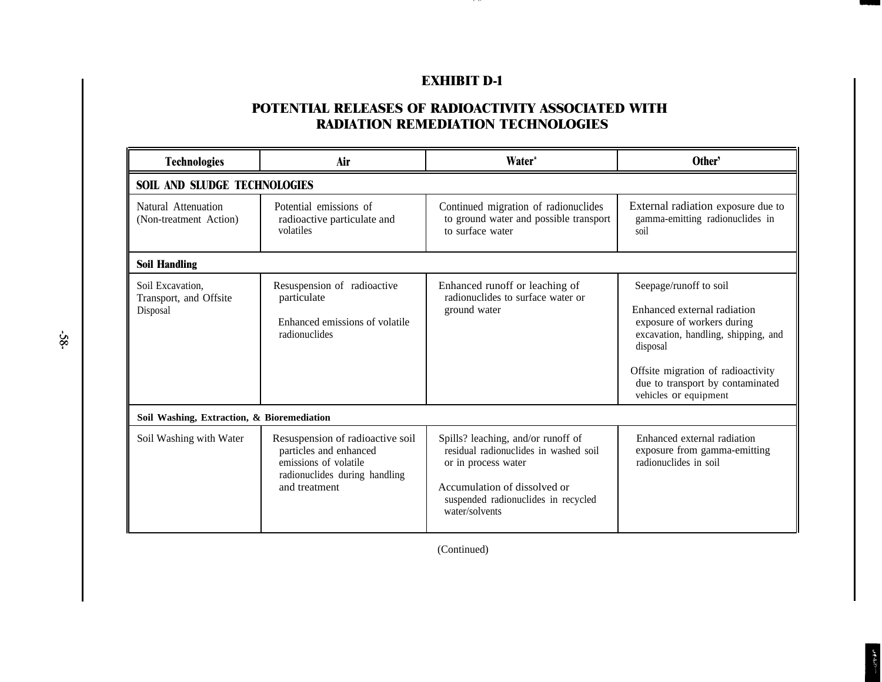# EXHIBIT D-1

## POTENTIAL RELEASES OF RADIOACTIVITY ASSOCIATED WITH RADIATION REMEDIATION TECHNOLOGIES

| Technologies | Air | Water[a] | Other' |
|---|---|---|---|
| **SOIL AND SLUDGE TECHNOLOGIES** | | | |
| Natural Attenuation (Non-treatment Action) | Potential emissions of radioactive particulate and volatiles | Continued migration of radionuclides to ground water and possible transport to surface water | External radiation exposure due to gamma-emitting radionuclides in soil |
| **Soil Handling** | | | |
| Soil Excavation, Transport, and Offsite Disposal | Resuspension of radioactive particulate<br><br>Enhanced emissions of volatile radionuclides | Enhanced runoff or leaching of radionuclides to surface water or ground water | Seepage/runoff to soil<br><br>Enhanced external radiation exposure of workers during excavation, handling, shipping, and disposal<br><br>Offsite migration of radioactivity due to transport by contaminated vehicles or equipment |
| **Soil Washing, Extraction, & Bioremediation** | | | |
| Soil Washing with Water | Resuspension of radioactive soil particles and enhanced emissions of volatile radionuclides during handling and treatment | Spills? leaching, and/or runoff of residual radionuclides in washed soil or in process water<br><br>Accumulation of dissolved or suspended radionuclides in recycled water/solvents | Enhanced external radiation exposure from gamma-emitting radionuclides in soil |

(Continued)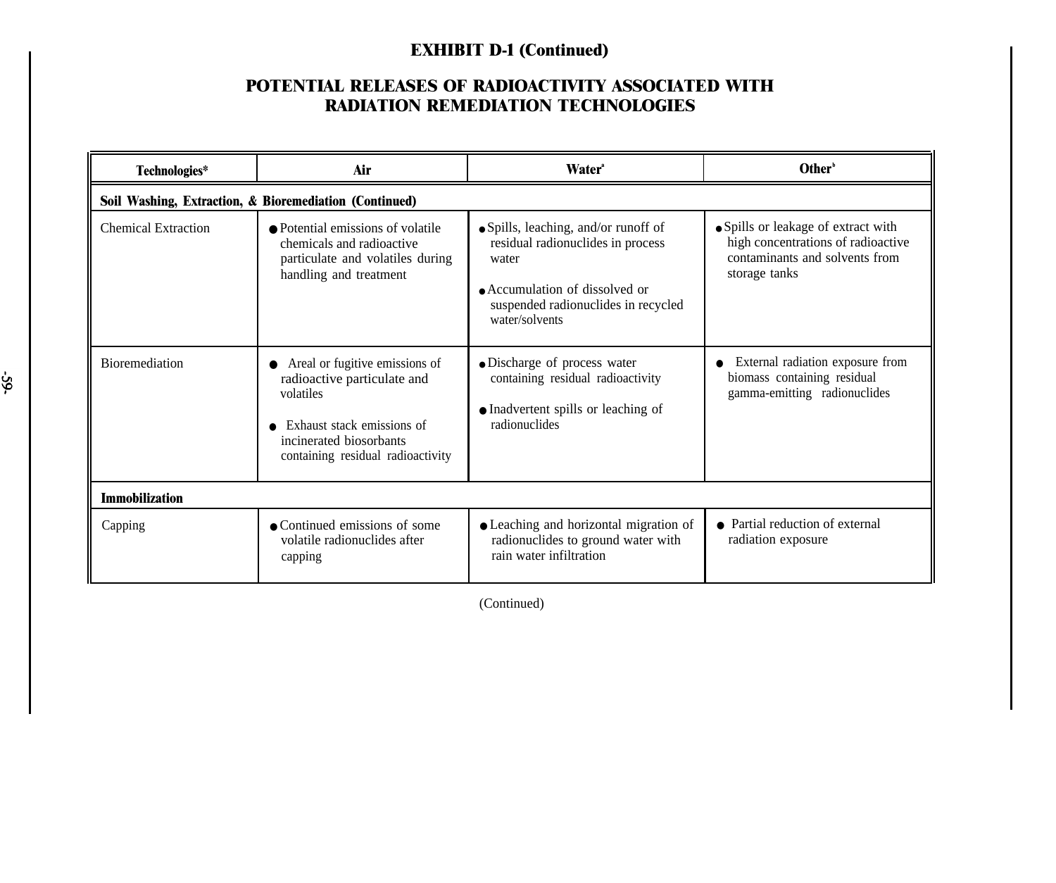## EXHIBIT D-1 (Continued)

## POTENTIAL RELEASES OF RADIOACTIVITY ASSOCIATED WITH RADIATION REMEDIATION TECHNOLOGIES

| Technologies* | Air | Water[a] | Other[b] |
|---|---|---|---|
| **Soil Washing, Extraction, & Bioremediation (Continued)** | | | |
| Chemical Extraction | ● Potential emissions of volatile chemicals and radioactive particulate and volatiles during handling and treatment | ● Spills, leaching, and/or runoff of residual radionuclides in process water<br>● Accumulation of dissolved or suspended radionuclides in recycled water/solvents | ● Spills or leakage of extract with high concentrations of radioactive contaminants and solvents from storage tanks |
| Bioremediation | ● Areal or fugitive emissions of radioactive particulate and volatiles<br>● Exhaust stack emissions of incinerated biosorbants containing residual radioactivity | ● Discharge of process water containing residual radioactivity<br>● Inadvertent spills or leaching of radionuclides | ● External radiation exposure from biomass containing residual gamma-emitting radionuclides |
| **Immobilization** | | | |
| Capping | ● Continued emissions of some volatile radionuclides after capping | ● Leaching and horizontal migration of radionuclides to ground water with rain water infiltration | ● Partial reduction of external radiation exposure |

(Continued)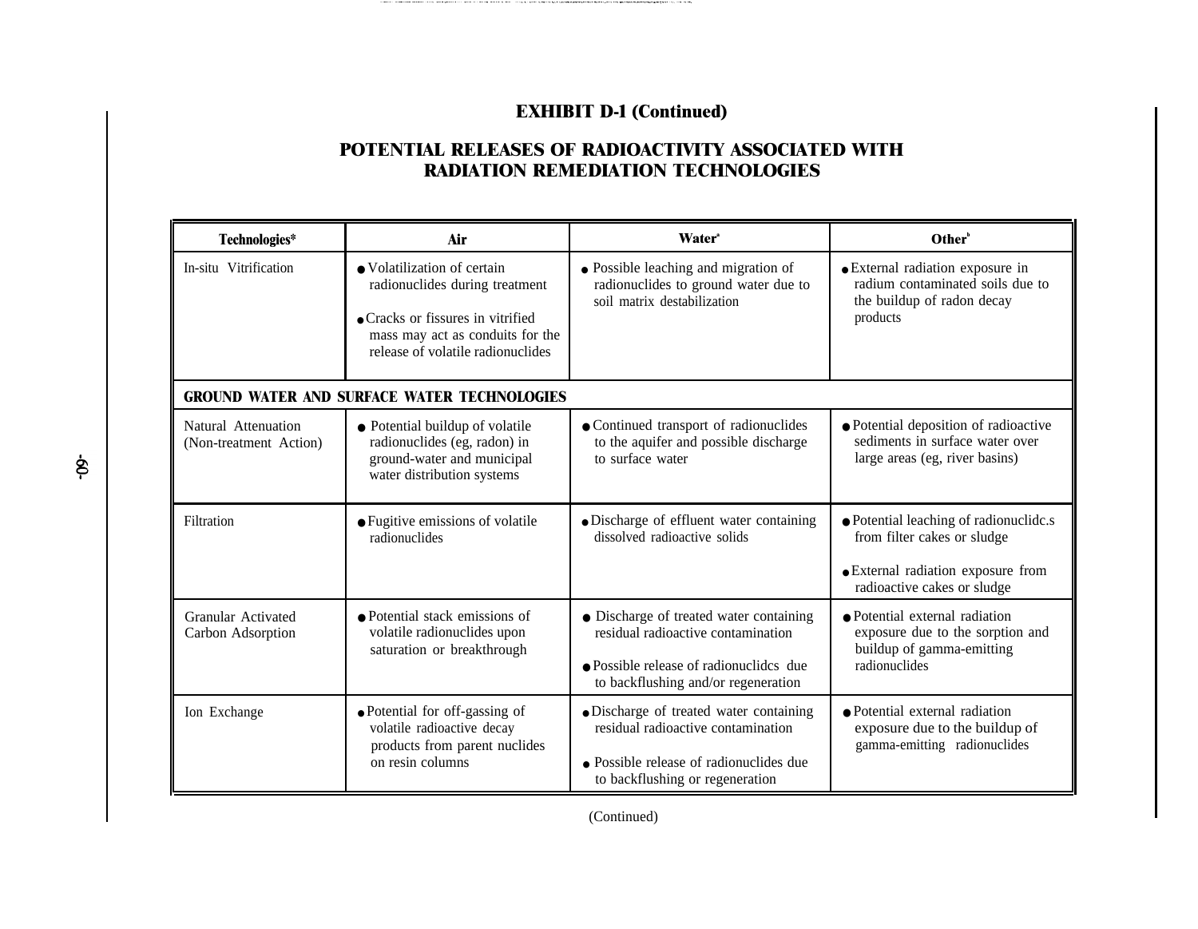**EXHIBIT D-1 (Continued)**

**POTENTIAL RELEASES OF RADIOACTIVITY ASSOCIATED WITH RADIATION REMEDIATION TECHNOLOGIES**

| Technologies* | Air | Water[a] | Other[b] |
|---|---|---|---|
| In-situ Vitrification | • Volatilization of certain radionuclides during treatment<br>• Cracks or fissures in vitrified mass may act as conduits for the release of volatile radionuclides | • Possible leaching and migration of radionuclides to ground water due to soil matrix destabilization | • External radiation exposure in radium contaminated soils due to the buildup of radon decay products |
| **GROUND WATER AND SURFACE WATER TECHNOLOGIES** | | | |
| Natural Attenuation (Non-treatment Action) | • Potential buildup of volatile radionuclides (eg, radon) in ground-water and municipal water distribution systems | • Continued transport of radionuclides to the aquifer and possible discharge to surface water | • Potential deposition of radioactive sediments in surface water over large areas (eg, river basins) |
| Filtration | • Fugitive emissions of volatile radionuclides | • Discharge of effluent water containing dissolved radioactive solids | • Potential leaching of radionuclidc.s from filter cakes or sludge<br>• External radiation exposure from radioactive cakes or sludge |
| Granular Activated Carbon Adsorption | • Potential stack emissions of volatile radionuclides upon saturation or breakthrough | • Discharge of treated water containing residual radioactive contamination<br>• Possible release of radionuclidcs due to backflushing and/or regeneration | • Potential external radiation exposure due to the sorption and buildup of gamma-emitting radionuclides |
| Ion Exchange | • Potential for off-gassing of volatile radioactive decay products from parent nuclides on resin columns | • Discharge of treated water containing residual radioactive contamination<br>• Possible release of radionuclides due to backflushing or regeneration | • Potential external radiation exposure due to the buildup of gamma-emitting radionuclides |

(Continued)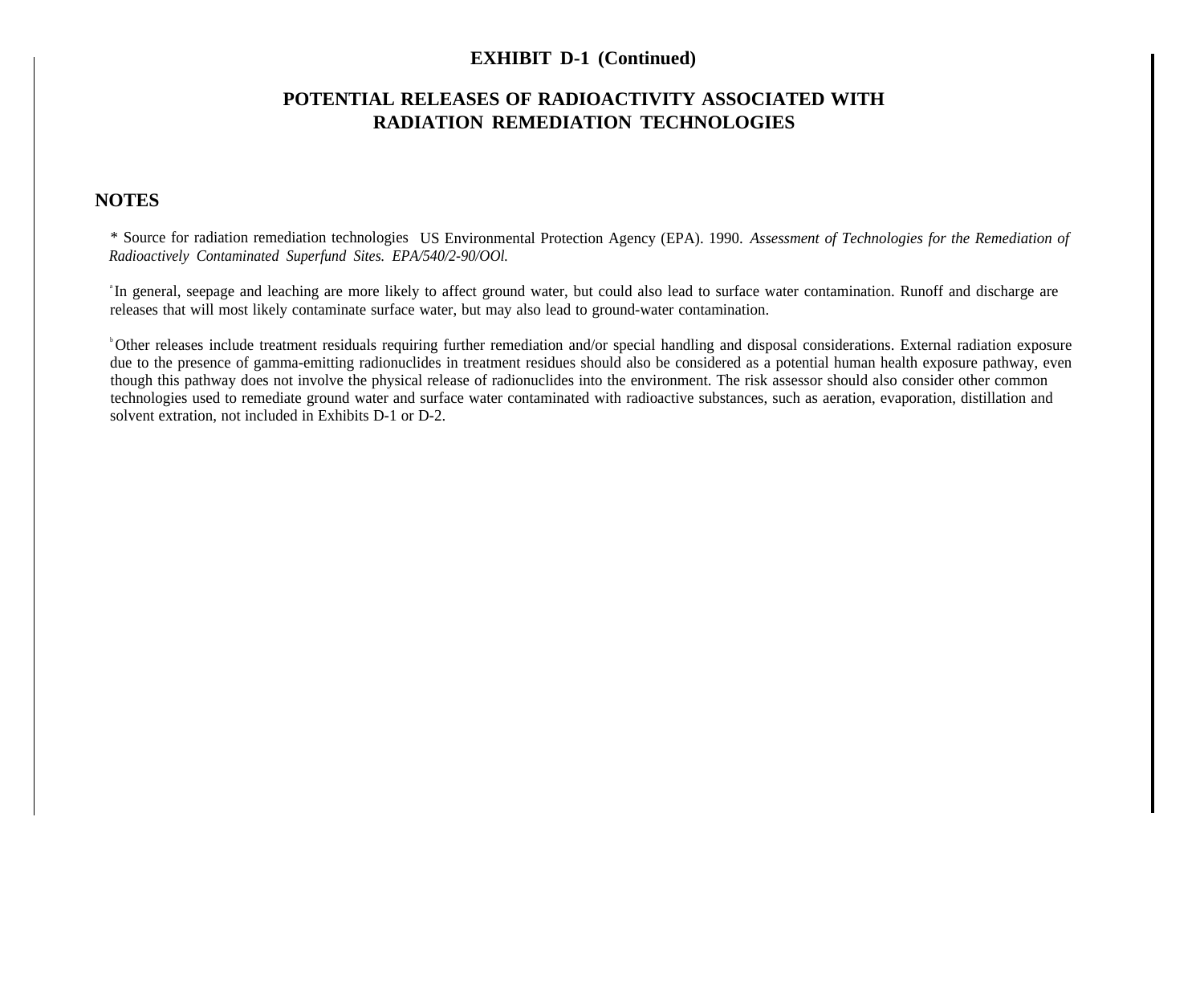**EXHIBIT D-1 (Continued)**

## POTENTIAL RELEASES OF RADIOACTIVITY ASSOCIATED WITH RADIATION REMEDIATION TECHNOLOGIES

### NOTES

* Source for radiation remediation technologies US Environmental Protection Agency (EPA). 1990. *Assessment of Technologies for the Remediation of Radioactively Contaminated Superfund Sites. EPA/540/2-90/OOl.*

[a] In general, seepage and leaching are more likely to affect ground water, but could also lead to surface water contamination. Runoff and discharge are releases that will most likely contaminate surface water, but may also lead to ground-water contamination.

[b] Other releases include treatment residuals requiring further remediation and/or special handling and disposal considerations. External radiation exposure due to the presence of gamma-emitting radionuclides in treatment residues should also be considered as a potential human health exposure pathway, even though this pathway does not involve the physical release of radionuclides into the environment. The risk assessor should also consider other common technologies used to remediate ground water and surface water contaminated with radioactive substances, such as aeration, evaporation, distillation and solvent extration, not included in Exhibits D-1 or D-2.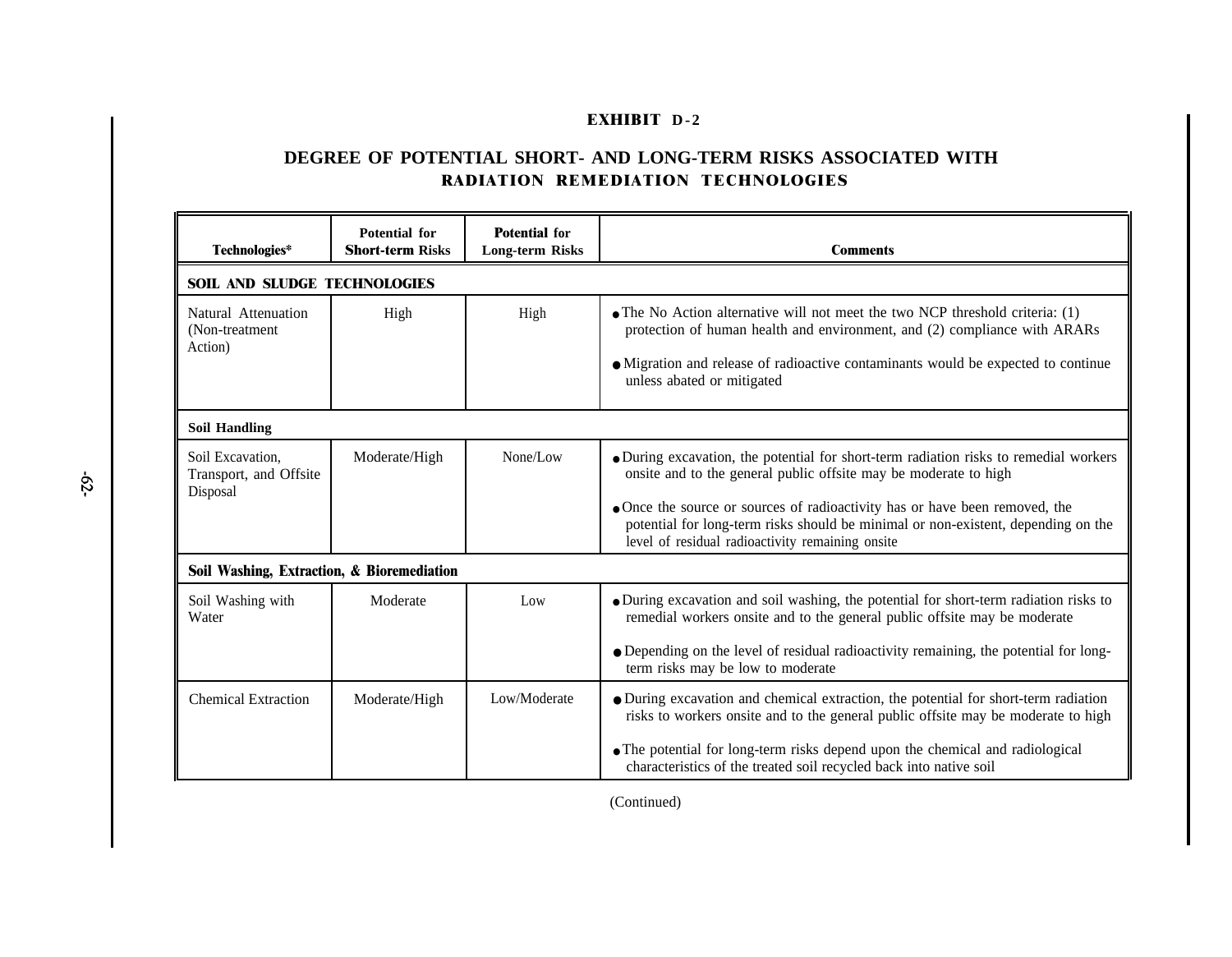**EXHIBIT D-2**

## DEGREE OF POTENTIAL SHORT- AND LONG-TERM RISKS ASSOCIATED WITH RADIATION REMEDIATION TECHNOLOGIES

| Technologies* | Potential for Short-term Risks | Potential for Long-term Risks | Comments |
|---|---|---|---|
| **SOIL AND SLUDGE TECHNOLOGIES** | | | |
| Natural Attenuation (Non-treatment Action) | High | High | • The No Action alternative will not meet the two NCP threshold criteria: (1) protection of human health and environment, and (2) compliance with ARARs<br>• Migration and release of radioactive contaminants would be expected to continue unless abated or mitigated |
| **Soil Handling** | | | |
| Soil Excavation, Transport, and Offsite Disposal | Moderate/High | None/Low | • During excavation, the potential for short-term radiation risks to remedial workers onsite and to the general public offsite may be moderate to high<br>• Once the source or sources of radioactivity has or have been removed, the potential for long-term risks should be minimal or non-existent, depending on the level of residual radioactivity remaining onsite |
| **Soil Washing, Extraction, & Bioremediation** | | | |
| Soil Washing with Water | Moderate | Low | • During excavation and soil washing, the potential for short-term radiation risks to remedial workers onsite and to the general public offsite may be moderate<br>• Depending on the level of residual radioactivity remaining, the potential for long-term risks may be low to moderate |
| Chemical Extraction | Moderate/High | Low/Moderate | • During excavation and chemical extraction, the potential for short-term radiation risks to workers onsite and to the general public offsite may be moderate to high<br>• The potential for long-term risks depend upon the chemical and radiological characteristics of the treated soil recycled back into native soil |

(Continued)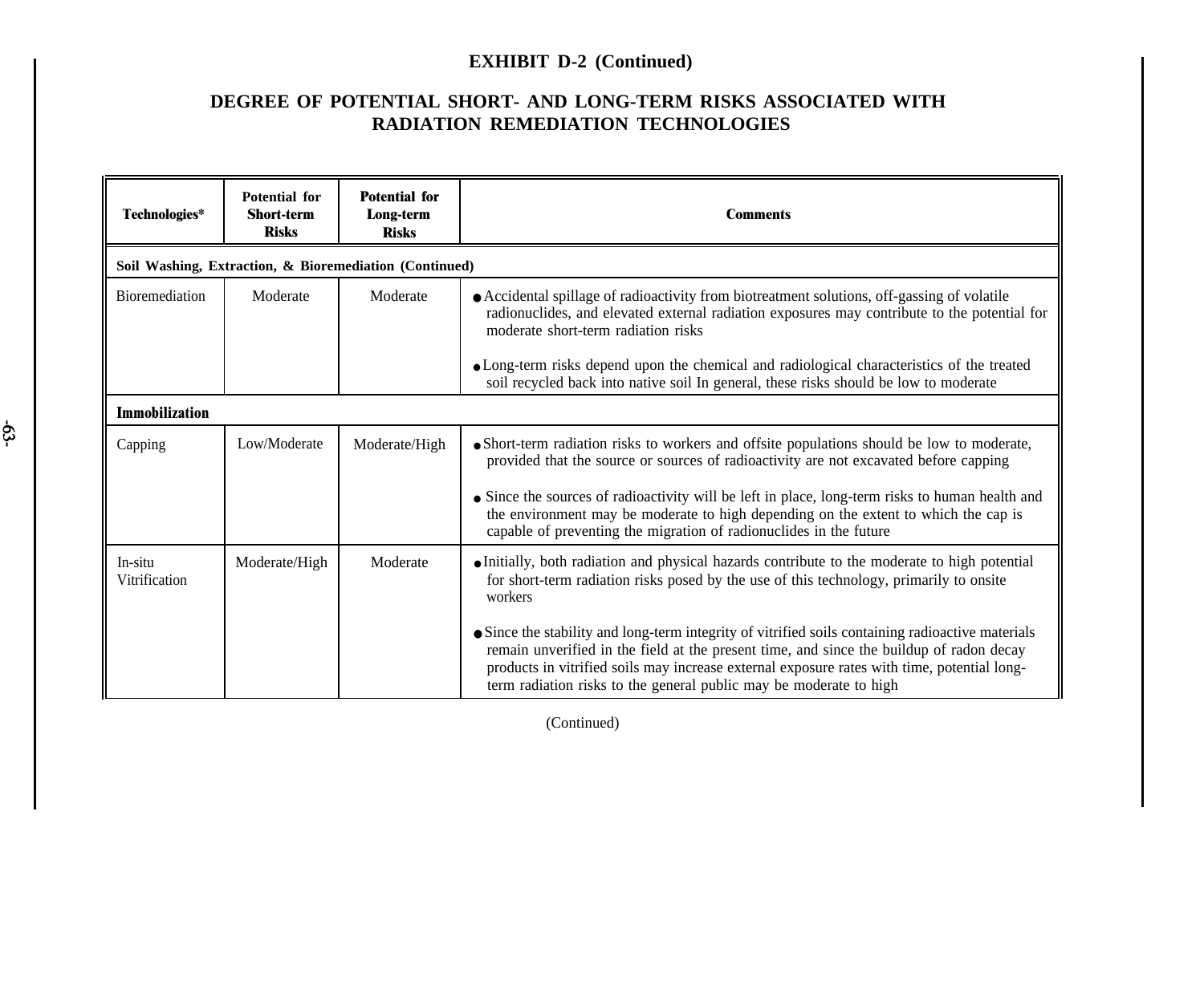## EXHIBIT D-2 (Continued)

## DEGREE OF POTENTIAL SHORT- AND LONG-TERM RISKS ASSOCIATED WITH RADIATION REMEDIATION TECHNOLOGIES

| Technologies* | Potential for Short-term Risks | Potential for Long-term Risks | Comments |
|---|---|---|---|
| **Soil Washing, Extraction, & Bioremediation (Continued)** | | | |
| Bioremediation | Moderate | Moderate | • Accidental spillage of radioactivity from biotreatment solutions, off-gassing of volatile radionuclides, and elevated external radiation exposures may contribute to the potential for moderate short-term radiation risks<br><br>• Long-term risks depend upon the chemical and radiological characteristics of the treated soil recycled back into native soil In general, these risks should be low to moderate |
| **Immobilization** | | | |
| Capping | Low/Moderate | Moderate/High | • Short-term radiation risks to workers and offsite populations should be low to moderate, provided that the source or sources of radioactivity are not excavated before capping<br><br>• Since the sources of radioactivity will be left in place, long-term risks to human health and the environment may be moderate to high depending on the extent to which the cap is capable of preventing the migration of radionuclides in the future |
| In-situ Vitrification | Moderate/High | Moderate | • Initially, both radiation and physical hazards contribute to the moderate to high potential for short-term radiation risks posed by the use of this technology, primarily to onsite workers<br><br>• Since the stability and long-term integrity of vitrified soils containing radioactive materials remain unverified in the field at the present time, and since the buildup of radon decay products in vitrified soils may increase external exposure rates with time, potential long-term radiation risks to the general public may be moderate to high |

(Continued)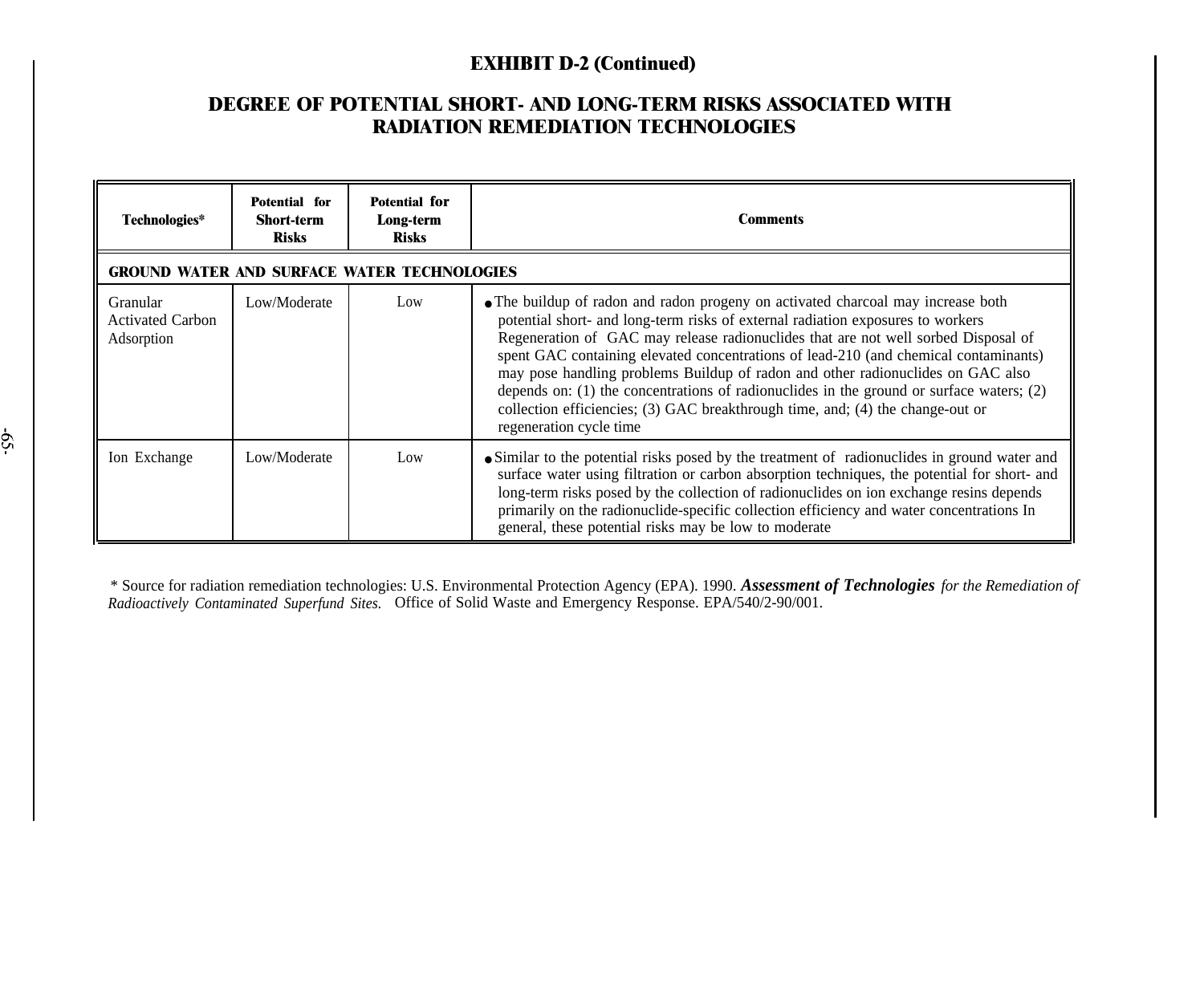# EXHIBIT D-2 (Continued)

## DEGREE OF POTENTIAL SHORT- AND LONG-TERM RISKS ASSOCIATED WITH RADIATION REMEDIATION TECHNOLOGIES

| Technologies* | Potential for Short-term Risks | Potential for Long-term Risks | Comments |
|---|---|---|---|
| **GROUND WATER AND SURFACE WATER TECHNOLOGIES** | | | |
| Granular Activated Carbon Adsorption | Low/Moderate | Low | • The buildup of radon and radon progeny on activated charcoal may increase both potential short- and long-term risks of external radiation exposures to workers Regeneration of GAC may release radionuclides that are not well sorbed Disposal of spent GAC containing elevated concentrations of lead-210 (and chemical contaminants) may pose handling problems Buildup of radon and other radionuclides on GAC also depends on: (1) the concentrations of radionuclides in the ground or surface waters; (2) collection efficiencies; (3) GAC breakthrough time, and; (4) the change-out or regeneration cycle time |
| Ion Exchange | Low/Moderate | Low | • Similar to the potential risks posed by the treatment of radionuclides in ground water and surface water using filtration or carbon absorption techniques, the potential for short- and long-term risks posed by the collection of radionuclides on ion exchange resins depends primarily on the radionuclide-specific collection efficiency and water concentrations In general, these potential risks may be low to moderate |

\* Source for radiation remediation technologies: U.S. Environmental Protection Agency (EPA). 1990. ***Assessment of Technologies*** *for the Remediation of Radioactively Contaminated Superfund Sites.* Office of Solid Waste and Emergency Response. EPA/540/2-90/001.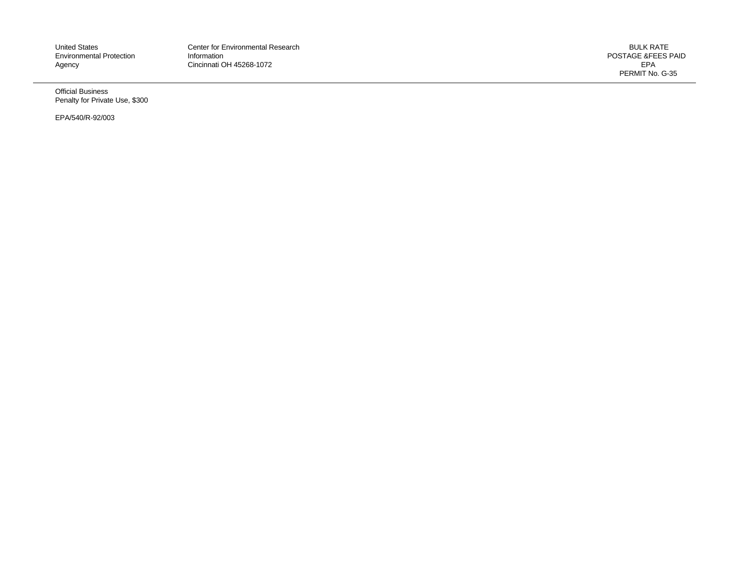United States
Environmental Protection
Agency

Center for Environmental Research
Information
Cincinnati OH 45268-1072

BULK RATE
POSTAGE &FEES PAID
EPA
PERMIT No. G-35

---

Official Business
Penalty for Private Use, $300

EPA/540/R-92/003